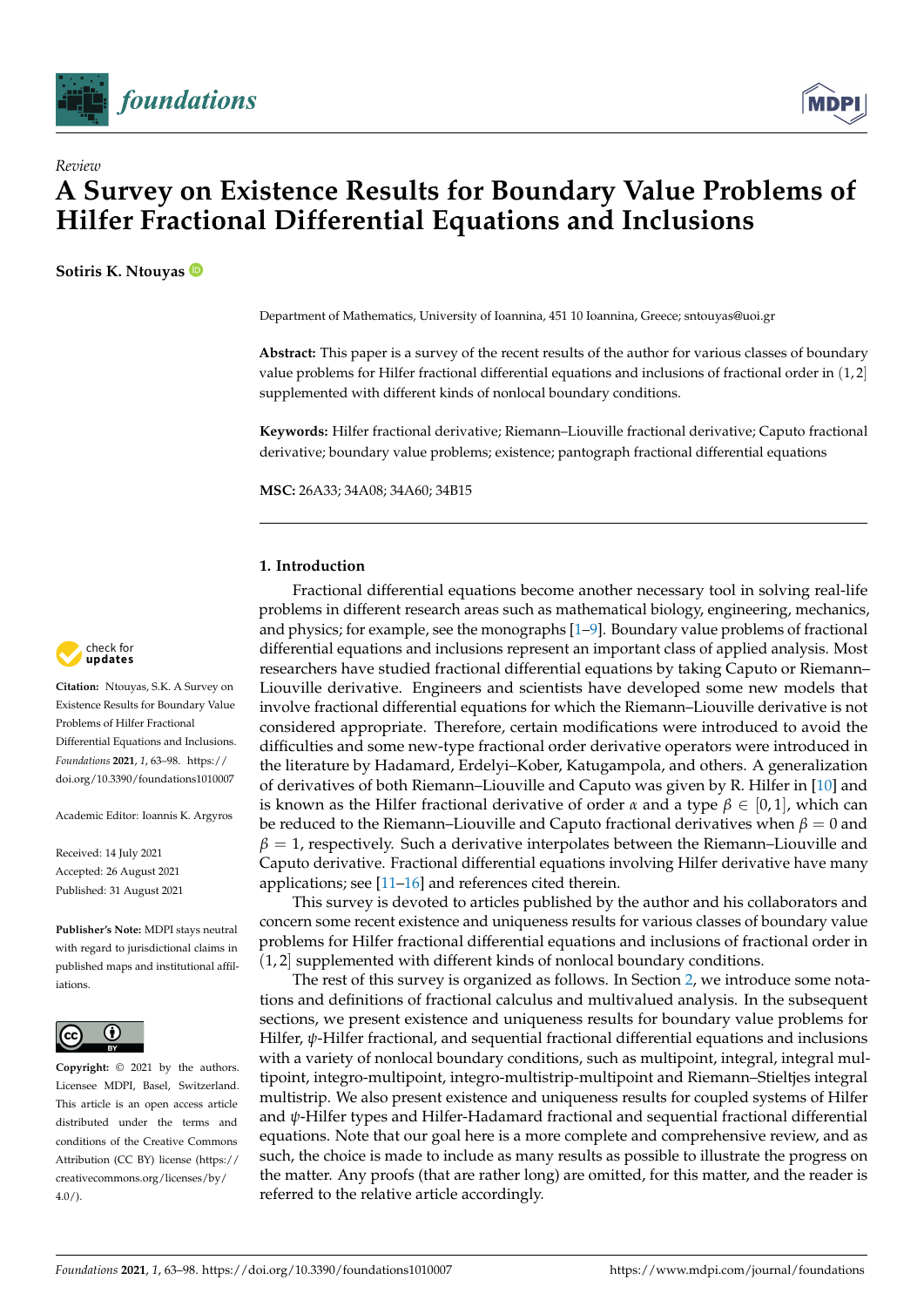*Review*

# A Survey on Existence Results for Boundary Value Problems of Hilfer Fractional Differential Equations and Inclusions

**Sotiris K. Ntouyas**

Department of Mathematics, University of Ioannina, 451 10 Ioannina, Greece; sntouyas@uoi.gr

**Abstract:** This paper is a survey of the recent results of the author for various classes of boundary value problems for Hilfer fractional differential equations and inclusions of fractional order in $(1,2]$ supplemented with different kinds of nonlocal boundary conditions.

**Keywords:** Hilfer fractional derivative; Riemann–Liouville fractional derivative; Caputo fractional derivative; boundary value problems; existence; pantograph fractional differential equations

**MSC:** 26A33; 34A08; 34A60; 34B15

**Citation:** Ntouyas, S.K. A Survey on Existence Results for Boundary Value Problems of Hilfer Fractional Differential Equations and Inclusions. *Foundations* **2021**, *1*, 63–98. https://doi.org/10.3390/foundations1010007

Academic Editor: Ioannis K. Argyros

Received: 14 July 2021
Accepted: 26 August 2021
Published: 31 August 2021

**Publisher's Note:** MDPI stays neutral with regard to jurisdictional claims in published maps and institutional affiliations.

**Copyright:** © 2021 by the authors. Licensee MDPI, Basel, Switzerland. This article is an open access article distributed under the terms and conditions of the Creative Commons Attribution (CC BY) license (https://creativecommons.org/licenses/by/4.0/).

## 1. Introduction

Fractional differential equations become another necessary tool in solving real-life problems in different research areas such as mathematical biology, engineering, mechanics, and physics; for example, see the monographs [1–9]. Boundary value problems of fractional differential equations and inclusions represent an important class of applied analysis. Most researchers have studied fractional differential equations by taking Caputo or Riemann–Liouville derivative. Engineers and scientists have developed some new models that involve fractional differential equations for which the Riemann–Liouville derivative is not considered appropriate. Therefore, certain modifications were introduced to avoid the difficulties and some new-type fractional order derivative operators were introduced in the literature by Hadamard, Erdelyi–Kober, Katugampola, and others. A generalization of derivatives of both Riemann–Liouville and Caputo was given by R. Hilfer in [10] and is known as the Hilfer fractional derivative of order $\alpha$ and a type $\beta \in [0,1]$, which can be reduced to the Riemann–Liouville and Caputo fractional derivatives when $\beta = 0$ and $\beta = 1$, respectively. Such a derivative interpolates between the Riemann–Liouville and Caputo derivative. Fractional differential equations involving Hilfer derivative have many applications; see [11–16] and references cited therein.

This survey is devoted to articles published by the author and his collaborators and concern some recent existence and uniqueness results for various classes of boundary value problems for Hilfer fractional differential equations and inclusions of fractional order in $(1,2]$ supplemented with different kinds of nonlocal boundary conditions.

The rest of this survey is organized as follows. In Section 2, we introduce some notations and definitions of fractional calculus and multivalued analysis. In the subsequent sections, we present existence and uniqueness results for boundary value problems for Hilfer, $\psi$-Hilfer fractional, and sequential fractional differential equations and inclusions with a variety of nonlocal boundary conditions, such as multipoint, integral, integral multipoint, integro-multipoint, integro-multistrip-multipoint and Riemann–Stieltjes integral multistrip. We also present existence and uniqueness results for coupled systems of Hilfer and $\psi$-Hilfer types and Hilfer-Hadamard fractional and sequential fractional differential equations. Note that our goal here is a more complete and comprehensive review, and as such, the choice is made to include as many results as possible to illustrate the progress on the matter. Any proofs (that are rather long) are omitted, for this matter, and the reader is referred to the relative article accordingly.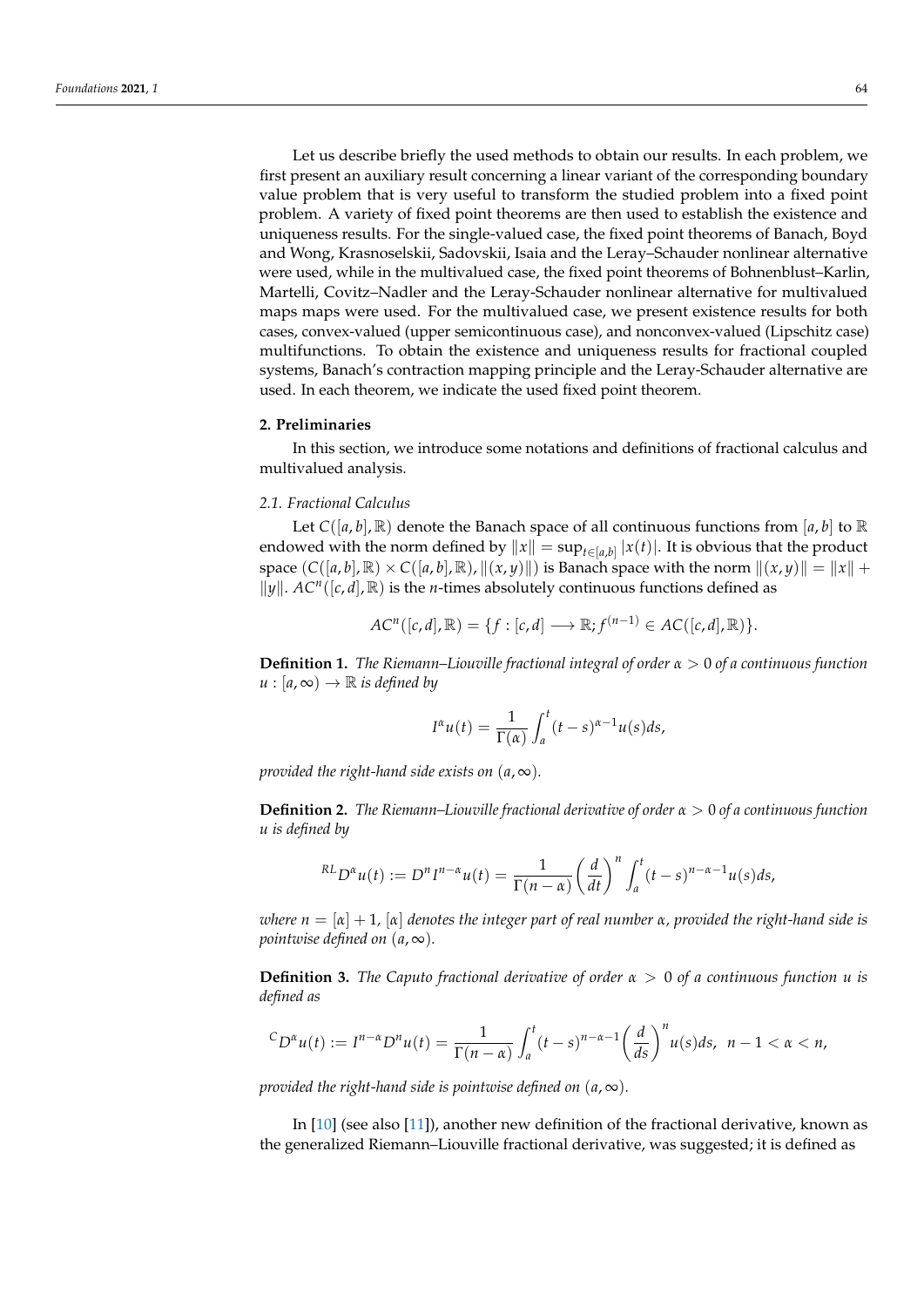Let us describe briefly the used methods to obtain our results. In each problem, we first present an auxiliary result concerning a linear variant of the corresponding boundary value problem that is very useful to transform the studied problem into a fixed point problem. A variety of fixed point theorems are then used to establish the existence and uniqueness results. For the single-valued case, the fixed point theorems of Banach, Boyd and Wong, Krasnoselskii, Sadovskii, Isaia and the Leray–Schauder nonlinear alternative were used, while in the multivalued case, the fixed point theorems of Bohnenblust–Karlin, Martelli, Covitz–Nadler and the Leray-Schauder nonlinear alternative for multivalued maps maps were used. For the multivalued case, we present existence results for both cases, convex-valued (upper semicontinuous case), and nonconvex-valued (Lipschitz case) multifunctions. To obtain the existence and uniqueness results for fractional coupled systems, Banach's contraction mapping principle and the Leray-Schauder alternative are used. In each theorem, we indicate the used fixed point theorem.

## 2. Preliminaries

In this section, we introduce some notations and definitions of fractional calculus and multivalued analysis.

### 2.1. Fractional Calculus

Let $C([a,b],\mathbb{R})$ denote the Banach space of all continuous functions from $[a,b]$ to $\mathbb{R}$ endowed with the norm defined by $\|x\| = \sup_{t\in[a,b]} |x(t)|$. It is obvious that the product space $(C([a,b],\mathbb{R}) \times C([a,b],\mathbb{R}), \|(x,y)\|)$ is Banach space with the norm $\|(x,y)\| = \|x\| + \|y\|$. $AC^n([c,d],\mathbb{R})$ is the $n$-times absolutely continuous functions defined as

$$AC^n([c,d],\mathbb{R}) = \{f : [c,d] \longrightarrow \mathbb{R}; f^{(n-1)} \in AC([c,d],\mathbb{R})\}.$$

**Definition 1.** *The Riemann–Liouville fractional integral of order $\alpha > 0$ of a continuous function $u : [a,\infty) \to \mathbb{R}$ is defined by*

$$I^\alpha u(t) = \frac{1}{\Gamma(\alpha)} \int_a^t (t-s)^{\alpha-1} u(s)ds,$$

*provided the right-hand side exists on $(a,\infty)$.*

**Definition 2.** *The Riemann–Liouville fractional derivative of order $\alpha > 0$ of a continuous function $u$ is defined by*

$${}^{RL}D^\alpha u(t) := D^n I^{n-\alpha} u(t) = \frac{1}{\Gamma(n-\alpha)} \left(\frac{d}{dt}\right)^n \int_a^t (t-s)^{n-\alpha-1} u(s)ds,$$

*where $n = [\alpha] + 1$, $[\alpha]$ denotes the integer part of real number $\alpha$, provided the right-hand side is pointwise defined on $(a,\infty)$.*

**Definition 3.** *The Caputo fractional derivative of order $\alpha > 0$ of a continuous function $u$ is defined as*

$${}^{C}D^\alpha u(t) := I^{n-\alpha} D^n u(t) = \frac{1}{\Gamma(n-\alpha)} \int_a^t (t-s)^{n-\alpha-1} \left(\frac{d}{ds}\right)^n u(s)ds, \;\; n-1 < \alpha < n,$$

*provided the right-hand side is pointwise defined on $(a,\infty)$.*

In [10] (see also [11]), another new definition of the fractional derivative, known as the generalized Riemann–Liouville fractional derivative, was suggested; it is defined as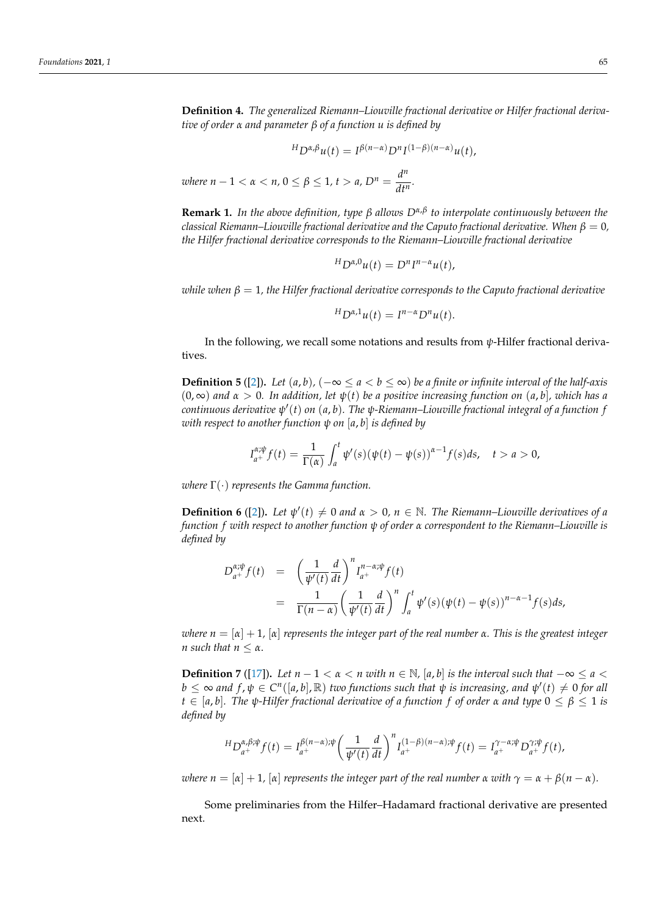**Definition 4.** *The generalized Riemann–Liouville fractional derivative or Hilfer fractional derivative of order $\alpha$ and parameter $\beta$ of a function $u$ is defined by*

$$^{H}D^{\alpha,\beta}u(t) = I^{\beta(n-\alpha)}D^{n}I^{(1-\beta)(n-\alpha)}u(t),$$

*where $n-1<\alpha<n$, $0\le\beta\le 1$, $t>a$, $D^n = \dfrac{d^n}{dt^n}$.*

**Remark 1.** *In the above definition, type $\beta$ allows $D^{\alpha,\beta}$ to interpolate continuously between the classical Riemann–Liouville fractional derivative and the Caputo fractional derivative. When $\beta=0$, the Hilfer fractional derivative corresponds to the Riemann–Liouville fractional derivative*

$$^{H}D^{\alpha,0}u(t) = D^{n}I^{n-\alpha}u(t),$$

*while when $\beta=1$, the Hilfer fractional derivative corresponds to the Caputo fractional derivative*

$$^{H}D^{\alpha,1}u(t) = I^{n-\alpha}D^{n}u(t).$$

In the following, we recall some notations and results from $\psi$-Hilfer fractional derivatives.

**Definition 5** ([2]). *Let $(a,b)$, $(-\infty\le a<b\le\infty)$ be a finite or infinite interval of the half-axis $(0,\infty)$ and $\alpha>0$. In addition, let $\psi(t)$ be a positive increasing function on $(a,b]$, which has a continuous derivative $\psi'(t)$ on $(a,b)$. The $\psi$-Riemann–Liouville fractional integral of a function $f$ with respect to another function $\psi$ on $[a,b]$ is defined by*

$$I_{a^+}^{\alpha;\psi}f(t) = \frac{1}{\Gamma(\alpha)}\int_a^t \psi'(s)(\psi(t)-\psi(s))^{\alpha-1}f(s)ds, \quad t>a>0,$$

*where $\Gamma(\cdot)$ represents the Gamma function.*

**Definition 6** ([2]). *Let $\psi'(t)\neq 0$ and $\alpha>0$, $n\in\mathbb{N}$. The Riemann–Liouville derivatives of a function $f$ with respect to another function $\psi$ of order $\alpha$ correspondent to the Riemann–Liouville is defined by*

$$\begin{aligned} D_{a^+}^{\alpha;\psi}f(t) &= \left(\frac{1}{\psi'(t)}\frac{d}{dt}\right)^{n} I_{a^+}^{n-\alpha;\psi}f(t) \\ &= \frac{1}{\Gamma(n-\alpha)}\left(\frac{1}{\psi'(t)}\frac{d}{dt}\right)^{n}\int_a^t \psi'(s)(\psi(t)-\psi(s))^{n-\alpha-1}f(s)ds, \end{aligned}$$

*where $n=[\alpha]+1$, $[\alpha]$ represents the integer part of the real number $\alpha$. This is the greatest integer $n$ such that $n\le\alpha$.*

**Definition 7** ([17]). *Let $n-1<\alpha<n$ with $n\in\mathbb{N}$, $[a,b]$ is the interval such that $-\infty\le a<b\le\infty$ and $f,\psi\in C^n([a,b],\mathbb{R})$ two functions such that $\psi$ is increasing, and $\psi'(t)\neq 0$ for all $t\in[a,b]$. The $\psi$-Hilfer fractional derivative of a function $f$ of order $\alpha$ and type $0\le\beta\le 1$ is defined by*

$$^{H}D_{a^+}^{\alpha,\beta;\psi}f(t) = I_{a^+}^{\beta(n-\alpha);\psi}\left(\frac{1}{\psi'(t)}\frac{d}{dt}\right)^{n} I_{a^+}^{(1-\beta)(n-\alpha);\psi}f(t) = I_{a^+}^{\gamma-\alpha;\psi}D_{a^+}^{\gamma;\psi}f(t),$$

*where $n=[\alpha]+1$, $[\alpha]$ represents the integer part of the real number $\alpha$ with $\gamma=\alpha+\beta(n-\alpha)$.*

Some preliminaries from the Hilfer–Hadamard fractional derivative are presented next.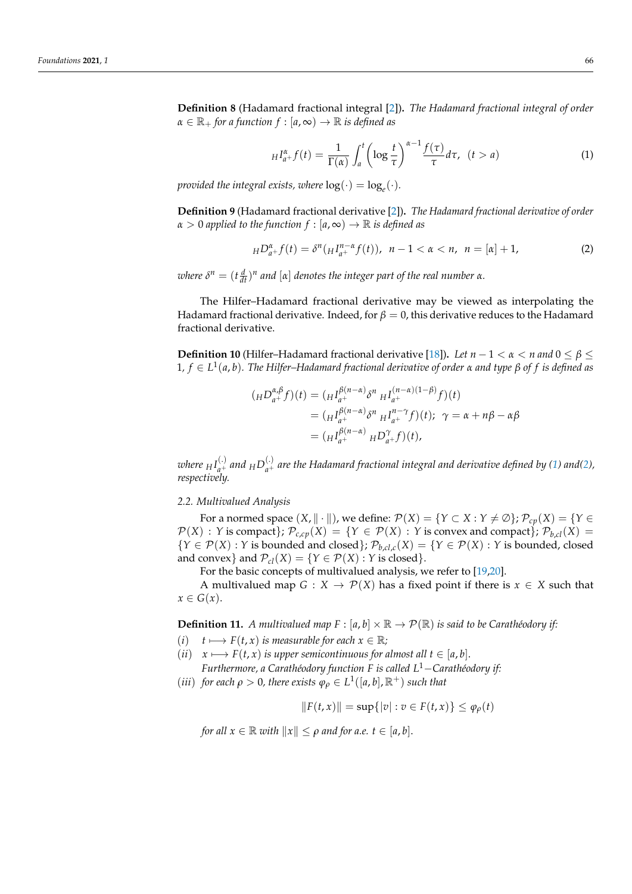**Definition 8** (Hadamard fractional integral [2])**.** *The Hadamard fractional integral of order $\alpha \in \mathbb{R}_+$ for a function $f : [a, \infty) \to \mathbb{R}$ is defined as*

$$ {}_H I_{a^+}^{\alpha} f(t) = \frac{1}{\Gamma(\alpha)} \int_a^t \left( \log \frac{t}{\tau} \right)^{\alpha - 1} \frac{f(\tau)}{\tau} d\tau, \quad (t > a) \tag{1} $$

*provided the integral exists, where $\log(\cdot) = \log_e(\cdot)$.*

**Definition 9** (Hadamard fractional derivative [2])**.** *The Hadamard fractional derivative of order $\alpha > 0$ applied to the function $f : [a, \infty) \to \mathbb{R}$ is defined as*

$$ {}_H D_{a^+}^{\alpha} f(t) = \delta^n ({}_H I_{a^+}^{n-\alpha} f(t)), \quad n - 1 < \alpha < n, \quad n = [\alpha] + 1, \tag{2} $$

*where $\delta^n = (t \frac{d}{dt})^n$ and $[\alpha]$ denotes the integer part of the real number $\alpha$.*

The Hilfer–Hadamard fractional derivative may be viewed as interpolating the Hadamard fractional derivative. Indeed, for $\beta = 0$, this derivative reduces to the Hadamard fractional derivative.

**Definition 10** (Hilfer–Hadamard fractional derivative [18])**.** *Let $n - 1 < \alpha < n$ and $0 \leq \beta \leq 1$, $f \in L^1(a, b)$. The Hilfer–Hadamard fractional derivative of order $\alpha$ and type $\beta$ of $f$ is defined as*

$$
\begin{aligned}
({}_H D_{a^+}^{\alpha, \beta} f)(t) &= ({}_H I_{a^+}^{\beta(n-\alpha)} \delta^n \, {}_H I_{a^+}^{(n-\alpha)(1-\beta)} f)(t) \\
&= ({}_H I_{a^+}^{\beta(n-\alpha)} \delta^n \, {}_H I_{a^+}^{n-\gamma} f)(t); \quad \gamma = \alpha + n\beta - \alpha\beta \\
&= ({}_H I_{a^+}^{\beta(n-\alpha)} \, {}_H D_{a^+}^{\gamma} f)(t),
\end{aligned}
$$

*where ${}_H I_{a^+}^{(.)}$ and ${}_H D_{a^+}^{(.)}$ are the Hadamard fractional integral and derivative defined by (1) and (2), respectively.*

### 2.2. Multivalued Analysis

For a normed space $(X, \| \cdot \|)$, we define: $\mathcal{P}(X) = \{Y \subset X : Y \neq \emptyset\}$; $\mathcal{P}_{cp}(X) = \{Y \in \mathcal{P}(X) : Y \text{ is compact}\}$; $\mathcal{P}_{c,cp}(X) = \{Y \in \mathcal{P}(X) : Y \text{ is convex and compact}\}$; $\mathcal{P}_{b,cl}(X) = \{Y \in \mathcal{P}(X) : Y \text{ is bounded and closed}\}$; $\mathcal{P}_{b,cl,c}(X) = \{Y \in \mathcal{P}(X) : Y \text{ is bounded, closed and convex}\}$ and $\mathcal{P}_{cl}(X) = \{Y \in \mathcal{P}(X) : Y \text{ is closed}\}$.

For the basic concepts of multivalued analysis, we refer to [19,20].

A multivalued map $G : X \to \mathcal{P}(X)$ has a fixed point if there is $x \in X$ such that $x \in G(x)$.

**Definition 11.** *A multivalued map $F : [a, b] \times \mathbb{R} \to \mathcal{P}(\mathbb{R})$ is said to be Carathéodory if:*

(*i*) $t \longmapsto F(t, x)$ *is measurable for each $x \in \mathbb{R}$;*

(*ii*) $x \longmapsto F(t, x)$ *is upper semicontinuous for almost all $t \in [a, b]$.*
*Furthermore, a Carathéodory function $F$ is called $L^1-$Carathéodory if:*

(*iii*) *for each $\rho > 0$, there exists $\varphi_\rho \in L^1([a, b], \mathbb{R}^+)$ such that*

$$ \|F(t, x)\| = \sup\{|v| : v \in F(t, x)\} \leq \varphi_\rho(t) $$

*for all $x \in \mathbb{R}$ with $\|x\| \leq \rho$ and for a.e. $t \in [a, b]$.*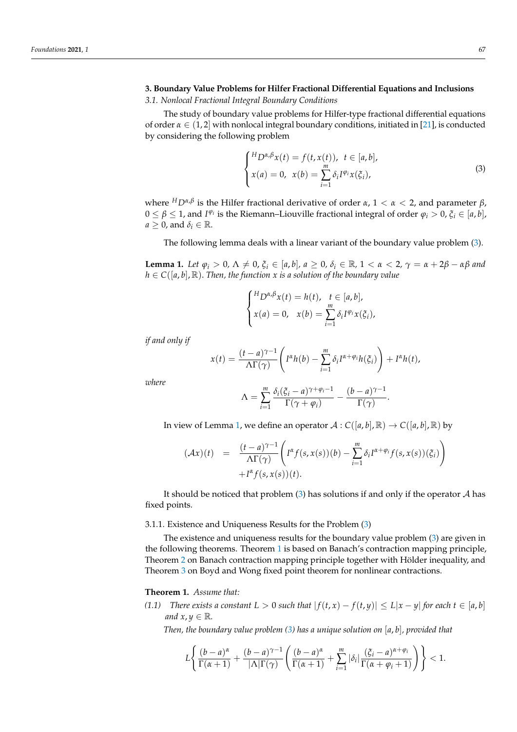## 3. Boundary Value Problems for Hilfer Fractional Differential Equations and Inclusions

### 3.1. Nonlocal Fractional Integral Boundary Conditions

The study of boundary value problems for Hilfer-type fractional differential equations of order $\alpha \in (1,2]$ with nonlocal integral boundary conditions, initiated in [21], is conducted by considering the following problem

$$
\begin{cases}
{}^{H}D^{\alpha,\beta}x(t) = f(t,x(t)), \;\; t \in [a,b], \\
x(a) = 0, \;\; x(b) = \displaystyle\sum_{i=1}^{m} \delta_i I^{\varphi_i} x(\xi_i),
\end{cases}
\tag{3}
$$

where ${}^{H}D^{\alpha,\beta}$ is the Hilfer fractional derivative of order $\alpha$, $1 < \alpha < 2$, and parameter $\beta$, $0 \le \beta \le 1$, and $I^{\varphi_i}$ is the Riemann–Liouville fractional integral of order $\varphi_i > 0$, $\xi_i \in [a,b]$, $a \ge 0$, and $\delta_i \in \mathbb{R}$.

The following lemma deals with a linear variant of the boundary value problem (3).

**Lemma 1.** *Let $\varphi_i > 0$, $\Lambda \neq 0$, $\xi_i \in [a,b]$, $a \ge 0$, $\delta_i \in \mathbb{R}$, $1 < \alpha < 2$, $\gamma = \alpha + 2\beta - \alpha\beta$ and $h \in C([a,b],\mathbb{R})$. Then, the function $x$ is a solution of the boundary value*

$$
\begin{cases}
{}^{H}D^{\alpha,\beta}x(t) = h(t), \quad t \in [a,b], \\
x(a) = 0, \quad x(b) = \displaystyle\sum_{i=1}^{m} \delta_i I^{\varphi_i} x(\xi_i),
\end{cases}
$$

*if and only if*

$$
x(t) = \frac{(t-a)^{\gamma-1}}{\Lambda \Gamma(\gamma)} \left( I^{\alpha} h(b) - \sum_{i=1}^{m} \delta_i I^{\alpha+\varphi_i} h(\xi_i) \right) + I^{\alpha} h(t),
$$

*where*

$$
\Lambda = \sum_{i=1}^{m} \frac{\delta_i (\xi_i - a)^{\gamma+\varphi_i-1}}{\Gamma(\gamma+\varphi_i)} - \frac{(b-a)^{\gamma-1}}{\Gamma(\gamma)}.
$$

In view of Lemma 1, we define an operator $\mathcal{A} : C([a,b],\mathbb{R}) \to C([a,b],\mathbb{R})$ by

$$
\begin{aligned}
(\mathcal{A}x)(t) \;\; &= \;\; \frac{(t-a)^{\gamma-1}}{\Lambda \Gamma(\gamma)} \left( I^{\alpha} f(s,x(s))(b) - \sum_{i=1}^{m} \delta_i I^{\alpha+\varphi_i} f(s,x(s))(\xi_i) \right) \\
&\quad + I^{\alpha} f(s,x(s))(t).
\end{aligned}
$$

It should be noticed that problem (3) has solutions if and only if the operator $\mathcal{A}$ has fixed points.

#### 3.1.1. Existence and Uniqueness Results for the Problem (3)

The existence and uniqueness results for the boundary value problem (3) are given in the following theorems. Theorem 1 is based on Banach's contraction mapping principle, Theorem 2 on Banach contraction mapping principle together with Hölder inequality, and Theorem 3 on Boyd and Wong fixed point theorem for nonlinear contractions.

**Theorem 1.** *Assume that:*

*(1.1) There exists a constant $L > 0$ such that $|f(t,x) - f(t,y)| \le L|x-y|$ for each $t \in [a,b]$ and $x, y \in \mathbb{R}$.*

*Then, the boundary value problem (3) has a unique solution on $[a,b]$, provided that*

$$
L \left\{ \frac{(b-a)^{\alpha}}{\Gamma(\alpha+1)} + \frac{(b-a)^{\gamma-1}}{|\Lambda| \Gamma(\gamma)} \left( \frac{(b-a)^{\alpha}}{\Gamma(\alpha+1)} + \sum_{i=1}^{m} |\delta_i| \frac{(\xi_i - a)^{\alpha+\varphi_i}}{\Gamma(\alpha+\varphi_i+1)} \right) \right\} < 1.
$$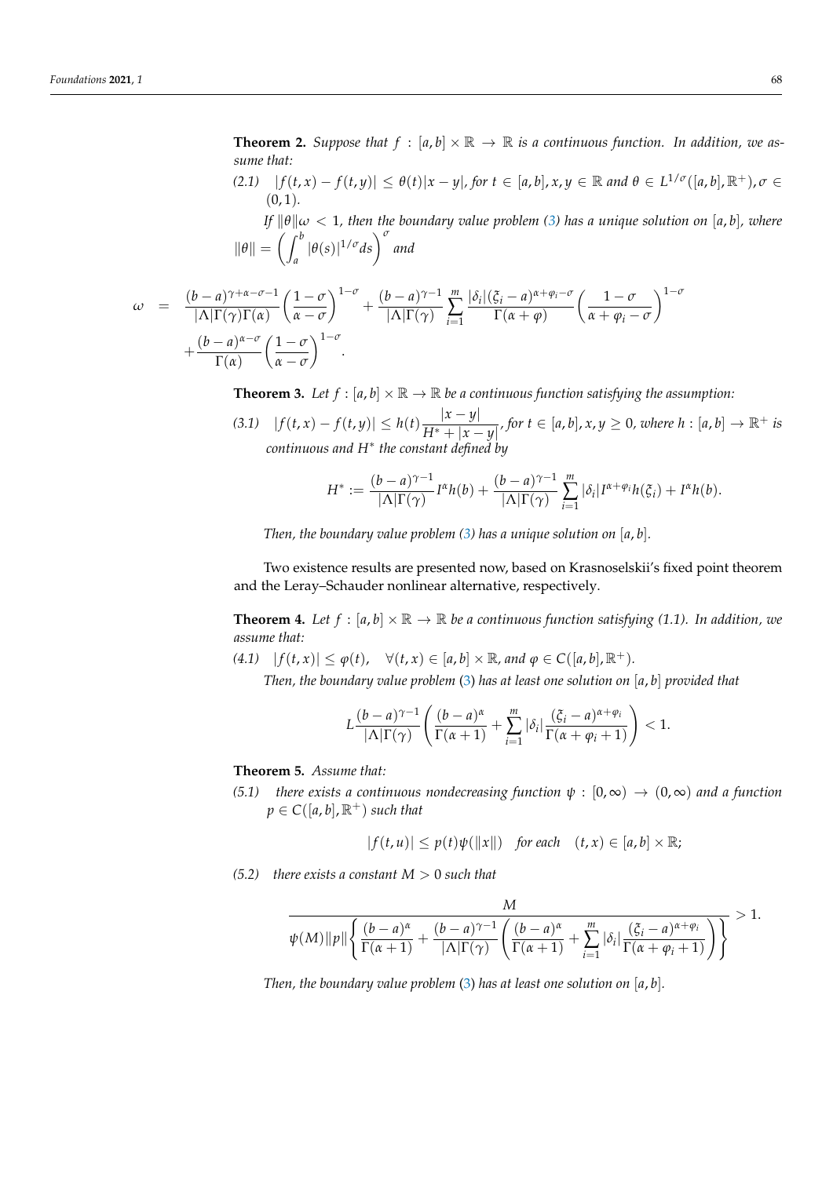**Theorem 2.** *Suppose that $f : [a,b] \times \mathbb{R} \to \mathbb{R}$ is a continuous function. In addition, we assume that:*

*(2.1)* $|f(t,x) - f(t,y)| \leq \theta(t)|x-y|$, *for* $t \in [a,b], x, y \in \mathbb{R}$ *and* $\theta \in L^{1/\sigma}([a,b], \mathbb{R}^+), \sigma \in (0,1)$.

*If* $\|\theta\|\omega < 1$, *then the boundary value problem (3) has a unique solution on* $[a,b]$, *where* $\|\theta\| = \left( \int_a^b |\theta(s)|^{1/\sigma} ds \right)^{\sigma}$ *and*

$$\begin{aligned}
\omega &= \frac{(b-a)^{\gamma+\alpha-\sigma-1}}{|\Lambda|\Gamma(\gamma)\Gamma(\alpha)} \left( \frac{1-\sigma}{\alpha-\sigma} \right)^{1-\sigma} + \frac{(b-a)^{\gamma-1}}{|\Lambda|\Gamma(\gamma)} \sum_{i=1}^{m} \frac{|\delta_i|(\xi_i-a)^{\alpha+\varphi_i-\sigma}}{\Gamma(\alpha+\varphi)} \left( \frac{1-\sigma}{\alpha+\varphi_i-\sigma} \right)^{1-\sigma} \\
&\quad + \frac{(b-a)^{\alpha-\sigma}}{\Gamma(\alpha)} \left( \frac{1-\sigma}{\alpha-\sigma} \right)^{1-\sigma}.
\end{aligned}$$

**Theorem 3.** *Let $f : [a,b] \times \mathbb{R} \to \mathbb{R}$ be a continuous function satisfying the assumption:*

*(3.1)* $|f(t,x) - f(t,y)| \leq h(t) \dfrac{|x-y|}{H^* + |x-y|}$, *for* $t \in [a,b], x, y \geq 0$, *where* $h : [a,b] \to \mathbb{R}^+$ *is continuous and* $H^*$ *the constant defined by*

$$H^* := \frac{(b-a)^{\gamma-1}}{|\Lambda|\Gamma(\gamma)} I^{\alpha} h(b) + \frac{(b-a)^{\gamma-1}}{|\Lambda|\Gamma(\gamma)} \sum_{i=1}^{m} |\delta_i| I^{\alpha+\varphi_i} h(\xi_i) + I^{\alpha} h(b).$$

*Then, the boundary value problem (3) has a unique solution on* $[a,b]$.

Two existence results are presented now, based on Krasnoselskii's fixed point theorem and the Leray–Schauder nonlinear alternative, respectively.

**Theorem 4.** *Let $f : [a,b] \times \mathbb{R} \to \mathbb{R}$ be a continuous function satisfying (1.1). In addition, we assume that:*

*(4.1)* $|f(t,x)| \leq \varphi(t), \quad \forall (t,x) \in [a,b] \times \mathbb{R}$, *and* $\varphi \in C([a,b], \mathbb{R}^+)$.

*Then, the boundary value problem (3) has at least one solution on $[a,b]$ provided that*

$$L \frac{(b-a)^{\gamma-1}}{|\Lambda|\Gamma(\gamma)} \left( \frac{(b-a)^{\alpha}}{\Gamma(\alpha+1)} + \sum_{i=1}^{m} |\delta_i| \frac{(\xi_i-a)^{\alpha+\varphi_i}}{\Gamma(\alpha+\varphi_i+1)} \right) < 1.$$

**Theorem 5.** *Assume that:*

*(5.1)* *there exists a continuous nondecreasing function* $\psi : [0,\infty) \to (0,\infty)$ *and a function* $p \in C([a,b], \mathbb{R}^+)$ *such that*

$$|f(t,u)| \leq p(t)\psi(\|x\|) \quad \text{for each} \quad (t,x) \in [a,b] \times \mathbb{R};$$

*(5.2)* *there exists a constant $M > 0$ such that*

$$\frac{M}{\psi(M)\|p\| \left\{ \dfrac{(b-a)^{\alpha}}{\Gamma(\alpha+1)} + \dfrac{(b-a)^{\gamma-1}}{|\Lambda|\Gamma(\gamma)} \left( \dfrac{(b-a)^{\alpha}}{\Gamma(\alpha+1)} + \displaystyle\sum_{i=1}^{m} |\delta_i| \dfrac{(\xi_i-a)^{\alpha+\varphi_i}}{\Gamma(\alpha+\varphi_i+1)} \right) \right\}} > 1.$$

*Then, the boundary value problem (3) has at least one solution on* $[a,b]$.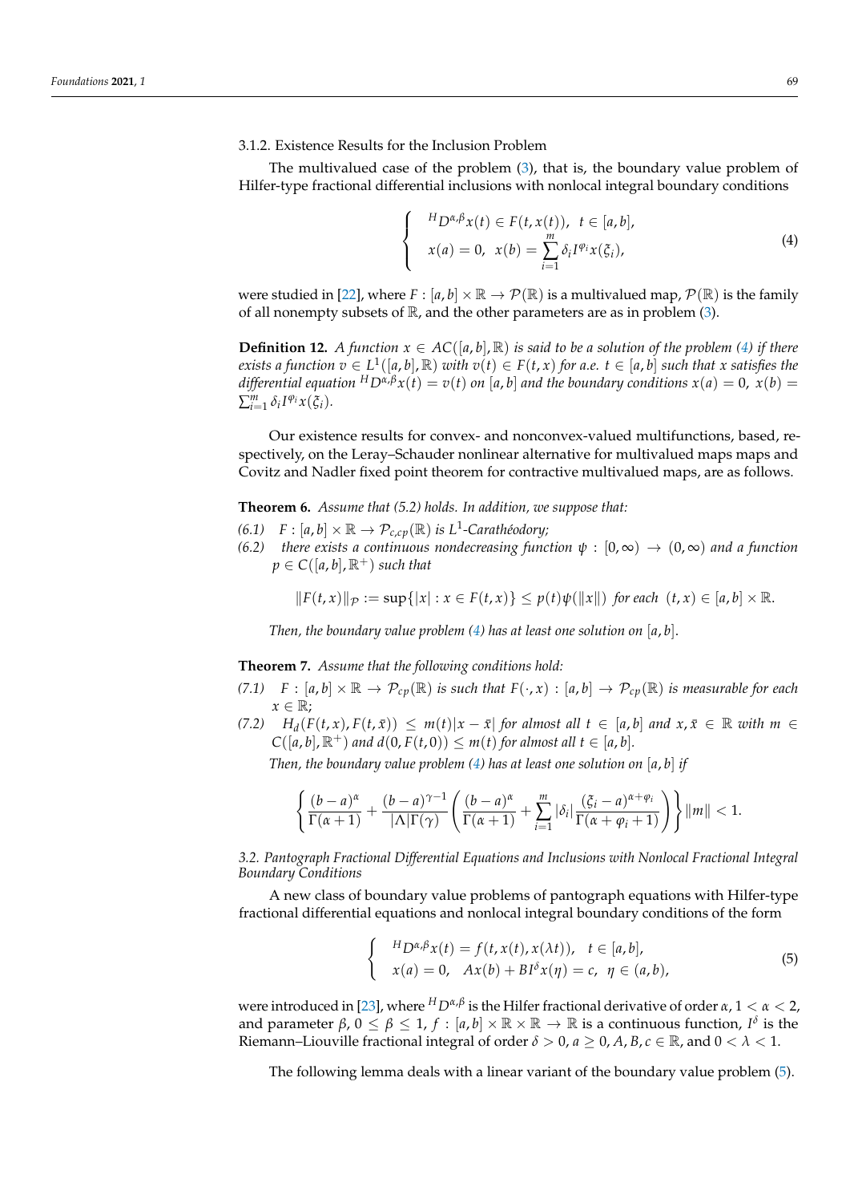#### 3.1.2. Existence Results for the Inclusion Problem

The multivalued case of the problem (3), that is, the boundary value problem of Hilfer-type fractional differential inclusions with nonlocal integral boundary conditions

$$
\begin{cases}
{}^{H}D^{\alpha,\beta}x(t) \in F(t, x(t)), \;\; t \in [a,b], \\
x(a) = 0, \;\; x(b) = \sum_{i=1}^{m} \delta_i I^{\varphi_i} x(\xi_i),
\end{cases}
\tag{4}
$$

were studied in [22], where $F : [a,b] \times \mathbb{R} \to \mathcal{P}(\mathbb{R})$ is a multivalued map, $\mathcal{P}(\mathbb{R})$ is the family of all nonempty subsets of $\mathbb{R}$, and the other parameters are as in problem (3).

**Definition 12.** *A function $x \in AC([a,b],\mathbb{R})$ is said to be a solution of the problem (4) if there exists a function $v \in L^1([a,b],\mathbb{R})$ with $v(t) \in F(t,x)$ for a.e. $t \in [a,b]$ such that $x$ satisfies the differential equation ${}^{H}D^{\alpha,\beta}x(t) = v(t)$ on $[a,b]$ and the boundary conditions $x(a) = 0$, $x(b) = \sum_{i=1}^{m} \delta_i I^{\varphi_i} x(\xi_i)$.*

Our existence results for convex- and nonconvex-valued multifunctions, based, respectively, on the Leray–Schauder nonlinear alternative for multivalued maps maps and Covitz and Nadler fixed point theorem for contractive multivalued maps, are as follows.

**Theorem 6.** *Assume that (5.2) holds. In addition, we suppose that:*

*(6.1)* $F : [a,b] \times \mathbb{R} \to \mathcal{P}_{c,cp}(\mathbb{R})$ *is $L^1$-Carathéodory;*

*(6.2)* *there exists a continuous nondecreasing function $\psi : [0,\infty) \to (0,\infty)$ and a function $p \in C([a,b],\mathbb{R}^+)$ such that*

$$
\|F(t,x)\|_{\mathcal{P}} := \sup\{|x| : x \in F(t,x)\} \leq p(t)\psi(\|x\|) \;\; \text{for each} \;\; (t,x) \in [a,b] \times \mathbb{R}.
$$

*Then, the boundary value problem (4) has at least one solution on $[a,b]$.*

**Theorem 7.** *Assume that the following conditions hold:*

*(7.1)* $F : [a,b] \times \mathbb{R} \to \mathcal{P}_{cp}(\mathbb{R})$ *is such that $F(\cdot, x) : [a,b] \to \mathcal{P}_{cp}(\mathbb{R})$ is measurable for each $x \in \mathbb{R}$;*

*(7.2)* $H_d(F(t,x), F(t,\bar{x})) \leq m(t)|x - \bar{x}|$ *for almost all $t \in [a,b]$ and $x, \bar{x} \in \mathbb{R}$ with $m \in C([a,b],\mathbb{R}^+)$ and $d(0, F(t,0)) \leq m(t)$ for almost all $t \in [a,b]$.*

*Then, the boundary value problem (4) has at least one solution on $[a,b]$ if*

$$
\left\{ \frac{(b-a)^{\alpha}}{\Gamma(\alpha+1)} + \frac{(b-a)^{\gamma-1}}{|\Lambda|\Gamma(\gamma)} \left( \frac{(b-a)^{\alpha}}{\Gamma(\alpha+1)} + \sum_{i=1}^{m} |\delta_i| \frac{(\xi_i - a)^{\alpha+\varphi_i}}{\Gamma(\alpha+\varphi_i+1)} \right) \right\} \|m\| < 1.
$$

### 3.2. Pantograph Fractional Differential Equations and Inclusions with Nonlocal Fractional Integral Boundary Conditions

A new class of boundary value problems of pantograph equations with Hilfer-type fractional differential equations and nonlocal integral boundary conditions of the form

$$
\begin{cases}
{}^{H}D^{\alpha,\beta}x(t) = f(t, x(t), x(\lambda t)), \;\; t \in [a,b], \\
x(a) = 0, \;\; Ax(b) + BI^{\delta}x(\eta) = c, \;\; \eta \in (a,b),
\end{cases}
\tag{5}
$$

were introduced in [23], where ${}^{H}D^{\alpha,\beta}$ is the Hilfer fractional derivative of order $\alpha$, $1 < \alpha < 2$, and parameter $\beta$, $0 \leq \beta \leq 1$, $f : [a,b] \times \mathbb{R} \times \mathbb{R} \to \mathbb{R}$ is a continuous function, $I^{\delta}$ is the Riemann–Liouville fractional integral of order $\delta > 0$, $a \geq 0$, $A, B, c \in \mathbb{R}$, and $0 < \lambda < 1$.

The following lemma deals with a linear variant of the boundary value problem (5).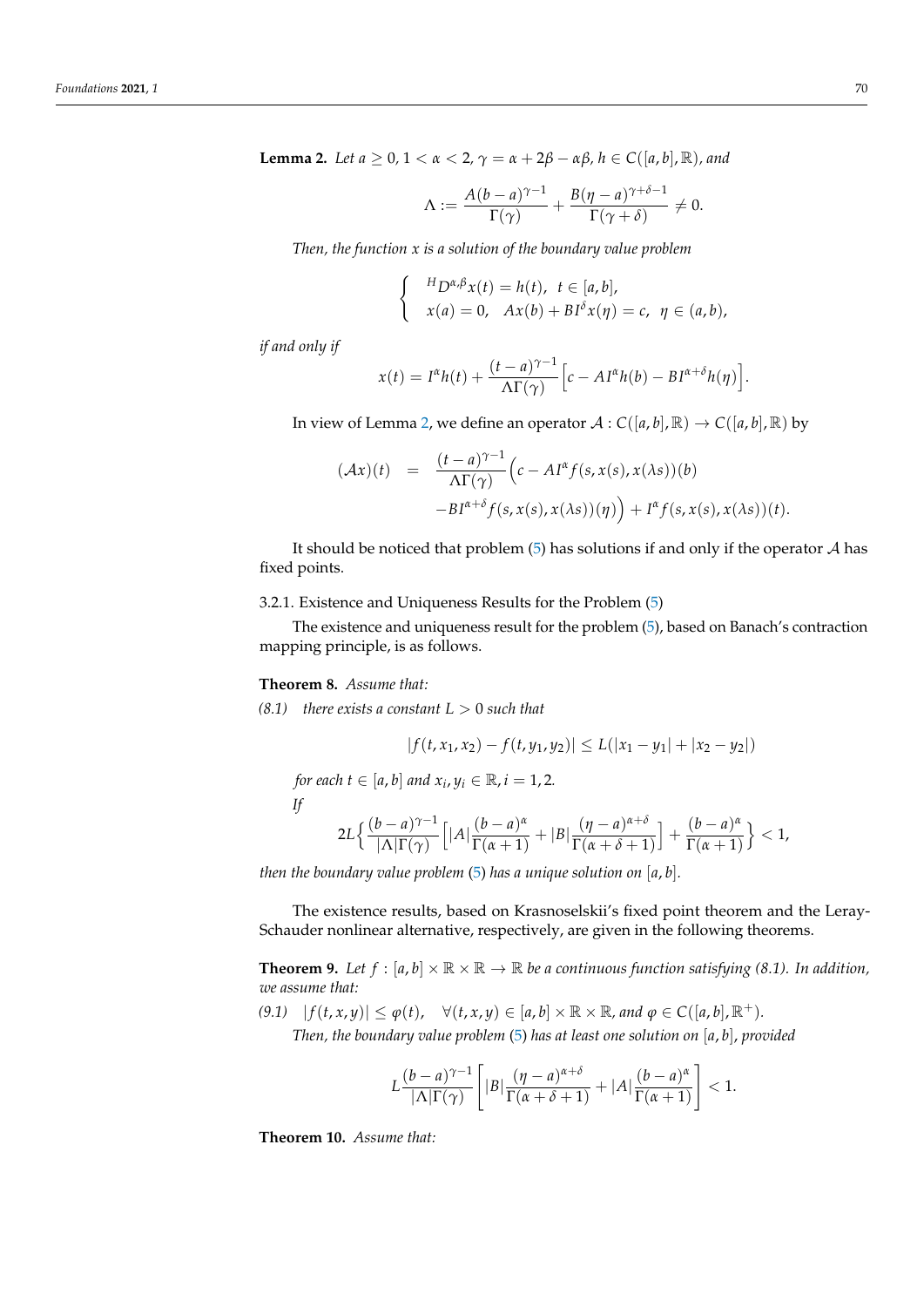**Lemma 2.** *Let $a \geq 0$, $1 < \alpha < 2$, $\gamma = \alpha + 2\beta - \alpha\beta$, $h \in C([a,b], \mathbb{R})$, and*

$$\Lambda := \frac{A(b-a)^{\gamma-1}}{\Gamma(\gamma)} + \frac{B(\eta - a)^{\gamma+\delta-1}}{\Gamma(\gamma+\delta)} \neq 0.$$

*Then, the function $x$ is a solution of the boundary value problem*

$$\begin{cases} {}^{H}D^{\alpha,\beta}x(t) = h(t), \ \ t \in [a,b], \\ x(a) = 0, \ \ Ax(b) + BI^{\delta}x(\eta) = c, \ \ \eta \in (a,b), \end{cases}$$

*if and only if*

$$x(t) = I^{\alpha}h(t) + \frac{(t-a)^{\gamma-1}}{\Lambda\Gamma(\gamma)}\Big[c - AI^{\alpha}h(b) - BI^{\alpha+\delta}h(\eta)\Big].$$

In view of Lemma 2, we define an operator $\mathcal{A} : C([a,b], \mathbb{R}) \to C([a,b], \mathbb{R})$ by

$$\begin{aligned} (\mathcal{A}x)(t) \ \ &= \ \ \frac{(t-a)^{\gamma-1}}{\Lambda\Gamma(\gamma)}\Big(c - AI^{\alpha}f(s, x(s), x(\lambda s))(b) \\ &\quad -BI^{\alpha+\delta}f(s, x(s), x(\lambda s))(\eta)\Big) + I^{\alpha}f(s, x(s), x(\lambda s))(t). \end{aligned}$$

It should be noticed that problem (5) has solutions if and only if the operator $\mathcal{A}$ has fixed points.

#### 3.2.1. Existence and Uniqueness Results for the Problem (5)

The existence and uniqueness result for the problem (5), based on Banach's contraction mapping principle, is as follows.

**Theorem 8.** *Assume that:*

*(8.1) there exists a constant $L > 0$ such that*

$$|f(t, x_1, x_2) - f(t, y_1, y_2)| \leq L(|x_1 - y_1| + |x_2 - y_2|)$$

*for each $t \in [a,b]$ and $x_i, y_i \in \mathbb{R}, i = 1, 2$.*

*If*

$$2L\Big\{\frac{(b-a)^{\gamma-1}}{|\Lambda|\Gamma(\gamma)}\Big[|A|\frac{(b-a)^{\alpha}}{\Gamma(\alpha+1)} + |B|\frac{(\eta-a)^{\alpha+\delta}}{\Gamma(\alpha+\delta+1)}\Big] + \frac{(b-a)^{\alpha}}{\Gamma(\alpha+1)}\Big\} < 1,$$

*then the boundary value problem (5) has a unique solution on $[a,b]$.*

The existence results, based on Krasnoselskii's fixed point theorem and the Leray-Schauder nonlinear alternative, respectively, are given in the following theorems.

**Theorem 9.** *Let $f : [a,b] \times \mathbb{R} \times \mathbb{R} \to \mathbb{R}$ be a continuous function satisfying (8.1). In addition, we assume that:*

*(9.1) $|f(t, x, y)| \leq \varphi(t), \quad \forall (t, x, y) \in [a,b] \times \mathbb{R} \times \mathbb{R}$, and $\varphi \in C([a,b], \mathbb{R}^{+})$.*

*Then, the boundary value problem (5) has at least one solution on $[a,b]$, provided*

$$L\frac{(b-a)^{\gamma-1}}{|\Lambda|\Gamma(\gamma)}\left[|B|\frac{(\eta-a)^{\alpha+\delta}}{\Gamma(\alpha+\delta+1)} + |A|\frac{(b-a)^{\alpha}}{\Gamma(\alpha+1)}\right] < 1.$$

**Theorem 10.** *Assume that:*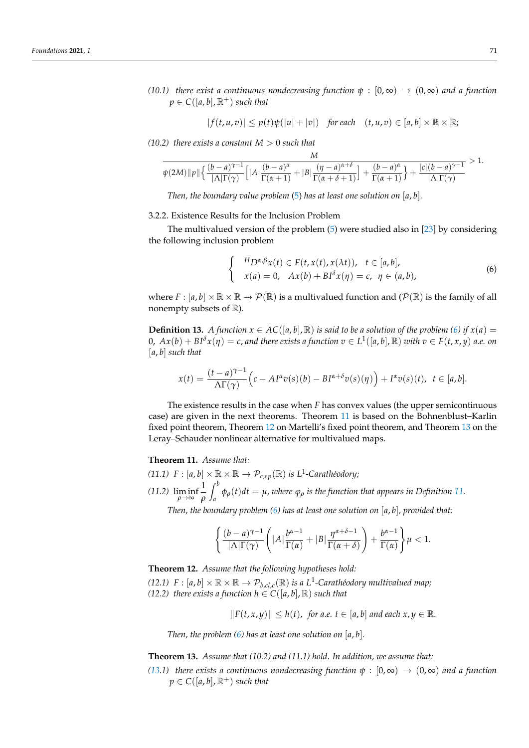*(10.1) there exist a continuous nondecreasing function $\psi : [0,\infty) \to (0,\infty)$ and a function $p \in C([a,b],\mathbb{R}^+)$ such that*

$$|f(t,u,v)| \leq p(t)\psi(|u|+|v|) \quad \text{for each} \quad (t,u,v) \in [a,b]\times\mathbb{R}\times\mathbb{R};$$

*(10.2) there exists a constant $M > 0$ such that*

$$\frac{M}{\psi(2M)\|p\|\Big\{\frac{(b-a)^{\gamma-1}}{|\Lambda|\Gamma(\gamma)}\Big[|A|\frac{(b-a)^{\alpha}}{\Gamma(\alpha+1)}+|B|\frac{(\eta-a)^{\alpha+\delta}}{\Gamma(\alpha+\delta+1)}\Big]+\frac{(b-a)^{\alpha}}{\Gamma(\alpha+1)}\Big\}+\frac{|c|(b-a)^{\gamma-1}}{|\Lambda|\Gamma(\gamma)}} > 1.$$

*Then, the boundary value problem (5) has at least one solution on $[a,b]$.*

#### 3.2.2. Existence Results for the Inclusion Problem

The multivalued version of the problem (5) were studied also in [23] by considering the following inclusion problem

$$\begin{cases} {}^{H}D^{\alpha,\beta}x(t) \in F(t,x(t),x(\lambda t)), \quad t\in[a,b], \\ x(a)=0, \quad Ax(b)+BI^{\delta}x(\eta)=c, \quad \eta\in(a,b), \end{cases} \tag{6}$$

where $F : [a,b]\times\mathbb{R}\times\mathbb{R} \to \mathcal{P}(\mathbb{R})$ is a multivalued function and ($\mathcal{P}(\mathbb{R})$ is the family of all nonempty subsets of $\mathbb{R}$).

**Definition 13.** *A function $x \in AC([a,b],\mathbb{R})$ is said to be a solution of the problem (6) if $x(a) = 0$, $Ax(b)+BI^{\delta}x(\eta)=c$, and there exists a function $v \in L^1([a,b],\mathbb{R})$ with $v \in F(t,x,y)$ a.e. on $[a,b]$ such that*

$$x(t) = \frac{(t-a)^{\gamma-1}}{\Lambda\Gamma(\gamma)}\Big(c - AI^{\alpha}v(s)(b) - BI^{\alpha+\delta}v(s)(\eta)\Big) + I^{\alpha}v(s)(t), \ \ t\in[a,b].$$

The existence results in the case when $F$ has convex values (the upper semicontinuous case) are given in the next theorems. Theorem 11 is based on the Bohnenblust–Karlin fixed point theorem, Theorem 12 on Martelli's fixed point theorem, and Theorem 13 on the Leray–Schauder nonlinear alternative for multivalued maps.

**Theorem 11.** *Assume that:*

*(11.1) $F : [a,b]\times\mathbb{R}\times\mathbb{R} \to \mathcal{P}_{c,cp}(\mathbb{R})$ is $L^1$-Carathéodory;*

*(11.2) $\liminf\limits_{\rho\to\infty} \frac{1}{\rho}\int_a^b \phi_\rho(t)dt = \mu$, where $\varphi_\rho$ is the function that appears in Definition 11.*

*Then, the boundary problem (6) has at least one solution on $[a,b]$, provided that:*

$$\left\{\frac{(b-a)^{\gamma-1}}{|\Lambda|\Gamma(\gamma)}\left(|A|\frac{b^{\alpha-1}}{\Gamma(\alpha)}+|B|\frac{\eta^{\alpha+\delta-1}}{\Gamma(\alpha+\delta)}\right)+\frac{b^{\alpha-1}}{\Gamma(\alpha)}\right\}\mu < 1.$$

**Theorem 12.** *Assume that the following hypotheses hold:*

*(12.1) $F : [a,b]\times\mathbb{R}\times\mathbb{R} \to \mathcal{P}_{b,cl,c}(\mathbb{R})$ is a $L^1$-Carathéodory multivalued map;*

*(12.2) there exists a function $h \in C([a,b],\mathbb{R})$ such that*

$$\|F(t,x,y)\| \leq h(t), \ \ \text{for a.e. } t\in[a,b] \text{ and each } x,y\in\mathbb{R}.$$

*Then, the problem (6) has at least one solution on $[a,b]$.*

**Theorem 13.** *Assume that (10.2) and (11.1) hold. In addition, we assume that:*

*(13.1) there exists a continuous nondecreasing function $\psi : [0,\infty) \to (0,\infty)$ and a function $p \in C([a,b],\mathbb{R}^+)$ such that*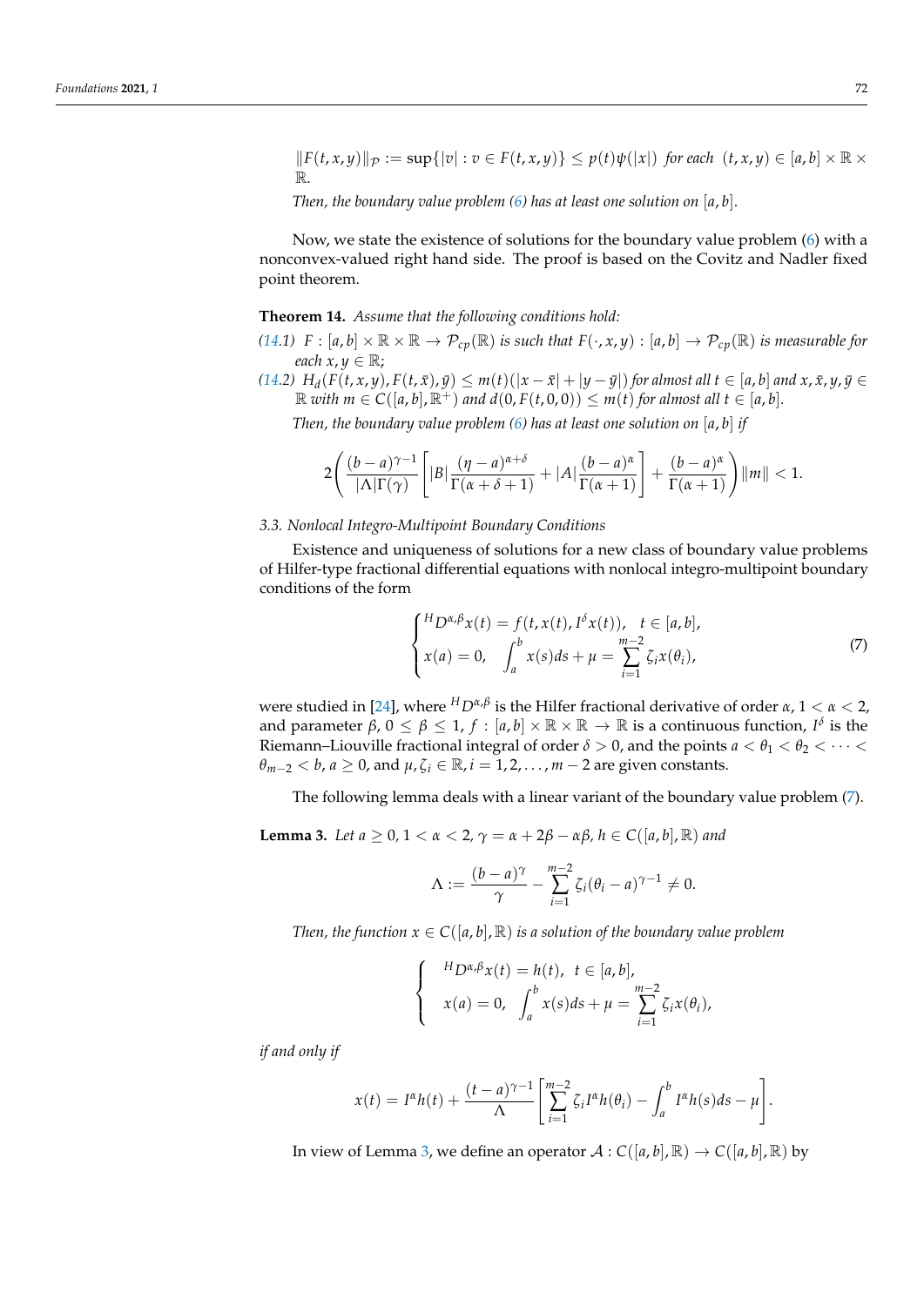$\|F(t,x,y)\|_{\mathcal{P}} := \sup\{|v| : v \in F(t,x,y)\} \le p(t)\psi(|x|)$ *for each* $(t,x,y) \in [a,b] \times \mathbb{R} \times \mathbb{R}$.

*Then, the boundary value problem (6) has at least one solution on* $[a,b]$.

Now, we state the existence of solutions for the boundary value problem (6) with a nonconvex-valued right hand side. The proof is based on the Covitz and Nadler fixed point theorem.

**Theorem 14.** *Assume that the following conditions hold:*

*(14.1)* $F : [a,b] \times \mathbb{R} \times \mathbb{R} \to \mathcal{P}_{cp}(\mathbb{R})$ *is such that* $F(\cdot, x, y) : [a,b] \to \mathcal{P}_{cp}(\mathbb{R})$ *is measurable for each* $x, y \in \mathbb{R}$;

*(14.2)* $H_d(F(t,x,y), F(t,\bar{x}), \bar{y}) \le m(t)(|x-\bar{x}| + |y-\bar{y}|)$ *for almost all* $t \in [a,b]$ *and* $x, \bar{x}, y, \bar{y} \in \mathbb{R}$ *with* $m \in C([a,b], \mathbb{R}^+)$ *and* $d(0, F(t,0,0)) \le m(t)$ *for almost all* $t \in [a,b]$.

*Then, the boundary value problem (6) has at least one solution on* $[a,b]$ *if*

$$2\left(\frac{(b-a)^{\gamma-1}}{|\Lambda|\Gamma(\gamma)}\left[|B|\frac{(\eta-a)^{\alpha+\delta}}{\Gamma(\alpha+\delta+1)} + |A|\frac{(b-a)^{\alpha}}{\Gamma(\alpha+1)}\right] + \frac{(b-a)^{\alpha}}{\Gamma(\alpha+1)}\right)\|m\| < 1.$$

### 3.3. Nonlocal Integro-Multipoint Boundary Conditions

Existence and uniqueness of solutions for a new class of boundary value problems of Hilfer-type fractional differential equations with nonlocal integro-multipoint boundary conditions of the form

$$\begin{cases} {}^{H}D^{\alpha,\beta}x(t) = f(t, x(t), I^{\delta}x(t)), \quad t \in [a,b], \\ x(a) = 0, \quad \displaystyle\int_a^b x(s)ds + \mu = \sum_{i=1}^{m-2} \zeta_i x(\theta_i), \end{cases} \tag{7}$$

were studied in [24], where ${}^{H}D^{\alpha,\beta}$ is the Hilfer fractional derivative of order $\alpha$, $1 < \alpha < 2$, and parameter $\beta$, $0 \le \beta \le 1$, $f : [a,b] \times \mathbb{R} \times \mathbb{R} \to \mathbb{R}$ is a continuous function, $I^{\delta}$ is the Riemann–Liouville fractional integral of order $\delta > 0$, and the points $a < \theta_1 < \theta_2 < \cdots < \theta_{m-2} < b$, $a \ge 0$, and $\mu, \zeta_i \in \mathbb{R}, i = 1, 2, \ldots, m-2$ are given constants.

The following lemma deals with a linear variant of the boundary value problem (7).

**Lemma 3.** *Let* $a \ge 0$, $1 < \alpha < 2$, $\gamma = \alpha + 2\beta - \alpha\beta$, $h \in C([a,b], \mathbb{R})$ *and*

$$\Lambda := \frac{(b-a)^{\gamma}}{\gamma} - \sum_{i=1}^{m-2} \zeta_i (\theta_i - a)^{\gamma-1} \ne 0.$$

*Then, the function* $x \in C([a,b], \mathbb{R})$ *is a solution of the boundary value problem*

$$\begin{cases} {}^{H}D^{\alpha,\beta}x(t) = h(t), \quad t \in [a,b], \\ x(a) = 0, \quad \displaystyle\int_a^b x(s)ds + \mu = \sum_{i=1}^{m-2} \zeta_i x(\theta_i), \end{cases}$$

*if and only if*

$$x(t) = I^{\alpha}h(t) + \frac{(t-a)^{\gamma-1}}{\Lambda}\left[\sum_{i=1}^{m-2} \zeta_i I^{\alpha}h(\theta_i) - \int_a^b I^{\alpha}h(s)ds - \mu\right].$$

In view of Lemma 3, we define an operator $\mathcal{A} : C([a,b], \mathbb{R}) \to C([a,b], \mathbb{R})$ by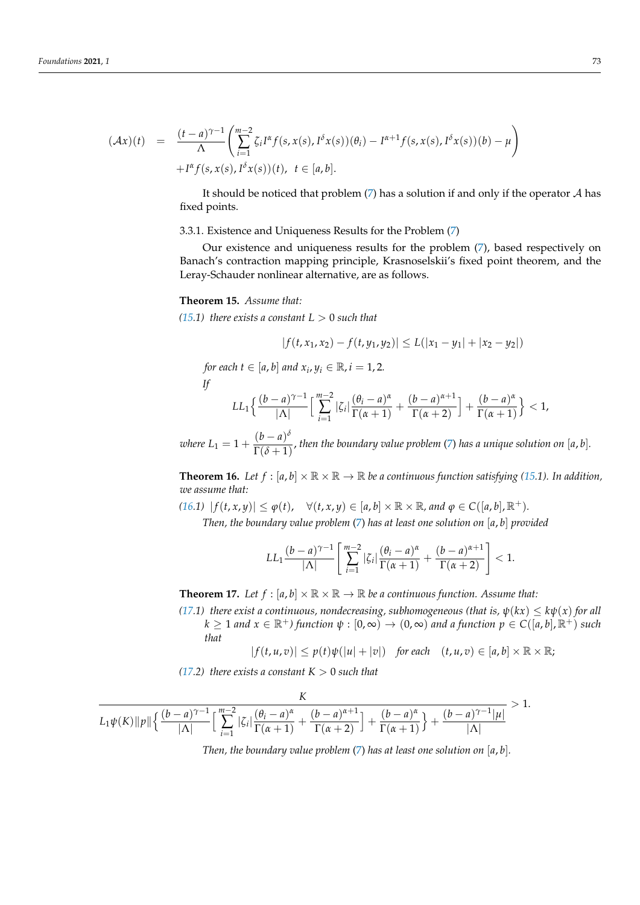$$
\begin{aligned}
(\mathcal{A}x)(t) \;=\; & \frac{(t-a)^{\gamma-1}}{\Lambda}\left(\sum_{i=1}^{m-2}\zeta_i I^{\alpha} f(s,x(s),I^{\delta}x(s))(\theta_i) - I^{\alpha+1} f(s,x(s),I^{\delta}x(s))(b) - \mu\right) \\
& + I^{\alpha} f(s,x(s),I^{\delta}x(s))(t), \;\; t\in[a,b].
\end{aligned}
$$

It should be noticed that problem (7) has a solution if and only if the operator $\mathcal{A}$ has fixed points.

#### 3.3.1. Existence and Uniqueness Results for the Problem (7)

Our existence and uniqueness results for the problem (7), based respectively on Banach's contraction mapping principle, Krasnoselskii's fixed point theorem, and the Leray-Schauder nonlinear alternative, are as follows.

**Theorem 15.** *Assume that:*

*(15.1) there exists a constant $L > 0$ such that*

$$
|f(t,x_1,x_2) - f(t,y_1,y_2)| \le L(|x_1-y_1| + |x_2-y_2|)
$$

*for each $t\in[a,b]$ and $x_i, y_i \in \mathbb{R}$, $i = 1,2$.*

*If*

$$
LL_1\Big\{\frac{(b-a)^{\gamma-1}}{|\Lambda|}\Big[\sum_{i=1}^{m-2}|\zeta_i|\frac{(\theta_i-a)^{\alpha}}{\Gamma(\alpha+1)} + \frac{(b-a)^{\alpha+1}}{\Gamma(\alpha+2)}\Big] + \frac{(b-a)^{\alpha}}{\Gamma(\alpha+1)}\Big\} < 1,
$$

*where $L_1 = 1 + \dfrac{(b-a)^{\delta}}{\Gamma(\delta+1)}$, then the boundary value problem (7) has a unique solution on $[a,b]$.*

**Theorem 16.** *Let $f : [a,b]\times\mathbb{R}\times\mathbb{R}\to\mathbb{R}$ be a continuous function satisfying (15.1). In addition, we assume that:*

*(16.1) $|f(t,x,y)| \le \varphi(t)$, $\quad\forall (t,x,y)\in[a,b]\times\mathbb{R}\times\mathbb{R}$, and $\varphi\in C([a,b],\mathbb{R}^+)$.*

*Then, the boundary value problem (7) has at least one solution on $[a,b]$ provided*

$$
LL_1\frac{(b-a)^{\gamma-1}}{|\Lambda|}\left[\sum_{i=1}^{m-2}|\zeta_i|\frac{(\theta_i-a)^{\alpha}}{\Gamma(\alpha+1)} + \frac{(b-a)^{\alpha+1}}{\Gamma(\alpha+2)}\right] < 1.
$$

**Theorem 17.** *Let $f : [a,b]\times\mathbb{R}\times\mathbb{R}\to\mathbb{R}$ be a continuous function. Assume that:*

*(17.1) there exist a continuous, nondecreasing, subhomogeneous (that is, $\psi(kx)\le k\psi(x)$ for all $k\ge 1$ and $x\in\mathbb{R}^+$) function $\psi:[0,\infty)\to(0,\infty)$ and a function $p\in C([a,b],\mathbb{R}^+)$ such that*

$$
|f(t,u,v)| \le p(t)\psi(|u|+|v|) \quad \text{for each} \quad (t,u,v)\in[a,b]\times\mathbb{R}\times\mathbb{R};
$$

*(17.2) there exists a constant $K > 0$ such that*

$$
\frac{K}{L_1\psi(K)\|p\|\Big\{\frac{(b-a)^{\gamma-1}}{|\Lambda|}\Big[\sum_{i=1}^{m-2}|\zeta_i|\frac{(\theta_i-a)^{\alpha}}{\Gamma(\alpha+1)} + \frac{(b-a)^{\alpha+1}}{\Gamma(\alpha+2)}\Big] + \frac{(b-a)^{\alpha}}{\Gamma(\alpha+1)}\Big\} + \frac{(b-a)^{\gamma-1}|\mu|}{|\Lambda|}} > 1.
$$

*Then, the boundary value problem (7) has at least one solution on $[a,b]$.*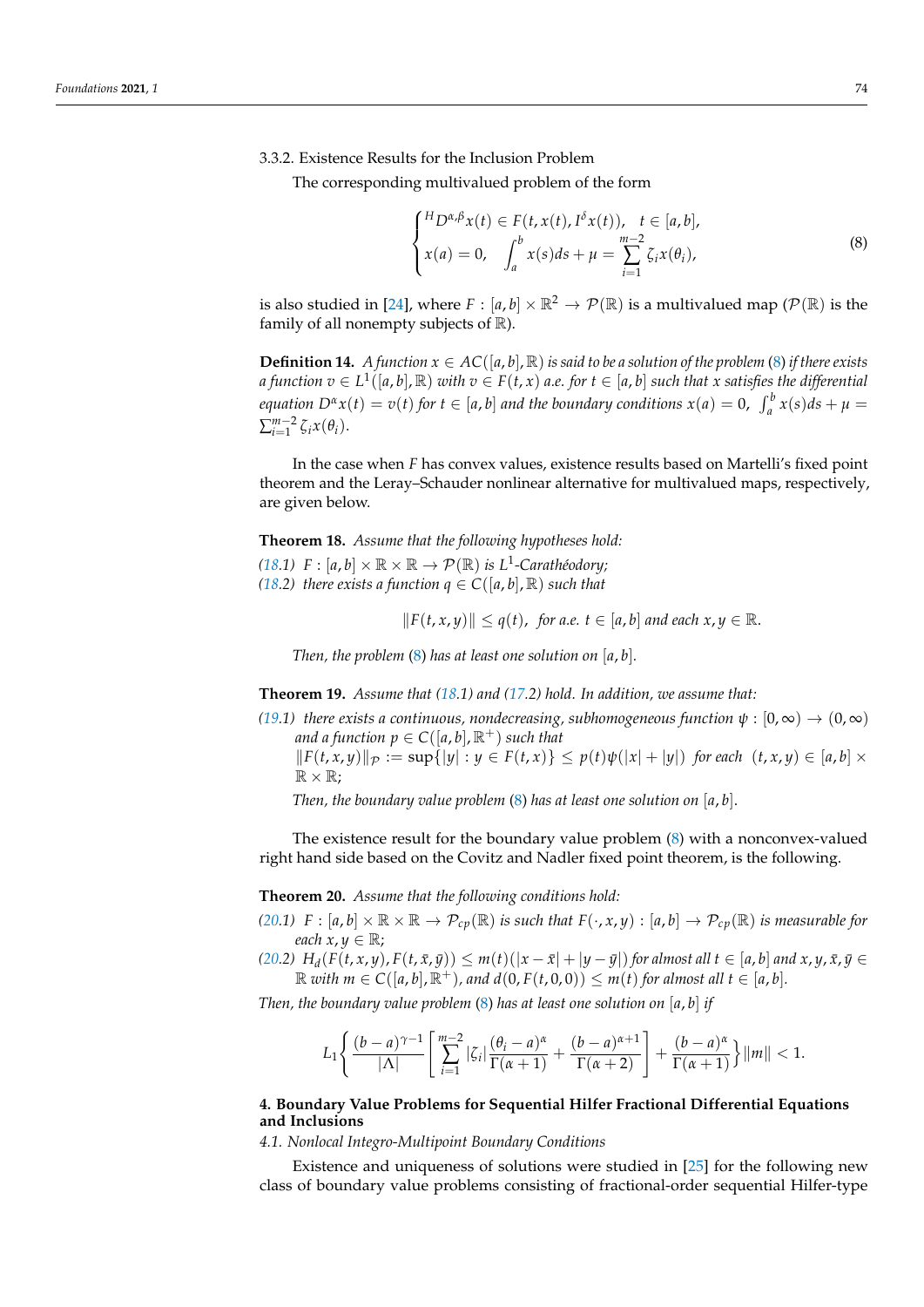#### 3.3.2. Existence Results for the Inclusion Problem

The corresponding multivalued problem of the form

$$\begin{cases} {}^{H}D^{\alpha,\beta}x(t) \in F(t, x(t), I^{\delta}x(t)), & t \in [a,b], \\ x(a) = 0, \quad \displaystyle\int_a^b x(s)ds + \mu = \sum_{i=1}^{m-2} \zeta_i x(\theta_i), \end{cases} \tag{8}$$

is also studied in [24], where $F : [a,b] \times \mathbb{R}^2 \to \mathcal{P}(\mathbb{R})$ is a multivalued map ($\mathcal{P}(\mathbb{R})$ is the family of all nonempty subjects of $\mathbb{R}$).

**Definition 14.** *A function $x \in AC([a,b], \mathbb{R})$ is said to be a solution of the problem (8) if there exists a function $v \in L^1([a,b], \mathbb{R})$ with $v \in F(t,x)$ a.e. for $t \in [a,b]$ such that $x$ satisfies the differential equation $D^{\alpha}x(t) = v(t)$ for $t \in [a,b]$ and the boundary conditions $x(a) = 0$, $\int_a^b x(s)ds + \mu = \sum_{i=1}^{m-2} \zeta_i x(\theta_i)$.*

In the case when $F$ has convex values, existence results based on Martelli's fixed point theorem and the Leray–Schauder nonlinear alternative for multivalued maps, respectively, are given below.

**Theorem 18.** *Assume that the following hypotheses hold:*

*(18.1) $F : [a,b] \times \mathbb{R} \times \mathbb{R} \to \mathcal{P}(\mathbb{R})$ is $L^1$-Carathéodory;*
*(18.2) there exists a function $q \in C([a,b], \mathbb{R})$ such that*

$$\|F(t,x,y)\| \le q(t), \text{ for a.e. } t \in [a,b] \text{ and each } x, y \in \mathbb{R}.$$

*Then, the problem (8) has at least one solution on $[a,b]$.*

**Theorem 19.** *Assume that (18.1) and (17.2) hold. In addition, we assume that:*

*(19.1) there exists a continuous, nondecreasing, subhomogeneous function $\psi : [0,\infty) \to (0,\infty)$ and a function $p \in C([a,b], \mathbb{R}^+)$ such that*
*$\|F(t,x,y)\|_{\mathcal{P}} := \sup\{|y| : y \in F(t,x)\} \le p(t)\psi(|x| + |y|)$ for each $(t,x,y) \in [a,b] \times \mathbb{R} \times \mathbb{R}$;*

*Then, the boundary value problem (8) has at least one solution on $[a,b]$.*

The existence result for the boundary value problem (8) with a nonconvex-valued right hand side based on the Covitz and Nadler fixed point theorem, is the following.

**Theorem 20.** *Assume that the following conditions hold:*

*(20.1) $F : [a,b] \times \mathbb{R} \times \mathbb{R} \to \mathcal{P}_{cp}(\mathbb{R})$ is such that $F(\cdot, x, y) : [a,b] \to \mathcal{P}_{cp}(\mathbb{R})$ is measurable for each $x, y \in \mathbb{R}$;*
*(20.2) $H_d(F(t,x,y), F(t,\bar{x},\bar{y})) \le m(t)(|x - \bar{x}| + |y - \bar{y}|)$ for almost all $t \in [a,b]$ and $x, y, \bar{x}, \bar{y} \in \mathbb{R}$ with $m \in C([a,b], \mathbb{R}^+)$, and $d(0, F(t,0,0)) \le m(t)$ for almost all $t \in [a,b]$.*

*Then, the boundary value problem (8) has at least one solution on $[a,b]$ if*

$$L_1 \left\{ \frac{(b-a)^{\gamma-1}}{|\Lambda|} \left[ \sum_{i=1}^{m-2} |\zeta_i| \frac{(\theta_i - a)^{\alpha}}{\Gamma(\alpha+1)} + \frac{(b-a)^{\alpha+1}}{\Gamma(\alpha+2)} \right] + \frac{(b-a)^{\alpha}}{\Gamma(\alpha+1)} \right\} \|m\| < 1.$$

## 4. Boundary Value Problems for Sequential Hilfer Fractional Differential Equations and Inclusions

### 4.1. Nonlocal Integro-Multipoint Boundary Conditions

Existence and uniqueness of solutions were studied in [25] for the following new class of boundary value problems consisting of fractional-order sequential Hilfer-type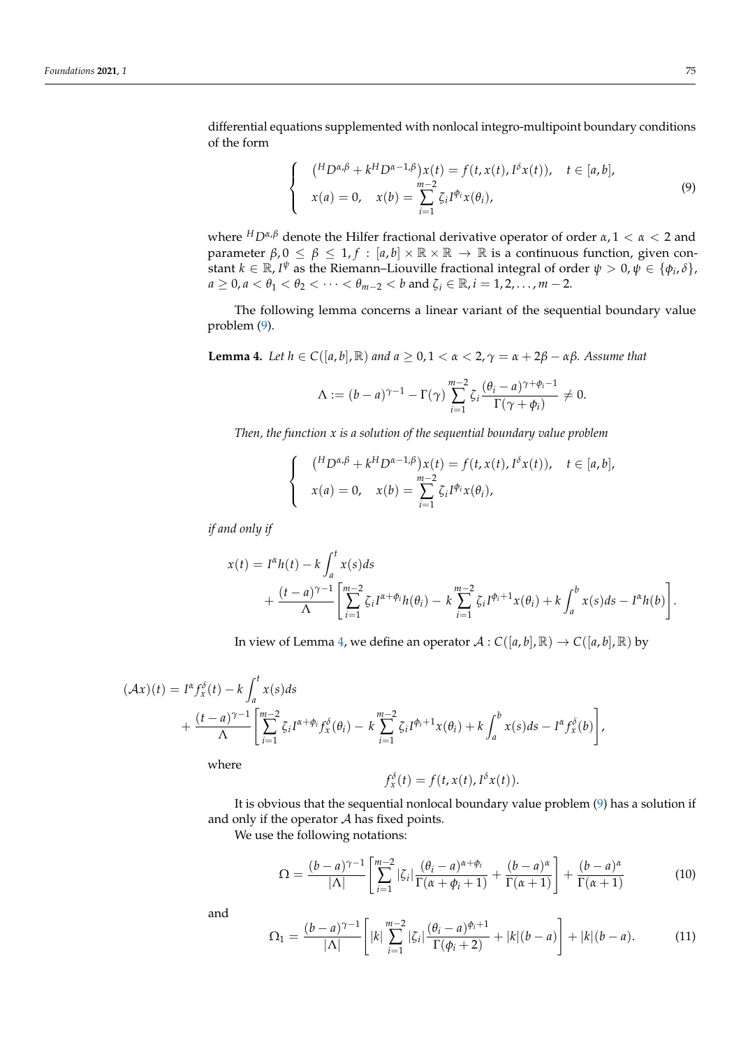differential equations supplemented with nonlocal integro-multipoint boundary conditions of the form

$$
\begin{cases} \left({}^{H}D^{\alpha,\beta} + k^{H}D^{\alpha-1,\beta}\right)x(t) = f(t, x(t), I^{\delta}x(t)), \quad t \in [a,b], \\ x(a) = 0, \quad x(b) = \sum_{i=1}^{m-2} \zeta_i I^{\phi_i} x(\theta_i), \end{cases} \tag{9}
$$

where ${}^{H}D^{\alpha,\beta}$ denote the Hilfer fractional derivative operator of order $\alpha, 1 < \alpha < 2$ and parameter $\beta, 0 \leq \beta \leq 1, f : [a,b] \times \mathbb{R} \times \mathbb{R} \to \mathbb{R}$ is a continuous function, given constant $k \in \mathbb{R}, I^{\psi}$ as the Riemann–Liouville fractional integral of order $\psi > 0, \psi \in \{\phi_i, \delta\}$, $a \geq 0, a < \theta_1 < \theta_2 < \cdots < \theta_{m-2} < b$ and $\zeta_i \in \mathbb{R}, i = 1, 2, \ldots, m-2$.

The following lemma concerns a linear variant of the sequential boundary value problem (9).

**Lemma 4.** *Let $h \in C([a,b], \mathbb{R})$ and $a \geq 0, 1 < \alpha < 2, \gamma = \alpha + 2\beta - \alpha\beta$. Assume that*

$$
\Lambda := (b-a)^{\gamma-1} - \Gamma(\gamma) \sum_{i=1}^{m-2} \zeta_i \frac{(\theta_i - a)^{\gamma+\phi_i-1}}{\Gamma(\gamma+\phi_i)} \neq 0.
$$

*Then, the function $x$ is a solution of the sequential boundary value problem*

$$
\begin{cases} \left({}^{H}D^{\alpha,\beta} + k^{H}D^{\alpha-1,\beta}\right)x(t) = f(t, x(t), I^{\delta}x(t)), \quad t \in [a,b], \\ x(a) = 0, \quad x(b) = \sum_{i=1}^{m-2} \zeta_i I^{\phi_i} x(\theta_i), \end{cases}
$$

*if and only if*

$$
\begin{aligned} x(t) = {} & I^{\alpha}h(t) - k\int_a^t x(s)ds \\ & + \frac{(t-a)^{\gamma-1}}{\Lambda}\left[\sum_{i=1}^{m-2} \zeta_i I^{\alpha+\phi_i}h(\theta_i) - k\sum_{i=1}^{m-2} \zeta_i I^{\phi_i+1}x(\theta_i) + k\int_a^b x(s)ds - I^{\alpha}h(b)\right]. \end{aligned}
$$

In view of Lemma 4, we define an operator $\mathcal{A} : C([a,b], \mathbb{R}) \to C([a,b], \mathbb{R})$ by

$$
\begin{aligned} (\mathcal{A}x)(t) = {} & I^{\alpha}f_x^{\delta}(t) - k\int_a^t x(s)ds \\ & + \frac{(t-a)^{\gamma-1}}{\Lambda}\left[\sum_{i=1}^{m-2} \zeta_i I^{\alpha+\phi_i}f_x^{\delta}(\theta_i) - k\sum_{i=1}^{m-2} \zeta_i I^{\phi_i+1}x(\theta_i) + k\int_a^b x(s)ds - I^{\alpha}f_x^{\delta}(b)\right], \end{aligned}
$$

where

$$
f_x^{\delta}(t) = f(t, x(t), I^{\delta}x(t)).
$$

It is obvious that the sequential nonlocal boundary value problem (9) has a solution if and only if the operator $\mathcal{A}$ has fixed points.

We use the following notations:

$$
\Omega = \frac{(b-a)^{\gamma-1}}{|\Lambda|}\left[\sum_{i=1}^{m-2} |\zeta_i| \frac{(\theta_i - a)^{\alpha+\phi_i}}{\Gamma(\alpha+\phi_i+1)} + \frac{(b-a)^{\alpha}}{\Gamma(\alpha+1)}\right] + \frac{(b-a)^{\alpha}}{\Gamma(\alpha+1)} \tag{10}
$$

and

$$
\Omega_1 = \frac{(b-a)^{\gamma-1}}{|\Lambda|}\left[|k|\sum_{i=1}^{m-2} |\zeta_i| \frac{(\theta_i - a)^{\phi_i+1}}{\Gamma(\phi_i+2)} + |k|(b-a)\right] + |k|(b-a). \tag{11}
$$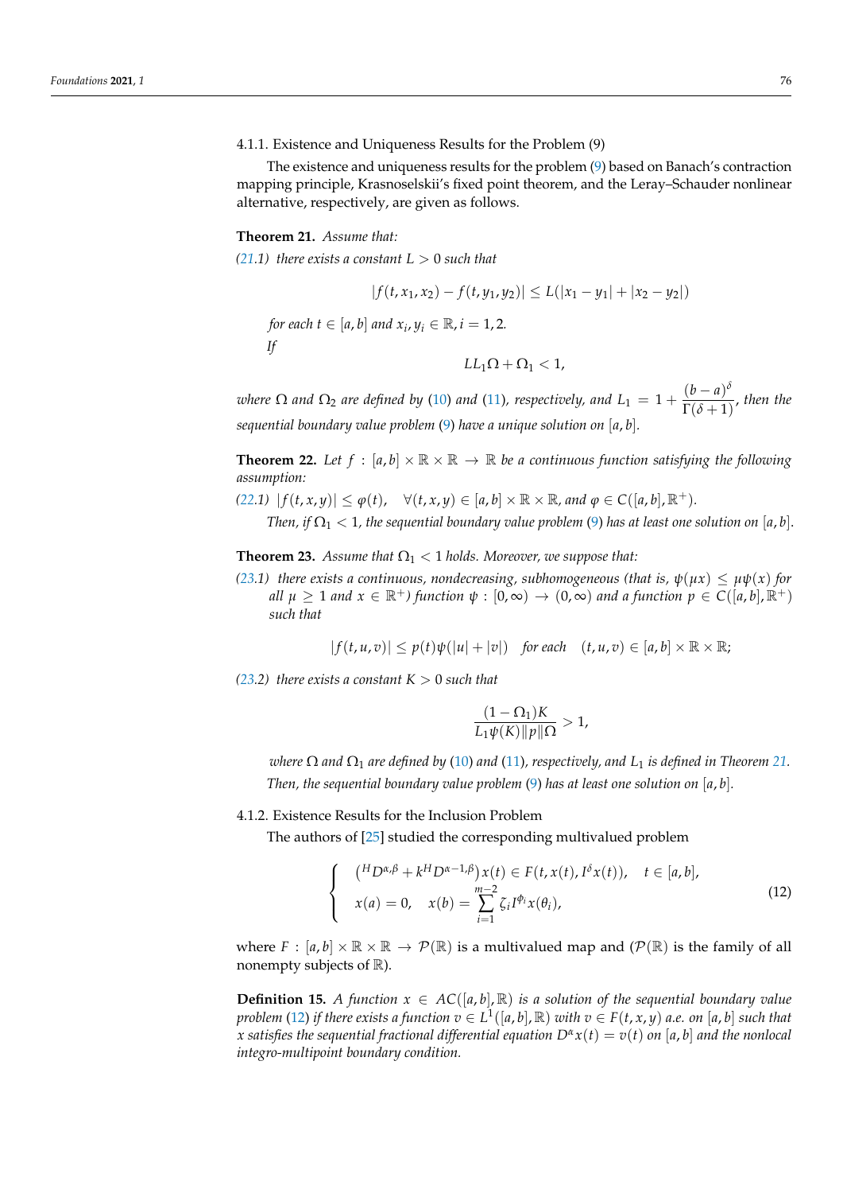#### 4.1.1. Existence and Uniqueness Results for the Problem (9)

The existence and uniqueness results for the problem (9) based on Banach's contraction mapping principle, Krasnoselskii's fixed point theorem, and the Leray–Schauder nonlinear alternative, respectively, are given as follows.

**Theorem 21.** *Assume that:*

*(21.1) there exists a constant $L > 0$ such that*

$$|f(t, x_1, x_2) - f(t, y_1, y_2)| \leq L(|x_1 - y_1| + |x_2 - y_2|)$$

*for each $t \in [a, b]$ and $x_i, y_i \in \mathbb{R}, i = 1, 2.$*

*If*

$$LL_1\Omega + \Omega_1 < 1,$$

*where $\Omega$ and $\Omega_2$ are defined by (10) and (11), respectively, and $L_1 = 1 + \dfrac{(b-a)^\delta}{\Gamma(\delta + 1)}$, then the sequential boundary value problem (9) have a unique solution on $[a, b]$.*

**Theorem 22.** *Let $f : [a, b] \times \mathbb{R} \times \mathbb{R} \to \mathbb{R}$ be a continuous function satisfying the following assumption:*

*(22.1) $|f(t, x, y)| \leq \varphi(t), \quad \forall (t, x, y) \in [a, b] \times \mathbb{R} \times \mathbb{R}$, and $\varphi \in C([a, b], \mathbb{R}^+)$.*

*Then, if $\Omega_1 < 1$, the sequential boundary value problem (9) has at least one solution on $[a, b]$.*

**Theorem 23.** *Assume that $\Omega_1 < 1$ holds. Moreover, we suppose that:*

*(23.1) there exists a continuous, nondecreasing, subhomogeneous (that is, $\psi(\mu x) \leq \mu\psi(x)$ for all $\mu \geq 1$ and $x \in \mathbb{R}^+$) function $\psi : [0, \infty) \to (0, \infty)$ and a function $p \in C([a, b], \mathbb{R}^+)$ such that*

$$|f(t, u, v)| \leq p(t)\psi(|u| + |v|) \quad \text{for each} \quad (t, u, v) \in [a, b] \times \mathbb{R} \times \mathbb{R};$$

*(23.2) there exists a constant $K > 0$ such that*

$$\frac{(1 - \Omega_1)K}{L_1\psi(K)\|p\|\Omega} > 1,$$

*where $\Omega$ and $\Omega_1$ are defined by (10) and (11), respectively, and $L_1$ is defined in Theorem 21.*

*Then, the sequential boundary value problem (9) has at least one solution on $[a, b]$.*

#### 4.1.2. Existence Results for the Inclusion Problem

The authors of [25] studied the corresponding multivalued problem

$$\begin{cases} \left({}^H D^{\alpha,\beta} + k^H D^{\alpha-1,\beta}\right)x(t) \in F(t, x(t), I^\delta x(t)), \quad t \in [a, b], \\ x(a) = 0, \quad x(b) = \displaystyle\sum_{i=1}^{m-2} \zeta_i I^{\phi_i} x(\theta_i), \end{cases} \tag{12}$$

where $F : [a, b] \times \mathbb{R} \times \mathbb{R} \to \mathcal{P}(\mathbb{R})$ is a multivalued map and ($\mathcal{P}(\mathbb{R})$ is the family of all nonempty subjects of $\mathbb{R}$).

**Definition 15.** *A function $x \in AC([a, b], \mathbb{R})$ is a solution of the sequential boundary value problem (12) if there exists a function $v \in L^1([a, b], \mathbb{R})$ with $v \in F(t, x, y)$ a.e. on $[a, b]$ such that $x$ satisfies the sequential fractional differential equation $D^\alpha x(t) = v(t)$ on $[a, b]$ and the nonlocal integro-multipoint boundary condition.*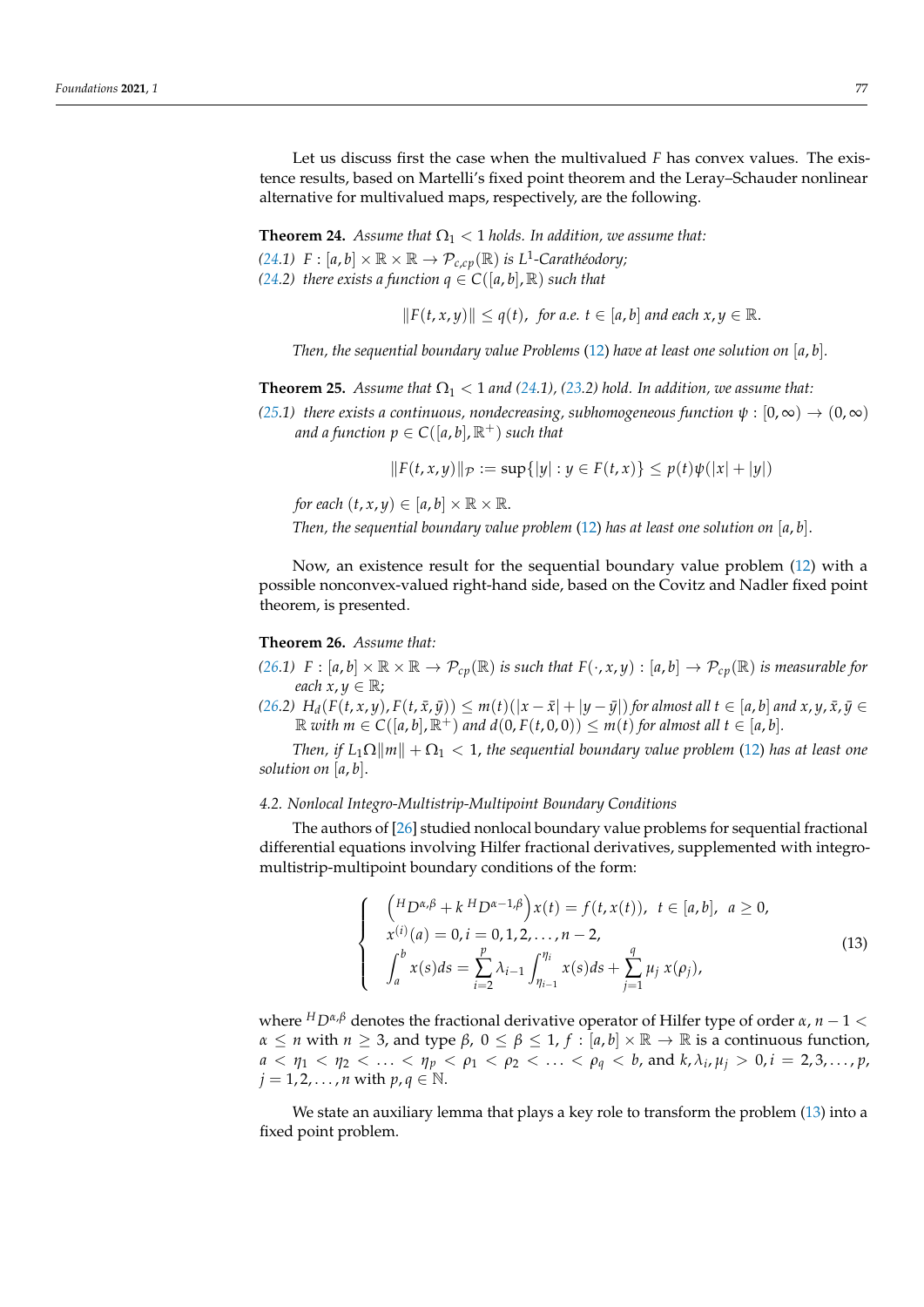Let us discuss first the case when the multivalued $F$ has convex values. The existence results, based on Martelli's fixed point theorem and the Leray–Schauder nonlinear alternative for multivalued maps, respectively, are the following.

**Theorem 24.** *Assume that $\Omega_1 < 1$ holds. In addition, we assume that:*

*(24.1) $F : [a,b] \times \mathbb{R} \times \mathbb{R} \to \mathcal{P}_{c,cp}(\mathbb{R})$ is $L^1$-Carathéodory;*

*(24.2) there exists a function $q \in C([a,b],\mathbb{R})$ such that*

$$\|F(t,x,y)\| \le q(t), \;\; \text{for a.e. } t \in [a,b] \text{ and each } x, y \in \mathbb{R}.$$

*Then, the sequential boundary value Problems (12) have at least one solution on $[a,b]$.*

**Theorem 25.** *Assume that $\Omega_1 < 1$ and (24.1), (23.2) hold. In addition, we assume that:*

*(25.1) there exists a continuous, nondecreasing, subhomogeneous function $\psi : [0,\infty) \to (0,\infty)$ and a function $p \in C([a,b],\mathbb{R}^+)$ such that*

$$\|F(t,x,y)\|_{\mathcal{P}} := \sup\{|y| : y \in F(t,x)\} \le p(t)\psi(|x| + |y|)$$

*for each $(t,x,y) \in [a,b] \times \mathbb{R} \times \mathbb{R}$.*

*Then, the sequential boundary value problem (12) has at least one solution on $[a,b]$.*

Now, an existence result for the sequential boundary value problem (12) with a possible nonconvex-valued right-hand side, based on the Covitz and Nadler fixed point theorem, is presented.

**Theorem 26.** *Assume that:*

*(26.1) $F : [a,b] \times \mathbb{R} \times \mathbb{R} \to \mathcal{P}_{cp}(\mathbb{R})$ is such that $F(\cdot,x,y) : [a,b] \to \mathcal{P}_{cp}(\mathbb{R})$ is measurable for each $x, y \in \mathbb{R}$;*

*(26.2) $H_d(F(t,x,y), F(t,\bar{x},\bar{y})) \le m(t)(|x - \bar{x}| + |y - \bar{y}|)$ for almost all $t \in [a,b]$ and $x, y, \bar{x}, \bar{y} \in \mathbb{R}$ with $m \in C([a,b],\mathbb{R}^+)$ and $d(0, F(t,0,0)) \le m(t)$ for almost all $t \in [a,b]$.*

*Then, if $L_1\Omega\|m\| + \Omega_1 < 1$, the sequential boundary value problem (12) has at least one solution on $[a,b]$.*

#### 4.2. Nonlocal Integro-Multistrip-Multipoint Boundary Conditions

The authors of [26] studied nonlocal boundary value problems for sequential fractional differential equations involving Hilfer fractional derivatives, supplemented with integro-multistrip-multipoint boundary conditions of the form:

$$\begin{cases} \left({}^{H}D^{\alpha,\beta} + k\,{}^{H}D^{\alpha-1,\beta}\right)x(t) = f(t,x(t)), \;\; t \in [a,b], \;\; a \ge 0, \\ x^{(i)}(a) = 0, i = 0,1,2,\ldots,n-2, \\ \displaystyle\int_a^b x(s)ds = \sum_{i=2}^{p} \lambda_{i-1} \int_{\eta_{i-1}}^{\eta_i} x(s)ds + \sum_{j=1}^{q} \mu_j\, x(\rho_j), \end{cases} \tag{13}$$

where ${}^{H}D^{\alpha,\beta}$ denotes the fractional derivative operator of Hilfer type of order $\alpha$, $n-1 < \alpha \le n$ with $n \ge 3$, and type $\beta$, $0 \le \beta \le 1$, $f : [a,b] \times \mathbb{R} \to \mathbb{R}$ is a continuous function, $a < \eta_1 < \eta_2 < \ldots < \eta_p < \rho_1 < \rho_2 < \ldots < \rho_q < b$, and $k, \lambda_i, \mu_j > 0, i = 2,3,\ldots,p$, $j = 1,2,\ldots,n$ with $p, q \in \mathbb{N}$.

We state an auxiliary lemma that plays a key role to transform the problem (13) into a fixed point problem.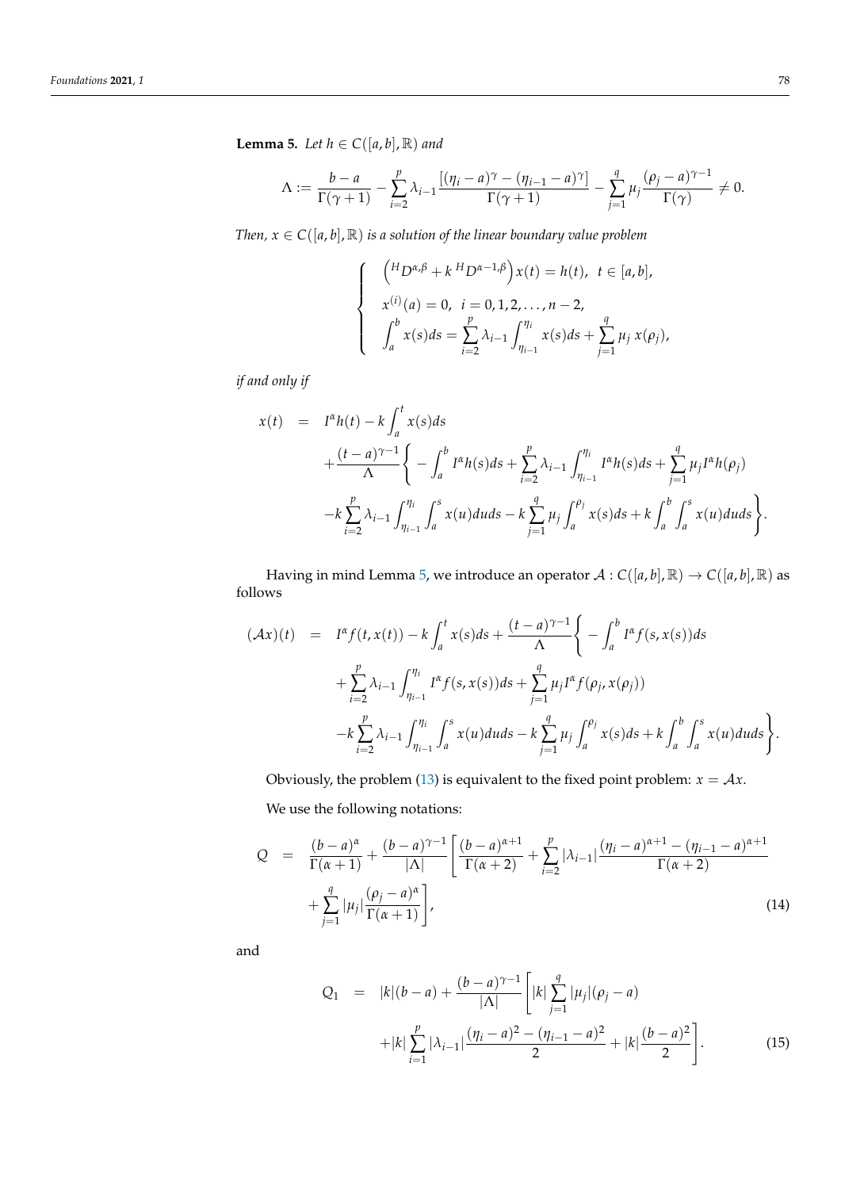**Lemma 5.** *Let $h \in C([a,b],\mathbb{R})$ and*

$$\Lambda := \frac{b-a}{\Gamma(\gamma+1)} - \sum_{i=2}^{p} \lambda_{i-1} \frac{[(\eta_i - a)^{\gamma} - (\eta_{i-1} - a)^{\gamma}]}{\Gamma(\gamma+1)} - \sum_{j=1}^{q} \mu_j \frac{(\rho_j - a)^{\gamma-1}}{\Gamma(\gamma)} \neq 0.$$

*Then, $x \in C([a,b],\mathbb{R})$ is a solution of the linear boundary value problem*

$$\begin{cases} \left({}^{H}D^{\alpha,\beta} + k\,{}^{H}D^{\alpha-1,\beta}\right)x(t) = h(t), \ \ t \in [a,b], \\ x^{(i)}(a) = 0, \ \ i = 0,1,2,\ldots,n-2, \\ \displaystyle\int_a^b x(s)ds = \sum_{i=2}^{p} \lambda_{i-1} \int_{\eta_{i-1}}^{\eta_i} x(s)ds + \sum_{j=1}^{q} \mu_j\, x(\rho_j), \end{cases}$$

*if and only if*

$$\begin{aligned} x(t) &= I^{\alpha}h(t) - k\int_a^t x(s)ds \\ &\quad + \frac{(t-a)^{\gamma-1}}{\Lambda}\Bigg\{ -\int_a^b I^{\alpha}h(s)ds + \sum_{i=2}^{p} \lambda_{i-1} \int_{\eta_{i-1}}^{\eta_i} I^{\alpha}h(s)ds + \sum_{j=1}^{q} \mu_j I^{\alpha}h(\rho_j) \\ &\quad - k\sum_{i=2}^{p} \lambda_{i-1} \int_{\eta_{i-1}}^{\eta_i} \int_a^s x(u)duds - k\sum_{j=1}^{q} \mu_j \int_a^{\rho_j} x(s)ds + k\int_a^b \int_a^s x(u)duds \Bigg\}. \end{aligned}$$

Having in mind Lemma 5, we introduce an operator $\mathcal{A} : C([a,b],\mathbb{R}) \to C([a,b],\mathbb{R})$ as follows

$$\begin{aligned} (\mathcal{A}x)(t) &= I^{\alpha}f(t,x(t)) - k\int_a^t x(s)ds + \frac{(t-a)^{\gamma-1}}{\Lambda}\Bigg\{ -\int_a^b I^{\alpha}f(s,x(s))ds \\ &\quad + \sum_{i=2}^{p} \lambda_{i-1} \int_{\eta_{i-1}}^{\eta_i} I^{\alpha}f(s,x(s))ds + \sum_{j=1}^{q} \mu_j I^{\alpha}f(\rho_j, x(\rho_j)) \\ &\quad - k\sum_{i=2}^{p} \lambda_{i-1} \int_{\eta_{i-1}}^{\eta_i} \int_a^s x(u)duds - k\sum_{j=1}^{q} \mu_j \int_a^{\rho_j} x(s)ds + k\int_a^b \int_a^s x(u)duds \Bigg\}. \end{aligned}$$

Obviously, the problem (13) is equivalent to the fixed point problem: $x = \mathcal{A}x$.

We use the following notations:

$$\begin{aligned} Q &= \frac{(b-a)^{\alpha}}{\Gamma(\alpha+1)} + \frac{(b-a)^{\gamma-1}}{|\Lambda|}\Bigg[ \frac{(b-a)^{\alpha+1}}{\Gamma(\alpha+2)} + \sum_{i=2}^{p} |\lambda_{i-1}| \frac{(\eta_i - a)^{\alpha+1} - (\eta_{i-1} - a)^{\alpha+1}}{\Gamma(\alpha+2)} \\ &\quad + \sum_{j=1}^{q} |\mu_j| \frac{(\rho_j - a)^{\alpha}}{\Gamma(\alpha+1)} \Bigg], \end{aligned} \tag{14}$$

and

$$\begin{aligned} Q_1 &= |k|(b-a) + \frac{(b-a)^{\gamma-1}}{|\Lambda|}\Bigg[ |k|\sum_{j=1}^{q} |\mu_j|(\rho_j - a) \\ &\quad + |k|\sum_{i=1}^{p} |\lambda_{i-1}| \frac{(\eta_i - a)^2 - (\eta_{i-1} - a)^2}{2} + |k|\frac{(b-a)^2}{2} \Bigg]. \end{aligned} \tag{15}$$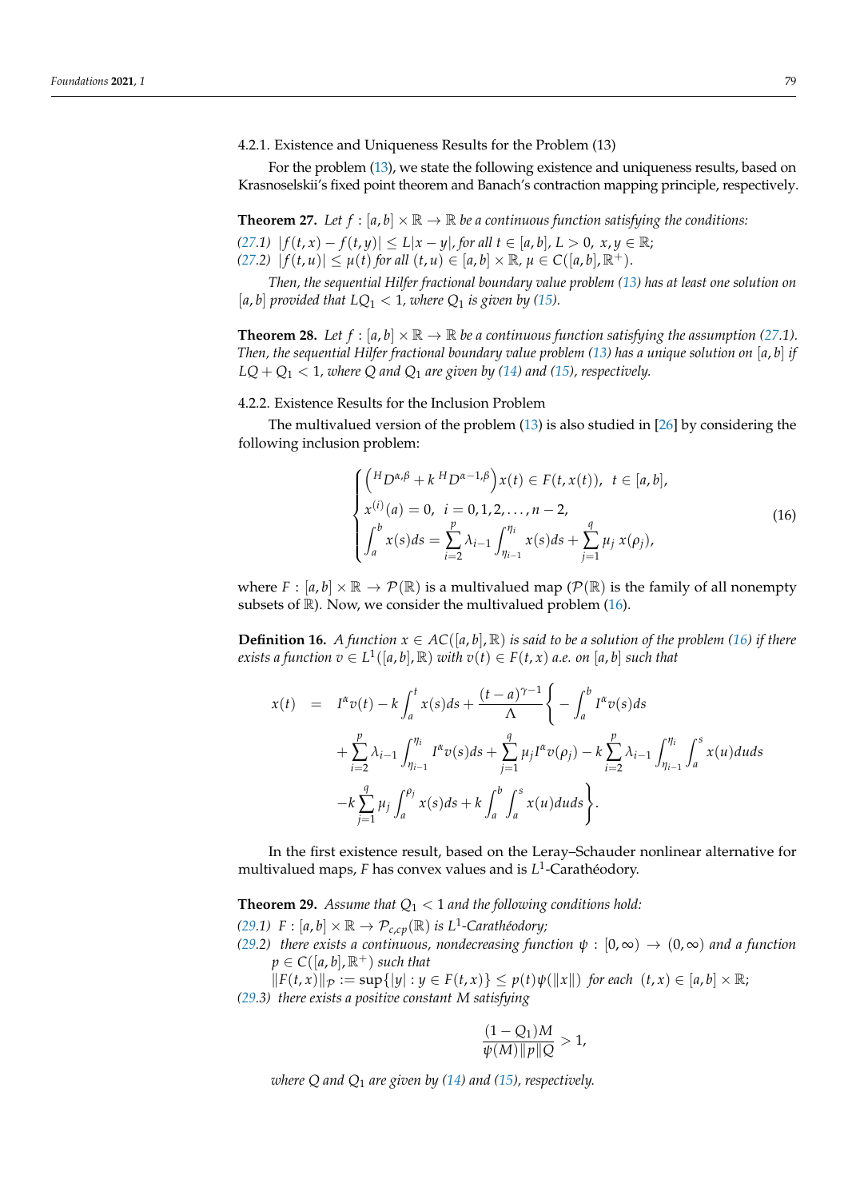#### 4.2.1. Existence and Uniqueness Results for the Problem (13)

For the problem (13), we state the following existence and uniqueness results, based on Krasnoselskii's fixed point theorem and Banach's contraction mapping principle, respectively.

**Theorem 27.** *Let $f : [a,b] \times \mathbb{R} \to \mathbb{R}$ be a continuous function satisfying the conditions:*

(27.1) $|f(t,x) - f(t,y)| \le L|x-y|$, *for all* $t \in [a,b]$, $L > 0$, $x, y \in \mathbb{R}$;
(27.2) $|f(t,u)| \le \mu(t)$ *for all* $(t,u) \in [a,b] \times \mathbb{R}$, $\mu \in C([a,b], \mathbb{R}^+)$.

*Then, the sequential Hilfer fractional boundary value problem (13) has at least one solution on $[a,b]$ provided that $LQ_1 < 1$, where $Q_1$ is given by (15).*

**Theorem 28.** *Let $f : [a,b] \times \mathbb{R} \to \mathbb{R}$ be a continuous function satisfying the assumption (27.1). Then, the sequential Hilfer fractional boundary value problem (13) has a unique solution on $[a,b]$ if $LQ + Q_1 < 1$, where $Q$ and $Q_1$ are given by (14) and (15), respectively.*

#### 4.2.2. Existence Results for the Inclusion Problem

The multivalued version of the problem (13) is also studied in [26] by considering the following inclusion problem:

$$\begin{cases} \left({}^{H}D^{\alpha,\beta} + k\, {}^{H}D^{\alpha-1,\beta}\right)x(t) \in F(t,x(t)), \ \ t \in [a,b], \\ x^{(i)}(a) = 0, \ \ i = 0,1,2,\ldots,n-2, \\ \displaystyle\int_a^b x(s)ds = \sum_{i=2}^{p} \lambda_{i-1} \int_{\eta_{i-1}}^{\eta_i} x(s)ds + \sum_{j=1}^{q} \mu_j\, x(\rho_j), \end{cases} \tag{16}$$

where $F : [a,b] \times \mathbb{R} \to \mathcal{P}(\mathbb{R})$ is a multivalued map ($\mathcal{P}(\mathbb{R})$ is the family of all nonempty subsets of $\mathbb{R}$). Now, we consider the multivalued problem (16).

**Definition 16.** *A function $x \in AC([a,b], \mathbb{R})$ is said to be a solution of the problem (16) if there exists a function $v \in L^1([a,b], \mathbb{R})$ with $v(t) \in F(t,x)$ a.e. on $[a,b]$ such that*

$$\begin{aligned} x(t) \;=\; & I^{\alpha}v(t) - k\int_a^t x(s)ds + \frac{(t-a)^{\gamma-1}}{\Lambda}\Bigg\{ -\int_a^b I^{\alpha}v(s)ds \\ & + \sum_{i=2}^{p} \lambda_{i-1} \int_{\eta_{i-1}}^{\eta_i} I^{\alpha}v(s)ds + \sum_{j=1}^{q} \mu_j I^{\alpha}v(\rho_j) - k\sum_{i=2}^{p} \lambda_{i-1} \int_{\eta_{i-1}}^{\eta_i}\int_a^s x(u)duds \\ & - k\sum_{j=1}^{q} \mu_j \int_a^{\rho_j} x(s)ds + k\int_a^b\int_a^s x(u)duds \Bigg\}. \end{aligned}$$

In the first existence result, based on the Leray–Schauder nonlinear alternative for multivalued maps, $F$ has convex values and is $L^1$-Carathéodory.

**Theorem 29.** *Assume that $Q_1 < 1$ and the following conditions hold:*

(29.1) $F : [a,b] \times \mathbb{R} \to \mathcal{P}_{c,cp}(\mathbb{R})$ *is* $L^1$*-Carathéodory;*
(29.2) *there exists a continuous, nondecreasing function* $\psi : [0,\infty) \to (0,\infty)$ *and a function* $p \in C([a,b], \mathbb{R}^+)$ *such that*
$\|F(t,x)\|_{\mathcal{P}} := \sup\{|y| : y \in F(t,x)\} \le p(t)\psi(\|x\|)$ *for each* $(t,x) \in [a,b] \times \mathbb{R}$;
(29.3) *there exists a positive constant $M$ satisfying*

$$\frac{(1-Q_1)M}{\psi(M)\|p\|Q} > 1,$$

*where $Q$ and $Q_1$ are given by (14) and (15), respectively.*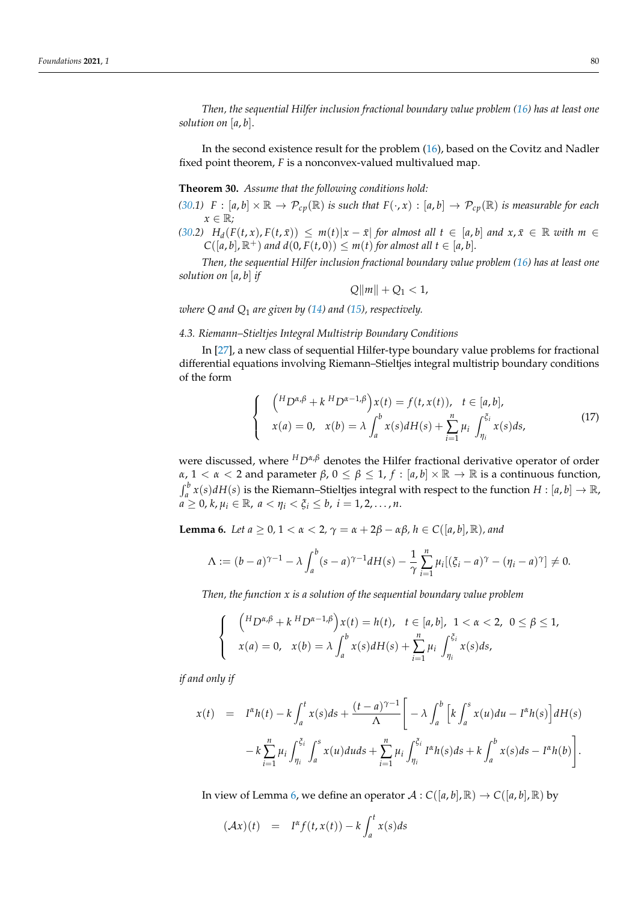*Then, the sequential Hilfer inclusion fractional boundary value problem (16) has at least one solution on $[a,b]$.*

In the second existence result for the problem (16), based on the Covitz and Nadler fixed point theorem, $F$ is a nonconvex-valued multivalued map.

**Theorem 30.** *Assume that the following conditions hold:*

*(30.1)* $F : [a,b] \times \mathbb{R} \to \mathcal{P}_{cp}(\mathbb{R})$ *is such that* $F(\cdot, x) : [a,b] \to \mathcal{P}_{cp}(\mathbb{R})$ *is measurable for each* $x \in \mathbb{R}$*;*

*(30.2)* $H_d(F(t,x), F(t,\bar{x})) \le m(t)|x - \bar{x}|$ *for almost all* $t \in [a,b]$ *and* $x, \bar{x} \in \mathbb{R}$ *with* $m \in C([a,b], \mathbb{R}^+)$ *and* $d(0, F(t,0)) \le m(t)$ *for almost all* $t \in [a,b]$*.*

*Then, the sequential Hilfer inclusion fractional boundary value problem (16) has at least one solution on $[a,b]$ if*

$$Q\|m\| + Q_1 < 1,$$

*where $Q$ and $Q_1$ are given by (14) and (15), respectively.*

### 4.3. Riemann–Stieltjes Integral Multistrip Boundary Conditions

In [27], a new class of sequential Hilfer-type boundary value problems for fractional differential equations involving Riemann–Stieltjes integral multistrip boundary conditions of the form

$$\begin{cases} \left({}^H D^{\alpha,\beta} + k\, {}^H D^{\alpha-1,\beta}\right) x(t) = f(t, x(t)), \quad t \in [a,b], \\ x(a) = 0, \quad x(b) = \lambda \displaystyle\int_a^b x(s) dH(s) + \sum_{i=1}^n \mu_i \int_{\eta_i}^{\xi_i} x(s) ds, \end{cases} \tag{17}$$

were discussed, where ${}^H D^{\alpha,\beta}$ denotes the Hilfer fractional derivative operator of order $\alpha$, $1 < \alpha < 2$ and parameter $\beta$, $0 \le \beta \le 1$, $f : [a,b] \times \mathbb{R} \to \mathbb{R}$ is a continuous function, $\int_a^b x(s) dH(s)$ is the Riemann–Stieltjes integral with respect to the function $H : [a,b] \to \mathbb{R}$, $a \ge 0$, $k, \mu_i \in \mathbb{R}$, $a < \eta_i < \xi_i \le b$, $i = 1, 2, \ldots, n$.

**Lemma 6.** *Let $a \ge 0$, $1 < \alpha < 2$, $\gamma = \alpha + 2\beta - \alpha\beta$, $h \in C([a,b], \mathbb{R})$, and*

$$\Lambda := (b-a)^{\gamma-1} - \lambda \int_a^b (s-a)^{\gamma-1} dH(s) - \frac{1}{\gamma} \sum_{i=1}^n \mu_i [(\xi_i - a)^\gamma - (\eta_i - a)^\gamma] \neq 0.$$

*Then, the function $x$ is a solution of the sequential boundary value problem*

$$\begin{cases} \left({}^H D^{\alpha,\beta} + k\, {}^H D^{\alpha-1,\beta}\right) x(t) = h(t), \quad t \in [a,b], \ 1 < \alpha < 2, \ 0 \le \beta \le 1, \\ x(a) = 0, \quad x(b) = \lambda \displaystyle\int_a^b x(s) dH(s) + \sum_{i=1}^n \mu_i \int_{\eta_i}^{\xi_i} x(s) ds, \end{cases}$$

*if and only if*

$$\begin{aligned} x(t) \;=\; & I^\alpha h(t) - k \int_a^t x(s) ds + \frac{(t-a)^{\gamma-1}}{\Lambda} \Bigg[ -\lambda \int_a^b \left[ k \int_a^s x(u) du - I^\alpha h(s) \right] dH(s) \\ & - k \sum_{i=1}^n \mu_i \int_{\eta_i}^{\xi_i} \int_a^s x(u) du ds + \sum_{i=1}^n \mu_i \int_{\eta_i}^{\xi_i} I^\alpha h(s) ds + k \int_a^b x(s) ds - I^\alpha h(b) \Bigg]. \end{aligned}$$

In view of Lemma 6, we define an operator $\mathcal{A} : C([a,b], \mathbb{R}) \to C([a,b], \mathbb{R})$ by

$$(\mathcal{A}x)(t) \;=\; I^\alpha f(t, x(t)) - k \int_a^t x(s) ds$$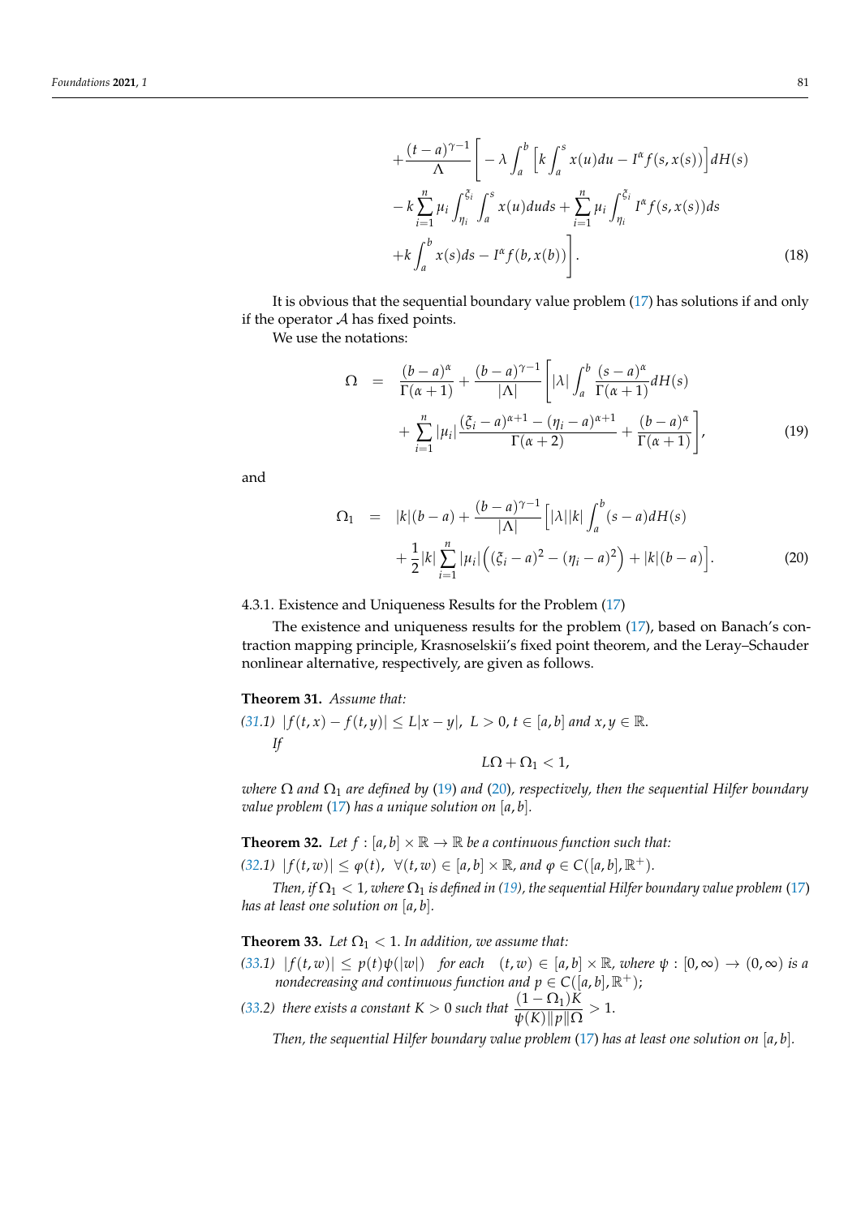$$
\begin{aligned}
&+\frac{(t-a)^{\gamma-1}}{\Lambda}\Bigg[-\lambda\int_a^b\Big[k\int_a^s x(u)du - I^\alpha f(s,x(s))\Big]dH(s)\\
&-k\sum_{i=1}^n \mu_i\int_{\eta_i}^{\xi_i}\int_a^s x(u)duds + \sum_{i=1}^n \mu_i\int_{\eta_i}^{\xi_i} I^\alpha f(s,x(s))ds\\
&+k\int_a^b x(s)ds - I^\alpha f(b,x(b))\Bigg]. \qquad (18)
\end{aligned}
$$

It is obvious that the sequential boundary value problem (17) has solutions if and only if the operator $\mathcal{A}$ has fixed points.

We use the notations:

$$
\begin{aligned}
\Omega &= \frac{(b-a)^\alpha}{\Gamma(\alpha+1)} + \frac{(b-a)^{\gamma-1}}{|\Lambda|}\Bigg[|\lambda|\int_a^b \frac{(s-a)^\alpha}{\Gamma(\alpha+1)}dH(s)\\
&\quad + \sum_{i=1}^n |\mu_i|\frac{(\xi_i-a)^{\alpha+1}-(\eta_i-a)^{\alpha+1}}{\Gamma(\alpha+2)} + \frac{(b-a)^\alpha}{\Gamma(\alpha+1)}\Bigg], \qquad (19)
\end{aligned}
$$

and

$$
\begin{aligned}
\Omega_1 &= |k|(b-a) + \frac{(b-a)^{\gamma-1}}{|\Lambda|}\Big[|\lambda||k|\int_a^b (s-a)dH(s)\\
&\quad + \frac{1}{2}|k|\sum_{i=1}^n |\mu_i|\Big((\xi_i-a)^2-(\eta_i-a)^2\Big) + |k|(b-a)\Big]. \qquad (20)
\end{aligned}
$$

4.3.1. Existence and Uniqueness Results for the Problem (17)

The existence and uniqueness results for the problem (17), based on Banach's contraction mapping principle, Krasnoselskii's fixed point theorem, and the Leray–Schauder nonlinear alternative, respectively, are given as follows.

**Theorem 31.** *Assume that:*

*(31.1)* $|f(t,x)-f(t,y)| \le L|x-y|$, $L>0$, $t\in[a,b]$ *and* $x,y\in\mathbb{R}$.

*If*

$$L\Omega + \Omega_1 < 1,$$

*where* $\Omega$ *and* $\Omega_1$ *are defined by* (19) *and* (20)*, respectively, then the sequential Hilfer boundary value problem* (17) *has a unique solution on* $[a,b]$.

**Theorem 32.** *Let* $f:[a,b]\times\mathbb{R}\to\mathbb{R}$ *be a continuous function such that:*

*(32.1)* $|f(t,w)| \le \varphi(t)$, $\forall(t,w)\in[a,b]\times\mathbb{R}$, *and* $\varphi\in C([a,b],\mathbb{R}^+)$.

*Then, if* $\Omega_1<1$*, where* $\Omega_1$ *is defined in (19), the sequential Hilfer boundary value problem* (17) *has at least one solution on* $[a,b]$.

**Theorem 33.** *Let* $\Omega_1<1$. *In addition, we assume that:*

*(33.1)* $|f(t,w)| \le p(t)\psi(|w|)$ *for each* $(t,w)\in[a,b]\times\mathbb{R}$, *where* $\psi:[0,\infty)\to(0,\infty)$ *is a nondecreasing and continuous function and* $p\in C([a,b],\mathbb{R}^+)$;

*(33.2) there exists a constant* $K>0$ *such that* $\dfrac{(1-\Omega_1)K}{\psi(K)\|p\|\Omega}>1$.

*Then, the sequential Hilfer boundary value problem* (17) *has at least one solution on* $[a,b]$.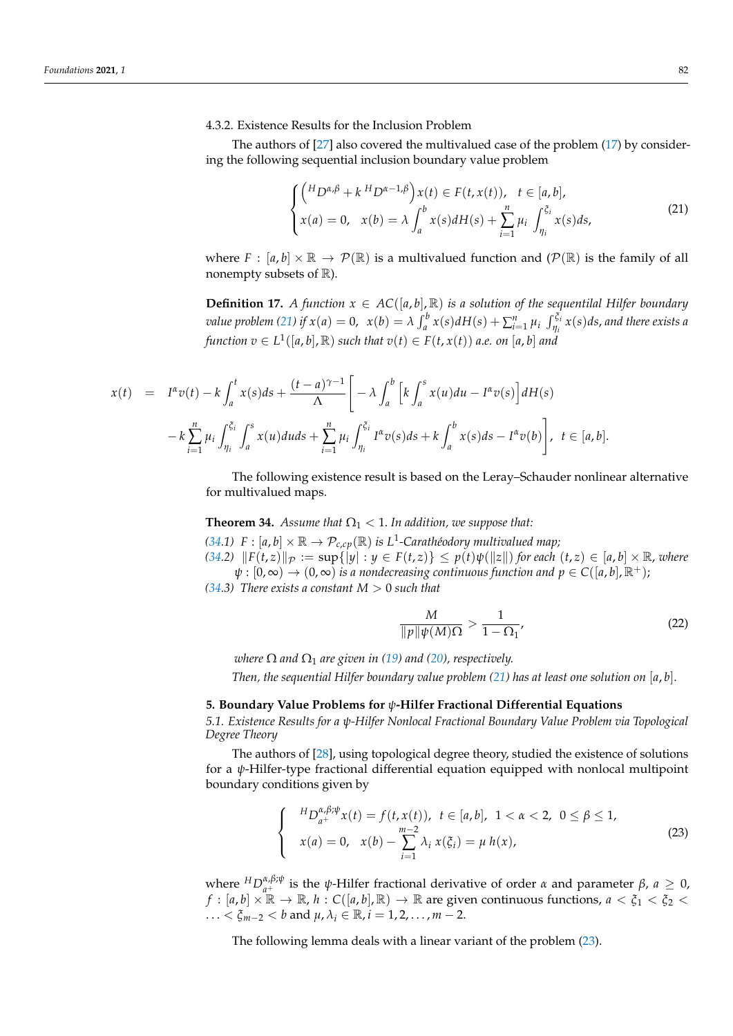#### 4.3.2. Existence Results for the Inclusion Problem

The authors of [27] also covered the multivalued case of the problem (17) by considering the following sequential inclusion boundary value problem

$$
\begin{cases}
\left({}^{H}D^{\alpha,\beta} + k\,{}^{H}D^{\alpha-1,\beta}\right)x(t) \in F(t,x(t)), \quad t \in [a,b], \\
x(a) = 0, \quad x(b) = \lambda \displaystyle\int_a^b x(s)dH(s) + \sum_{i=1}^{n} \mu_i \int_{\eta_i}^{\xi_i} x(s)ds,
\end{cases}
\tag{21}
$$

where $F : [a,b] \times \mathbb{R} \to \mathcal{P}(\mathbb{R})$ is a multivalued function and ($\mathcal{P}(\mathbb{R})$ is the family of all nonempty subsets of $\mathbb{R}$).

**Definition 17.** *A function $x \in AC([a,b],\mathbb{R})$ is a solution of the sequentilal Hilfer boundary value problem (21) if $x(a) = 0, \; x(b) = \lambda \int_a^b x(s)dH(s) + \sum_{i=1}^{n} \mu_i \int_{\eta_i}^{\xi_i} x(s)ds$, and there exists a function $v \in L^1([a,b],\mathbb{R})$ such that $v(t) \in F(t,x(t))$ a.e. on $[a,b]$ and*

$$
\begin{aligned}
x(t) \;=\; & I^{\alpha}v(t) - k\int_a^t x(s)ds + \frac{(t-a)^{\gamma-1}}{\Lambda}\Bigg[ -\lambda \int_a^b \Big[ k\int_a^s x(u)du - I^{\alpha}v(s) \Big] dH(s) \\
& - k\sum_{i=1}^{n} \mu_i \int_{\eta_i}^{\xi_i} \int_a^s x(u)duds + \sum_{i=1}^{n} \mu_i \int_{\eta_i}^{\xi_i} I^{\alpha}v(s)ds + k\int_a^b x(s)ds - I^{\alpha}v(b) \Bigg], \;\; t \in [a,b].
\end{aligned}
$$

The following existence result is based on the Leray–Schauder nonlinear alternative for multivalued maps.

**Theorem 34.** *Assume that $\Omega_1 < 1$. In addition, we suppose that:*

*(34.1) $F : [a,b] \times \mathbb{R} \to \mathcal{P}_{c,cp}(\mathbb{R})$ is $L^1$-Carathéodory multivalued map;*

*(34.2) $\|F(t,z)\|_{\mathcal{P}} := \sup\{|y| : y \in F(t,z)\} \le p(t)\psi(\|z\|)$ for each $(t,z) \in [a,b] \times \mathbb{R}$, where $\psi : [0,\infty) \to (0,\infty)$ is a nondecreasing continuous function and $p \in C([a,b],\mathbb{R}^+)$;*

*(34.3) There exists a constant $M > 0$ such that*

$$
\frac{M}{\|p\|\psi(M)\Omega} > \frac{1}{1-\Omega_1},
\tag{22}
$$

*where $\Omega$ and $\Omega_1$ are given in (19) and (20), respectively.*

*Then, the sequential Hilfer boundary value problem (21) has at least one solution on $[a,b]$.*

## 5. Boundary Value Problems for $\psi$-Hilfer Fractional Differential Equations

### 5.1. Existence Results for a $\psi$-Hilfer Nonlocal Fractional Boundary Value Problem via Topological Degree Theory

The authors of [28], using topological degree theory, studied the existence of solutions for a $\psi$-Hilfer-type fractional differential equation equipped with nonlocal multipoint boundary conditions given by

$$
\begin{cases}
{}^{H}D_{a^+}^{\alpha,\beta;\psi}x(t) = f(t,x(t)), \;\; t \in [a,b], \;\; 1 < \alpha < 2, \;\; 0 \le \beta \le 1, \\
x(a) = 0, \quad x(b) - \displaystyle\sum_{i=1}^{m-2} \lambda_i\, x(\xi_i) = \mu\, h(x),
\end{cases}
\tag{23}
$$

where ${}^{H}D_{a^+}^{\alpha,\beta;\psi}$ is the $\psi$-Hilfer fractional derivative of order $\alpha$ and parameter $\beta$, $a \ge 0$, $f : [a,b] \times \mathbb{R} \to \mathbb{R}$, $h : C([a,b],\mathbb{R}) \to \mathbb{R}$ are given continuous functions, $a < \xi_1 < \xi_2 < \ldots < \xi_{m-2} < b$ and $\mu, \lambda_i \in \mathbb{R}, i = 1,2,\ldots,m-2$.

The following lemma deals with a linear variant of the problem (23).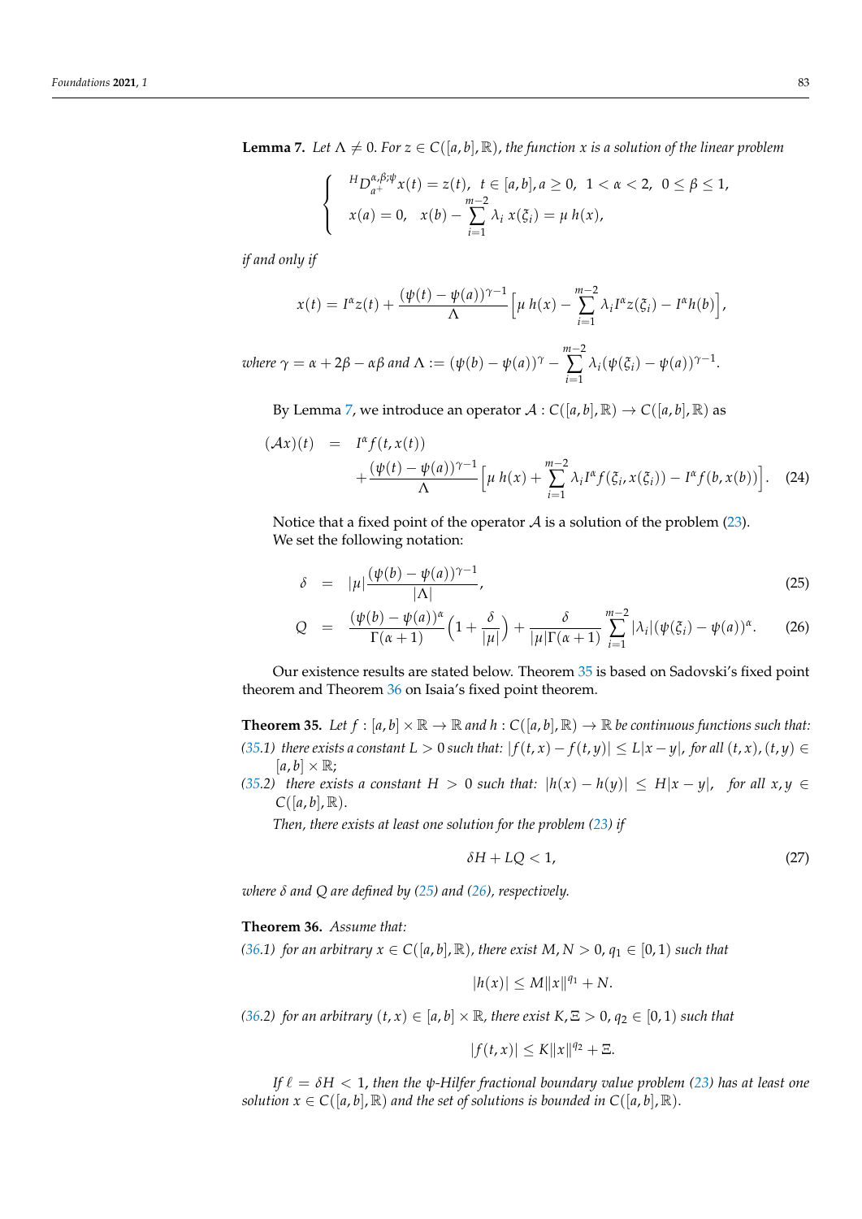**Lemma 7.** *Let $\Lambda \neq 0$. For $z \in C([a,b],\mathbb{R})$, the function $x$ is a solution of the linear problem*

$$\begin{cases} {}^{H}D_{a^+}^{\alpha,\beta;\psi}x(t) = z(t), \;\; t \in [a,b], a \geq 0, \;\; 1 < \alpha < 2, \;\; 0 \leq \beta \leq 1, \\ x(a) = 0, \;\;\; x(b) - \sum\limits_{i=1}^{m-2} \lambda_i \, x(\xi_i) = \mu \, h(x), \end{cases}$$

*if and only if*

$$x(t) = I^{\alpha}z(t) + \frac{(\psi(t)-\psi(a))^{\gamma-1}}{\Lambda}\Big[\mu \, h(x) - \sum_{i=1}^{m-2}\lambda_i I^{\alpha}z(\xi_i) - I^{\alpha}h(b)\Big],$$

*where $\gamma = \alpha + 2\beta - \alpha\beta$ and $\Lambda := (\psi(b)-\psi(a))^{\gamma} - \sum\limits_{i=1}^{m-2}\lambda_i(\psi(\xi_i)-\psi(a))^{\gamma-1}$.*

By Lemma 7, we introduce an operator $\mathcal{A} : C([a,b],\mathbb{R}) \to C([a,b],\mathbb{R})$ as

$$\begin{aligned} (\mathcal{A}x)(t) &= I^{\alpha}f(t,x(t)) \\ &\quad + \frac{(\psi(t)-\psi(a))^{\gamma-1}}{\Lambda}\Big[\mu \, h(x) + \sum_{i=1}^{m-2}\lambda_i I^{\alpha}f(\xi_i,x(\xi_i)) - I^{\alpha}f(b,x(b))\Big]. \end{aligned} \tag{24}$$

Notice that a fixed point of the operator $\mathcal{A}$ is a solution of the problem (23).
We set the following notation:

$$\delta = |\mu|\frac{(\psi(b)-\psi(a))^{\gamma-1}}{|\Lambda|}, \tag{25}$$

$$Q = \frac{(\psi(b)-\psi(a))^{\alpha}}{\Gamma(\alpha+1)}\Big(1+\frac{\delta}{|\mu|}\Big) + \frac{\delta}{|\mu|\Gamma(\alpha+1)}\sum_{i=1}^{m-2}|\lambda_i|(\psi(\xi_i)-\psi(a))^{\alpha}. \tag{26}$$

Our existence results are stated below. Theorem 35 is based on Sadovski's fixed point theorem and Theorem 36 on Isaia's fixed point theorem.

**Theorem 35.** *Let $f : [a,b] \times \mathbb{R} \to \mathbb{R}$ and $h : C([a,b],\mathbb{R}) \to \mathbb{R}$ be continuous functions such that:*

*(35.1) there exists a constant $L > 0$ such that: $|f(t,x) - f(t,y)| \leq L|x-y|$, for all $(t,x),(t,y) \in [a,b] \times \mathbb{R}$;*

*(35.2) there exists a constant $H > 0$ such that: $|h(x) - h(y)| \leq H|x-y|$, for all $x, y \in C([a,b],\mathbb{R})$.*

*Then, there exists at least one solution for the problem (23) if*

$$\delta H + LQ < 1, \tag{27}$$

*where $\delta$ and $Q$ are defined by (25) and (26), respectively.*

**Theorem 36.** *Assume that:*

*(36.1) for an arbitrary $x \in C([a,b],\mathbb{R})$, there exist $M, N > 0$, $q_1 \in [0,1)$ such that*

$$|h(x)| \leq M\|x\|^{q_1} + N.$$

*(36.2) for an arbitrary $(t,x) \in [a,b] \times \mathbb{R}$, there exist $K, \Xi > 0$, $q_2 \in [0,1)$ such that*

$$|f(t,x)| \leq K\|x\|^{q_2} + \Xi.$$

*If $\ell = \delta H < 1$, then the $\psi$-Hilfer fractional boundary value problem (23) has at least one solution $x \in C([a,b],\mathbb{R})$ and the set of solutions is bounded in $C([a,b],\mathbb{R})$.*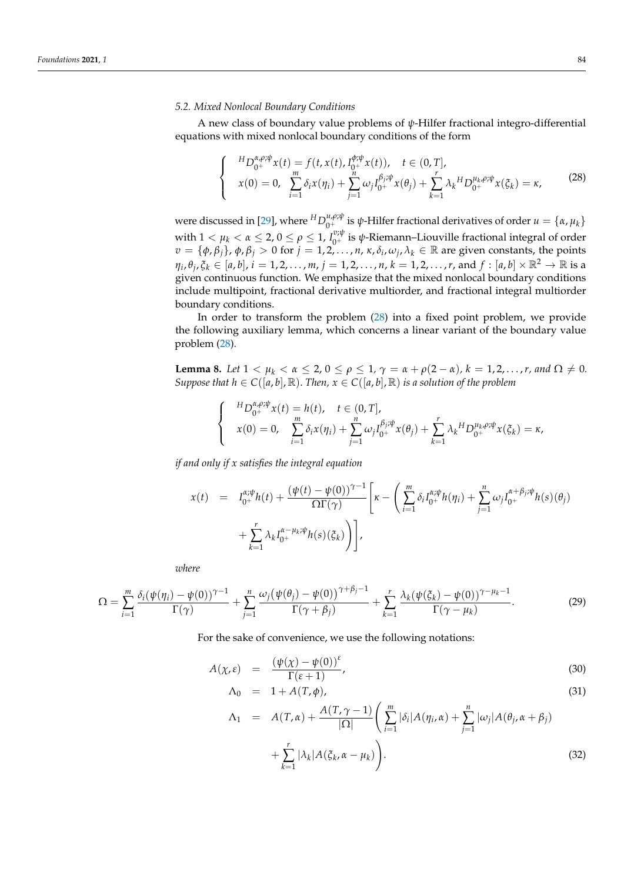### 5.2. Mixed Nonlocal Boundary Conditions

A new class of boundary value problems of $\psi$-Hilfer fractional integro-differential equations with mixed nonlocal boundary conditions of the form

$$
\begin{cases}
{}^{H}D_{0^+}^{\alpha,\rho;\psi}x(t) = f(t, x(t), I_{0^+}^{\phi;\psi}x(t)), \quad t \in (0, T], \\
x(0) = 0, \quad \displaystyle\sum_{i=1}^{m} \delta_i x(\eta_i) + \sum_{j=1}^{n} \omega_j I_{0^+}^{\beta_j;\psi} x(\theta_j) + \sum_{k=1}^{r} \lambda_k {}^{H}D_{0^+}^{\mu_k,\rho;\psi} x(\xi_k) = \kappa,
\end{cases} \tag{28}
$$

were discussed in [29], where ${}^{H}D_{0^+}^{u,\rho;\psi}$ is $\psi$-Hilfer fractional derivatives of order $u = \{\alpha, \mu_k\}$ with $1 < \mu_k < \alpha \leq 2$, $0 \leq \rho \leq 1$, $I_{0^+}^{v;\psi}$ is $\psi$-Riemann–Liouville fractional integral of order $v = \{\phi, \beta_j\}$, $\phi, \beta_j > 0$ for $j = 1, 2, \ldots, n$, $\kappa, \delta_i, \omega_j, \lambda_k \in \mathbb{R}$ are given constants, the points $\eta_i, \theta_j, \xi_k \in [a, b]$, $i = 1, 2, \ldots, m$, $j = 1, 2, \ldots, n$, $k = 1, 2, \ldots, r$, and $f : [a, b] \times \mathbb{R}^2 \to \mathbb{R}$ is a given continuous function. We emphasize that the mixed nonlocal boundary conditions include multipoint, fractional derivative multiorder, and fractional integral multiorder boundary conditions.

In order to transform the problem (28) into a fixed point problem, we provide the following auxiliary lemma, which concerns a linear variant of the boundary value problem (28).

**Lemma 8.** *Let $1 < \mu_k < \alpha \leq 2$, $0 \leq \rho \leq 1$, $\gamma = \alpha + \rho(2 - \alpha)$, $k = 1, 2, \ldots, r$, and $\Omega \neq 0$. Suppose that $h \in C([a, b], \mathbb{R})$. Then, $x \in C([a, b], \mathbb{R})$ is a solution of the problem*

$$
\begin{cases}
{}^{H}D_{0^+}^{\alpha,\rho;\psi}x(t) = h(t), \quad t \in (0, T], \\
x(0) = 0, \quad \displaystyle\sum_{i=1}^{m} \delta_i x(\eta_i) + \sum_{j=1}^{n} \omega_j I_{0^+}^{\beta_j;\psi} x(\theta_j) + \sum_{k=1}^{r} \lambda_k {}^{H}D_{0^+}^{\mu_k,\rho;\psi} x(\xi_k) = \kappa,
\end{cases}
$$

*if and only if $x$ satisfies the integral equation*

$$
\begin{aligned}
x(t) &= I_{0^+}^{\alpha;\psi}h(t) + \frac{(\psi(t) - \psi(0))^{\gamma-1}}{\Omega\Gamma(\gamma)} \Bigg[ \kappa - \Bigg( \sum_{i=1}^{m} \delta_i I_{0^+}^{\alpha;\psi} h(\eta_i) + \sum_{j=1}^{n} \omega_j I_{0^+}^{\alpha+\beta_j;\psi} h(s)(\theta_j) \\
&\quad + \sum_{k=1}^{r} \lambda_k I_{0^+}^{\alpha-\mu_k;\psi} h(s)(\xi_k) \Bigg) \Bigg],
\end{aligned}
$$

*where*

$$
\Omega = \sum_{i=1}^{m} \frac{\delta_i (\psi(\eta_i) - \psi(0))^{\gamma-1}}{\Gamma(\gamma)} + \sum_{j=1}^{n} \frac{\omega_j \big(\psi(\theta_j) - \psi(0)\big)^{\gamma+\beta_j-1}}{\Gamma(\gamma + \beta_j)} + \sum_{k=1}^{r} \frac{\lambda_k (\psi(\xi_k) - \psi(0))^{\gamma-\mu_k-1}}{\Gamma(\gamma - \mu_k)}. \tag{29}
$$

For the sake of convenience, we use the following notations:

$$
A(\chi, \varepsilon) = \frac{(\psi(\chi) - \psi(0))^{\varepsilon}}{\Gamma(\varepsilon + 1)}, \tag{30}
$$

$$
\Lambda_0 = 1 + A(T, \phi), \tag{31}
$$

$$
\begin{aligned}
\Lambda_1 &= A(T, \alpha) + \frac{A(T, \gamma - 1)}{|\Omega|} \Bigg( \sum_{i=1}^{m} |\delta_i| A(\eta_i, \alpha) + \sum_{j=1}^{n} |\omega_j| A(\theta_j, \alpha + \beta_j) \\
&\quad + \sum_{k=1}^{r} |\lambda_k| A(\xi_k, \alpha - \mu_k) \Bigg).
\end{aligned} \tag{32}
$$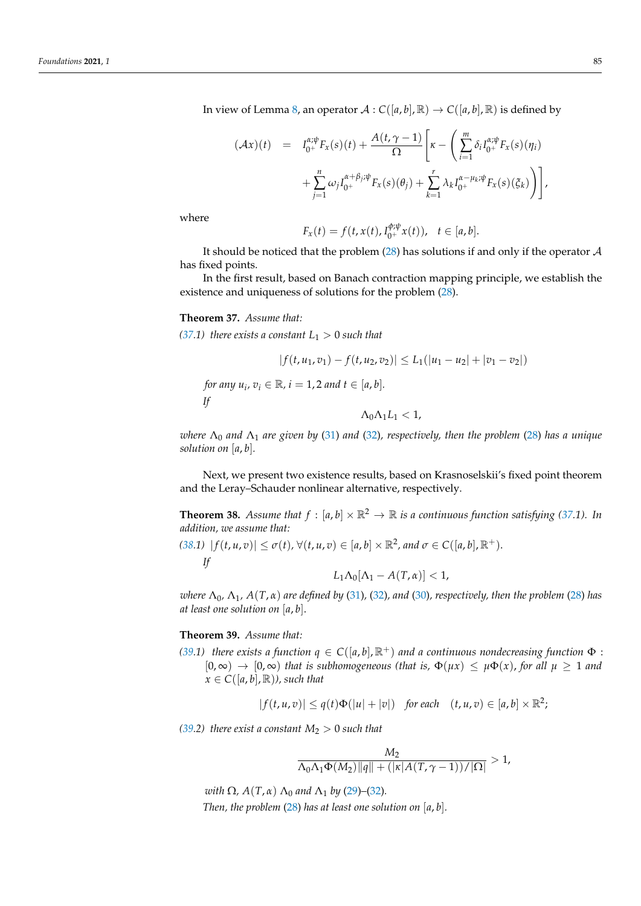In view of Lemma 8, an operator $\mathcal{A} : C([a,b],\mathbb{R}) \to C([a,b],\mathbb{R})$ is defined by

$$
\begin{aligned}
(\mathcal{A}x)(t) \quad &= \quad I_{0^+}^{\alpha;\psi} F_x(s)(t) + \frac{A(t,\gamma-1)}{\Omega}\Bigg[\kappa - \Bigg(\sum_{i=1}^{m} \delta_i I_{0^+}^{\alpha;\psi} F_x(s)(\eta_i) \\
&\quad + \sum_{j=1}^{n} \omega_j I_{0^+}^{\alpha+\beta_j;\psi} F_x(s)(\theta_j) + \sum_{k=1}^{r} \lambda_k I_{0^+}^{\alpha-\mu_k;\psi} F_x(s)(\xi_k)\Bigg)\Bigg],
\end{aligned}
$$

where

$$
F_x(t) = f(t, x(t), I_{0^+}^{\phi;\psi} x(t)), \quad t \in [a,b].
$$

It should be noticed that the problem (28) has solutions if and only if the operator $\mathcal{A}$ has fixed points.

In the first result, based on Banach contraction mapping principle, we establish the existence and uniqueness of solutions for the problem (28).

**Theorem 37.** *Assume that:*

*(37.1) there exists a constant $L_1 > 0$ such that*

$$
|f(t,u_1,v_1) - f(t,u_2,v_2)| \le L_1(|u_1 - u_2| + |v_1 - v_2|)
$$

*for any $u_i, v_i \in \mathbb{R}$, $i = 1,2$ and $t \in [a,b]$.*

*If*

$$
\Lambda_0 \Lambda_1 L_1 < 1,
$$

*where $\Lambda_0$ and $\Lambda_1$ are given by (31) and (32), respectively, then the problem (28) has a unique solution on $[a,b]$.*

Next, we present two existence results, based on Krasnoselskii's fixed point theorem and the Leray–Schauder nonlinear alternative, respectively.

**Theorem 38.** *Assume that $f : [a,b] \times \mathbb{R}^2 \to \mathbb{R}$ is a continuous function satisfying (37.1). In addition, we assume that:*

*(38.1) $|f(t,u,v)| \le \sigma(t)$, $\forall (t,u,v) \in [a,b] \times \mathbb{R}^2$, and $\sigma \in C([a,b],\mathbb{R}^+)$.*

*If*

$$
L_1 \Lambda_0 [\Lambda_1 - A(T,\alpha)] < 1,
$$

*where $\Lambda_0$, $\Lambda_1$, $A(T,\alpha)$ are defined by (31), (32), and (30), respectively, then the problem (28) has at least one solution on $[a,b]$.*

**Theorem 39.** *Assume that:*

*(39.1) there exists a function $q \in C([a,b],\mathbb{R}^+)$ and a continuous nondecreasing function $\Phi : [0,\infty) \to [0,\infty)$ that is subhomogeneous (that is, $\Phi(\mu x) \le \mu \Phi(x)$, for all $\mu \ge 1$ and $x \in C([a,b],\mathbb{R})$), such that*

$$
|f(t,u,v)| \le q(t)\Phi(|u| + |v|) \quad \text{for each} \quad (t,u,v) \in [a,b] \times \mathbb{R}^2;
$$

*(39.2) there exist a constant $M_2 > 0$ such that*

$$
\frac{M_2}{\Lambda_0 \Lambda_1 \Phi(M_2)\|q\| + (|\kappa| A(T,\gamma-1))/|\Omega|} > 1,
$$

*with $\Omega$, $A(T,\alpha)$ $\Lambda_0$ and $\Lambda_1$ by (29)–(32).*

*Then, the problem (28) has at least one solution on $[a,b]$.*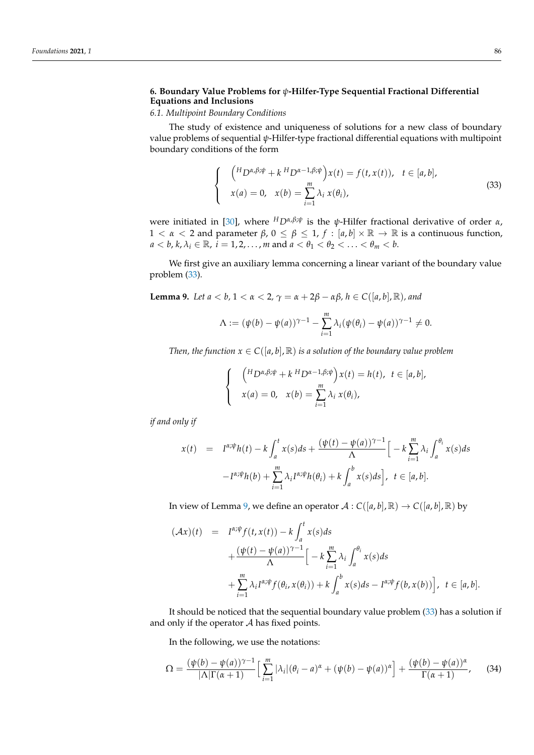## 6. Boundary Value Problems for $\psi$-Hilfer-Type Sequential Fractional Differential Equations and Inclusions

### *6.1. Multipoint Boundary Conditions*

The study of existence and uniqueness of solutions for a new class of boundary value problems of sequential $\psi$-Hilfer-type fractional differential equations with multipoint boundary conditions of the form

$$\begin{cases} \left({}^H D^{\alpha,\beta;\psi} + k\,{}^H D^{\alpha-1,\beta;\psi}\right)x(t) = f(t,x(t)), \quad t \in [a,b], \\ x(a) = 0, \quad x(b) = \displaystyle\sum_{i=1}^{m} \lambda_i\, x(\theta_i), \end{cases} \tag{33}$$

were initiated in [30], where ${}^H D^{\alpha,\beta;\psi}$ is the $\psi$-Hilfer fractional derivative of order $\alpha$, $1 < \alpha < 2$ and parameter $\beta$, $0 \le \beta \le 1$, $f : [a,b] \times \mathbb{R} \to \mathbb{R}$ is a continuous function, $a < b$, $k, \lambda_i \in \mathbb{R}$, $i = 1,2,\ldots,m$ and $a < \theta_1 < \theta_2 < \ldots < \theta_m < b$.

We first give an auxiliary lemma concerning a linear variant of the boundary value problem (33).

**Lemma 9.** *Let $a < b$, $1 < \alpha < 2$, $\gamma = \alpha + 2\beta - \alpha\beta$, $h \in C([a,b],\mathbb{R})$, and*

$$\Lambda := (\psi(b) - \psi(a))^{\gamma-1} - \sum_{i=1}^{m} \lambda_i (\psi(\theta_i) - \psi(a))^{\gamma-1} \neq 0.$$

*Then, the function $x \in C([a,b],\mathbb{R})$ is a solution of the boundary value problem*

$$\begin{cases} \left({}^H D^{\alpha,\beta;\psi} + k\,{}^H D^{\alpha-1,\beta;\psi}\right)x(t) = h(t), \quad t \in [a,b], \\ x(a) = 0, \quad x(b) = \displaystyle\sum_{i=1}^{m} \lambda_i\, x(\theta_i), \end{cases}$$

*if and only if*

$$\begin{aligned} x(t) &= I^{\alpha;\psi} h(t) - k\int_a^t x(s)ds + \frac{(\psi(t)-\psi(a))^{\gamma-1}}{\Lambda}\Big[-k\sum_{i=1}^{m}\lambda_i \int_a^{\theta_i} x(s)ds \\ &\quad - I^{\alpha;\psi}h(b) + \sum_{i=1}^{m}\lambda_i I^{\alpha;\psi} h(\theta_i) + k\int_a^b x(s)ds\Big], \quad t \in [a,b]. \end{aligned}$$

In view of Lemma 9, we define an operator $\mathcal{A} : C([a,b],\mathbb{R}) \to C([a,b],\mathbb{R})$ by

$$\begin{aligned} (\mathcal{A}x)(t) &= I^{\alpha;\psi} f(t,x(t)) - k\int_a^t x(s)ds \\ &\quad + \frac{(\psi(t)-\psi(a))^{\gamma-1}}{\Lambda}\Big[-k\sum_{i=1}^{m}\lambda_i \int_a^{\theta_i} x(s)ds \\ &\quad + \sum_{i=1}^{m}\lambda_i I^{\alpha;\psi} f(\theta_i, x(\theta_i)) + k\int_a^b x(s)ds - I^{\alpha;\psi} f(b,x(b))\Big], \quad t \in [a,b]. \end{aligned}$$

It should be noticed that the sequential boundary value problem (33) has a solution if and only if the operator $\mathcal{A}$ has fixed points.

In the following, we use the notations:

$$\Omega = \frac{(\psi(b)-\psi(a))^{\gamma-1}}{|\Lambda|\Gamma(\alpha+1)}\Big[\sum_{i=1}^{m}|\lambda_i|(\theta_i - a)^{\alpha} + (\psi(b)-\psi(a))^{\alpha}\Big] + \frac{(\psi(b)-\psi(a))^{\alpha}}{\Gamma(\alpha+1)}, \tag{34}$$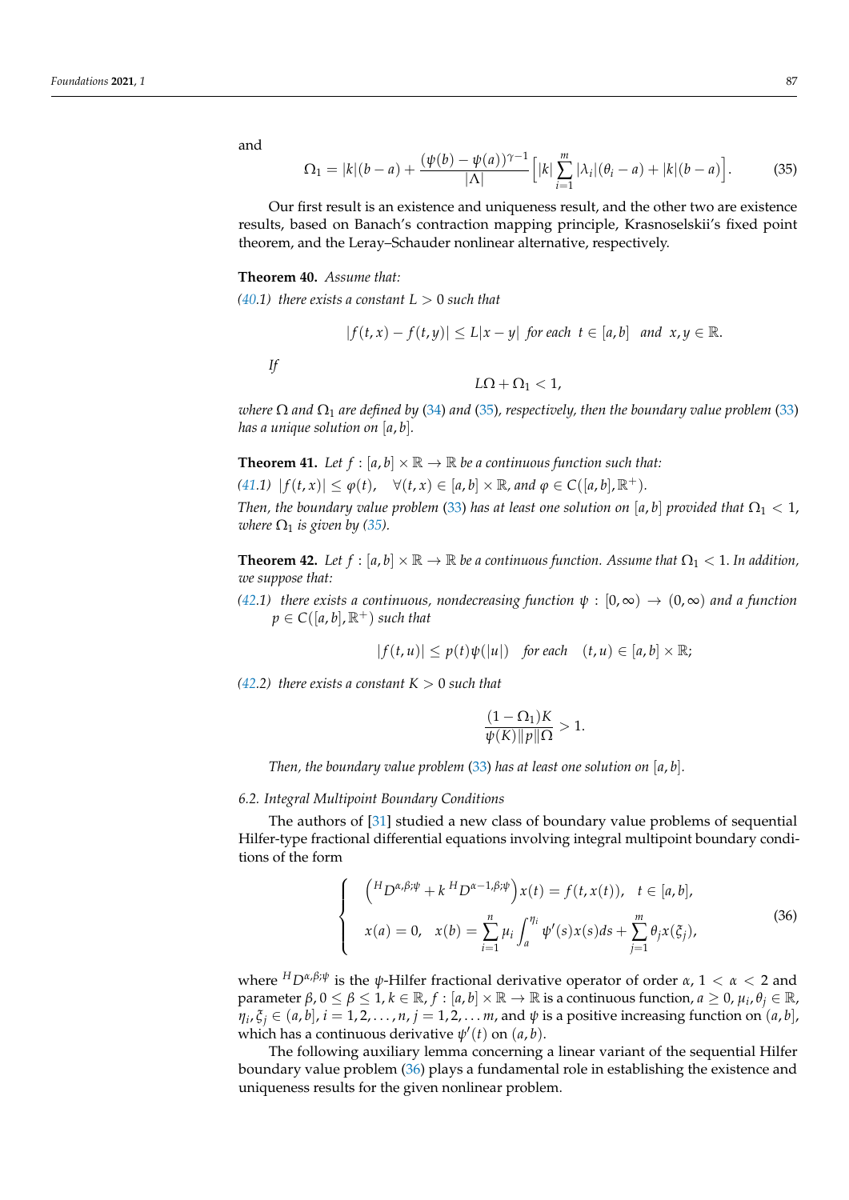and

$$\Omega_1 = |k|(b-a) + \frac{(\psi(b)-\psi(a))^{\gamma-1}}{|\Lambda|}\Big[|k|\sum_{i=1}^{m}|\lambda_i|(\theta_i - a) + |k|(b-a)\Big]. \tag{35}$$

Our first result is an existence and uniqueness result, and the other two are existence results, based on Banach's contraction mapping principle, Krasnoselskii's fixed point theorem, and the Leray–Schauder nonlinear alternative, respectively.

**Theorem 40.** *Assume that:*

*(40.1) there exists a constant $L > 0$ such that*

$$|f(t,x) - f(t,y)| \le L|x-y| \text{ for each } t \in [a,b] \text{ and } x, y \in \mathbb{R}.$$

*If*

$$L\Omega + \Omega_1 < 1,$$

*where $\Omega$ and $\Omega_1$ are defined by (34) and (35), respectively, then the boundary value problem (33) has a unique solution on $[a,b]$.*

**Theorem 41.** *Let $f : [a,b] \times \mathbb{R} \to \mathbb{R}$ be a continuous function such that:*

*(41.1) $|f(t,x)| \le \varphi(t)$, $\forall (t,x) \in [a,b] \times \mathbb{R}$, and $\varphi \in C([a,b],\mathbb{R}^+)$.*

*Then, the boundary value problem (33) has at least one solution on $[a,b]$ provided that $\Omega_1 < 1$, where $\Omega_1$ is given by (35).*

**Theorem 42.** *Let $f : [a,b] \times \mathbb{R} \to \mathbb{R}$ be a continuous function. Assume that $\Omega_1 < 1$. In addition, we suppose that:*

*(42.1) there exists a continuous, nondecreasing function $\psi : [0,\infty) \to (0,\infty)$ and a function $p \in C([a,b],\mathbb{R}^+)$ such that*

$$|f(t,u)| \le p(t)\psi(|u|) \quad \text{for each} \quad (t,u) \in [a,b] \times \mathbb{R};$$

*(42.2) there exists a constant $K > 0$ such that*

$$\frac{(1-\Omega_1)K}{\psi(K)\|p\|\Omega} > 1.$$

*Then, the boundary value problem (33) has at least one solution on $[a,b]$.*

### 6.2. Integral Multipoint Boundary Conditions

The authors of [31] studied a new class of boundary value problems of sequential Hilfer-type fractional differential equations involving integral multipoint boundary conditions of the form

$$\begin{cases} \left({}^{H}D^{\alpha,\beta;\psi} + k\,{}^{H}D^{\alpha-1,\beta;\psi}\right)x(t) = f(t,x(t)), \quad t \in [a,b], \\[2mm] x(a) = 0, \quad x(b) = \displaystyle\sum_{i=1}^{n}\mu_i\int_a^{\eta_i}\psi'(s)x(s)ds + \sum_{j=1}^{m}\theta_j x(\xi_j), \end{cases} \tag{36}$$

where ${}^{H}D^{\alpha,\beta;\psi}$ is the $\psi$-Hilfer fractional derivative operator of order $\alpha$, $1 < \alpha < 2$ and parameter $\beta$, $0 \le \beta \le 1$, $k \in \mathbb{R}$, $f : [a,b] \times \mathbb{R} \to \mathbb{R}$ is a continuous function, $a \ge 0$, $\mu_i, \theta_j \in \mathbb{R}$, $\eta_i, \xi_j \in (a,b]$, $i = 1,2,\ldots,n$, $j = 1,2,\ldots m$, and $\psi$ is a positive increasing function on $(a,b]$, which has a continuous derivative $\psi'(t)$ on $(a,b)$.

The following auxiliary lemma concerning a linear variant of the sequential Hilfer boundary value problem (36) plays a fundamental role in establishing the existence and uniqueness results for the given nonlinear problem.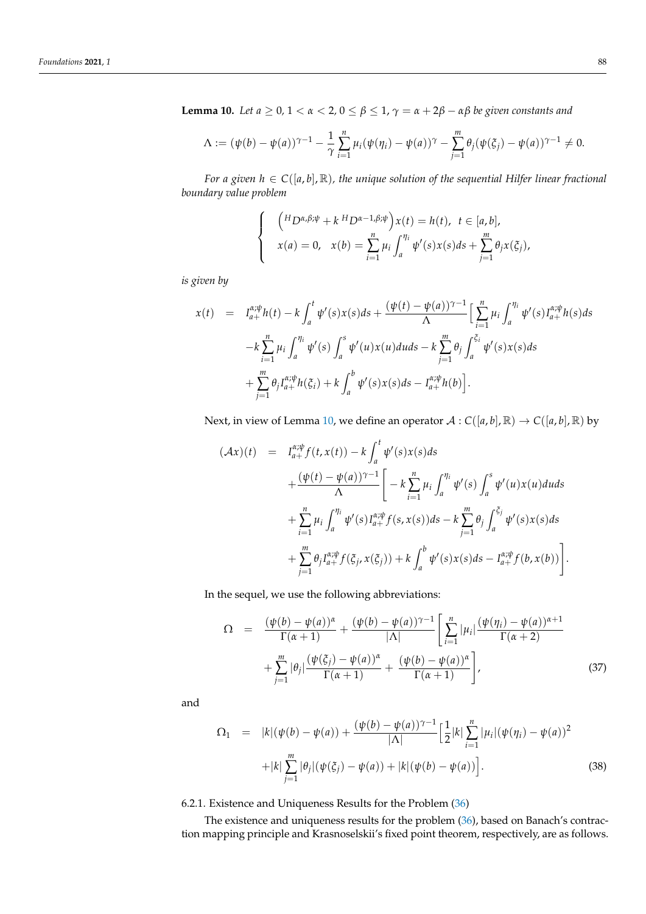**Lemma 10.** *Let $a \geq 0$, $1 < \alpha < 2$, $0 \leq \beta \leq 1$, $\gamma = \alpha + 2\beta - \alpha\beta$ be given constants and*

$$\Lambda := (\psi(b) - \psi(a))^{\gamma-1} - \frac{1}{\gamma}\sum_{i=1}^{n} \mu_i (\psi(\eta_i) - \psi(a))^{\gamma} - \sum_{j=1}^{m} \theta_j (\psi(\xi_j) - \psi(a))^{\gamma-1} \neq 0.$$

*For a given $h \in C([a,b], \mathbb{R})$, the unique solution of the sequential Hilfer linear fractional boundary value problem*

$$\begin{cases} \left({}^{H}D^{\alpha,\beta;\psi} + k\, {}^{H}D^{\alpha-1,\beta;\psi}\right)x(t) = h(t), \ \ t \in [a,b], \\ x(a) = 0, \quad x(b) = \displaystyle\sum_{i=1}^{n} \mu_i \int_a^{\eta_i} \psi'(s)x(s)ds + \sum_{j=1}^{m} \theta_j x(\xi_j), \end{cases}$$

*is given by*

$$\begin{aligned} x(t) \ &= \ I_{a+}^{\alpha;\psi} h(t) - k\int_a^t \psi'(s)x(s)ds + \frac{(\psi(t)-\psi(a))^{\gamma-1}}{\Lambda}\Big[\sum_{i=1}^{n} \mu_i \int_a^{\eta_i} \psi'(s) I_{a+}^{\alpha;\psi} h(s)ds \\ &\quad - k\sum_{i=1}^{n} \mu_i \int_a^{\eta_i} \psi'(s) \int_a^s \psi'(u)x(u)duds - k\sum_{j=1}^{m} \theta_j \int_a^{\xi_i} \psi'(s)x(s)ds \\ &\quad + \sum_{j=1}^{m} \theta_j I_{a+}^{\alpha;\psi} h(\xi_i) + k\int_a^b \psi'(s)x(s)ds - I_{a+}^{\alpha;\psi} h(b)\Big]. \end{aligned}$$

Next, in view of Lemma 10, we define an operator $\mathcal{A} : C([a,b], \mathbb{R}) \to C([a,b], \mathbb{R})$ by

$$\begin{aligned} (\mathcal{A}x)(t) \ &= \ I_{a+}^{\alpha;\psi} f(t, x(t)) - k\int_a^t \psi'(s)x(s)ds \\ &\quad + \frac{(\psi(t)-\psi(a))^{\gamma-1}}{\Lambda}\Bigg[ - k\sum_{i=1}^{n} \mu_i \int_a^{\eta_i} \psi'(s) \int_a^s \psi'(u)x(u)duds \\ &\quad + \sum_{i=1}^{n} \mu_i \int_a^{\eta_i} \psi'(s) I_{a+}^{\alpha;\psi} f(s, x(s))ds - k\sum_{j=1}^{m} \theta_j \int_a^{\xi_j} \psi'(s)x(s)ds \\ &\quad + \sum_{j=1}^{m} \theta_j I_{a+}^{\alpha;\psi} f(\xi_j, x(\xi_j)) + k\int_a^b \psi'(s)x(s)ds - I_{a+}^{\alpha;\psi} f(b, x(b))\Bigg]. \end{aligned}$$

In the sequel, we use the following abbreviations:

$$\begin{aligned} \Omega \ &= \ \frac{(\psi(b)-\psi(a))^{\alpha}}{\Gamma(\alpha+1)} + \frac{(\psi(b)-\psi(a))^{\gamma-1}}{|\Lambda|}\Bigg[\sum_{i=1}^{n} |\mu_i| \frac{(\psi(\eta_i)-\psi(a))^{\alpha+1}}{\Gamma(\alpha+2)} \\ &\quad + \sum_{j=1}^{m} |\theta_j| \frac{(\psi(\xi_j)-\psi(a))^{\alpha}}{\Gamma(\alpha+1)} + \frac{(\psi(b)-\psi(a))^{\alpha}}{\Gamma(\alpha+1)}\Bigg], \end{aligned} \tag{37}$$

and

$$\begin{aligned} \Omega_1 \ &= \ |k|(\psi(b)-\psi(a)) + \frac{(\psi(b)-\psi(a))^{\gamma-1}}{|\Lambda|}\Big[\frac{1}{2}|k|\sum_{i=1}^{n} |\mu_i|(\psi(\eta_i)-\psi(a))^2 \\ &\quad + |k|\sum_{j=1}^{m} |\theta_j|(\psi(\xi_j)-\psi(a)) + |k|(\psi(b)-\psi(a))\Big]. \end{aligned} \tag{38}$$

#### 6.2.1. Existence and Uniqueness Results for the Problem (36)

The existence and uniqueness results for the problem (36), based on Banach's contraction mapping principle and Krasnoselskii's fixed point theorem, respectively, are as follows.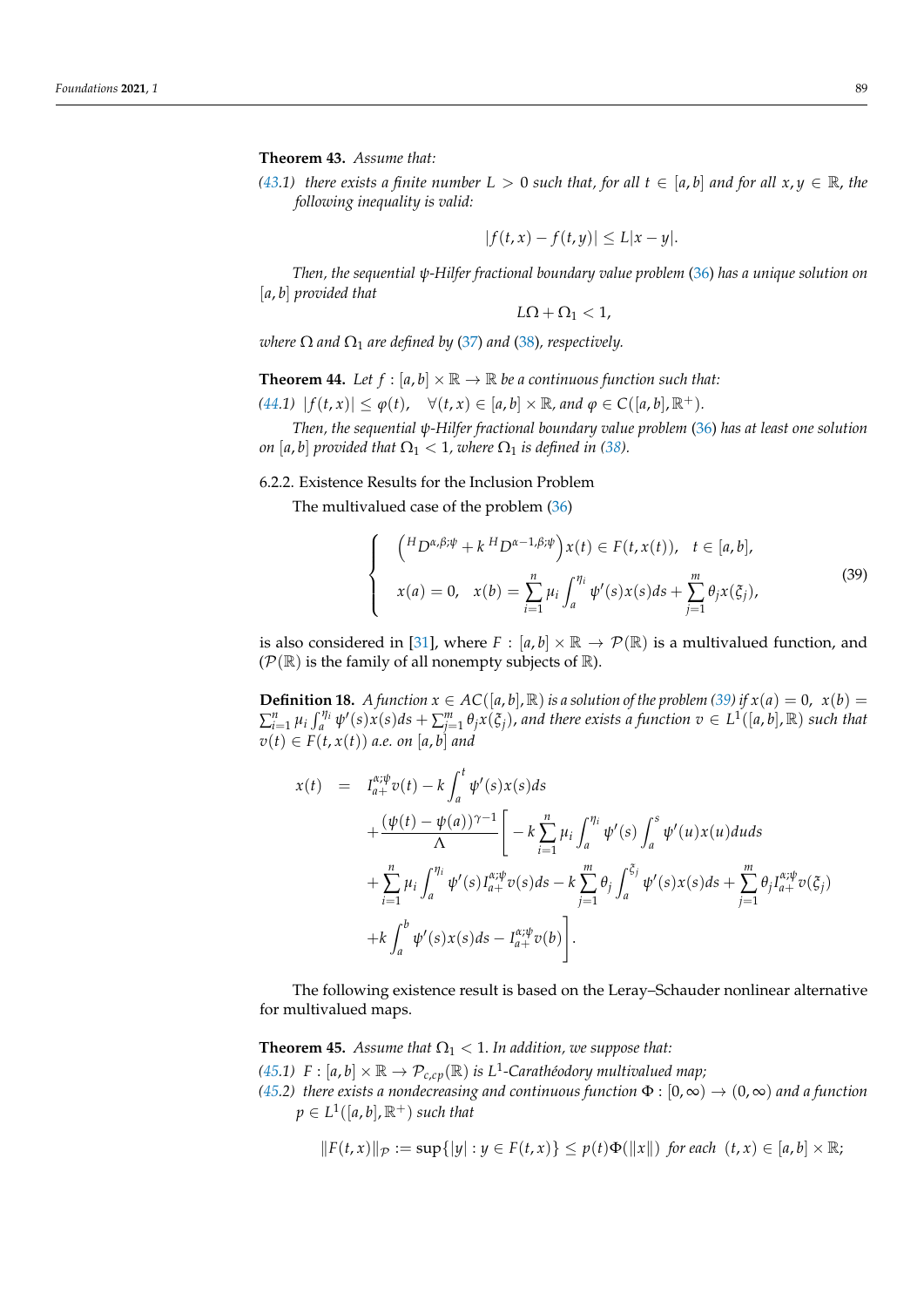**Theorem 43.** *Assume that:*

*(43.1) there exists a finite number $L > 0$ such that, for all $t \in [a,b]$ and for all $x, y \in \mathbb{R}$, the following inequality is valid:*

$$|f(t,x) - f(t,y)| \leq L|x-y|.$$

*Then, the sequential $\psi$-Hilfer fractional boundary value problem (36) has a unique solution on $[a,b]$ provided that*

$$L\Omega + \Omega_1 < 1,$$

*where $\Omega$ and $\Omega_1$ are defined by (37) and (38), respectively.*

**Theorem 44.** *Let $f : [a,b] \times \mathbb{R} \to \mathbb{R}$ be a continuous function such that:*

*(44.1) $|f(t,x)| \leq \varphi(t), \quad \forall (t,x) \in [a,b] \times \mathbb{R}$, and $\varphi \in C([a,b], \mathbb{R}^+)$.*

*Then, the sequential $\psi$-Hilfer fractional boundary value problem (36) has at least one solution on $[a,b]$ provided that $\Omega_1 < 1$, where $\Omega_1$ is defined in (38).*

#### 6.2.2. Existence Results for the Inclusion Problem

The multivalued case of the problem (36)

$$\begin{cases} \left({}^H D^{\alpha,\beta;\psi} + k\, {}^H D^{\alpha-1,\beta;\psi}\right) x(t) \in F(t, x(t)), \quad t \in [a,b], \\ x(a) = 0, \quad x(b) = \displaystyle\sum_{i=1}^{n} \mu_i \int_a^{\eta_i} \psi'(s) x(s) ds + \sum_{j=1}^{m} \theta_j x(\xi_j), \end{cases} \tag{39}$$

is also considered in [31], where $F : [a,b] \times \mathbb{R} \to \mathcal{P}(\mathbb{R})$ is a multivalued function, and ($\mathcal{P}(\mathbb{R})$ is the family of all nonempty subjects of $\mathbb{R}$).

**Definition 18.** *A function $x \in AC([a,b], \mathbb{R})$ is a solution of the problem (39) if $x(a) = 0, \ x(b) = \sum_{i=1}^{n} \mu_i \int_a^{\eta_i} \psi'(s) x(s) ds + \sum_{j=1}^{m} \theta_j x(\xi_j)$, and there exists a function $v \in L^1([a,b], \mathbb{R})$ such that $v(t) \in F(t, x(t))$ a.e. on $[a,b]$ and*

$$\begin{aligned} x(t) \;=\; & I_{a+}^{\alpha;\psi} v(t) - k \int_a^t \psi'(s) x(s) ds \\ & + \frac{(\psi(t) - \psi(a))^{\gamma-1}}{\Lambda} \Bigg[ -k \sum_{i=1}^{n} \mu_i \int_a^{\eta_i} \psi'(s) \int_a^s \psi'(u) x(u) du ds \\ & + \sum_{i=1}^{n} \mu_i \int_a^{\eta_i} \psi'(s) I_{a+}^{\alpha;\psi} v(s) ds - k \sum_{j=1}^{m} \theta_j \int_a^{\xi_j} \psi'(s) x(s) ds + \sum_{j=1}^{m} \theta_j I_{a+}^{\alpha;\psi} v(\xi_j) \\ & + k \int_a^b \psi'(s) x(s) ds - I_{a+}^{\alpha;\psi} v(b) \Bigg]. \end{aligned}$$

The following existence result is based on the Leray–Schauder nonlinear alternative for multivalued maps.

**Theorem 45.** *Assume that $\Omega_1 < 1$. In addition, we suppose that:*

*(45.1) $F : [a,b] \times \mathbb{R} \to \mathcal{P}_{c,cp}(\mathbb{R})$ is $L^1$-Carathéodory multivalued map;*

*(45.2) there exists a nondecreasing and continuous function $\Phi : [0, \infty) \to (0, \infty)$ and a function $p \in L^1([a,b], \mathbb{R}^+)$ such that*

$$\|F(t,x)\|_{\mathcal{P}} := \sup\{|y| : y \in F(t,x)\} \leq p(t)\Phi(\|x\|) \ \text{ for each } \ (t,x) \in [a,b] \times \mathbb{R};$$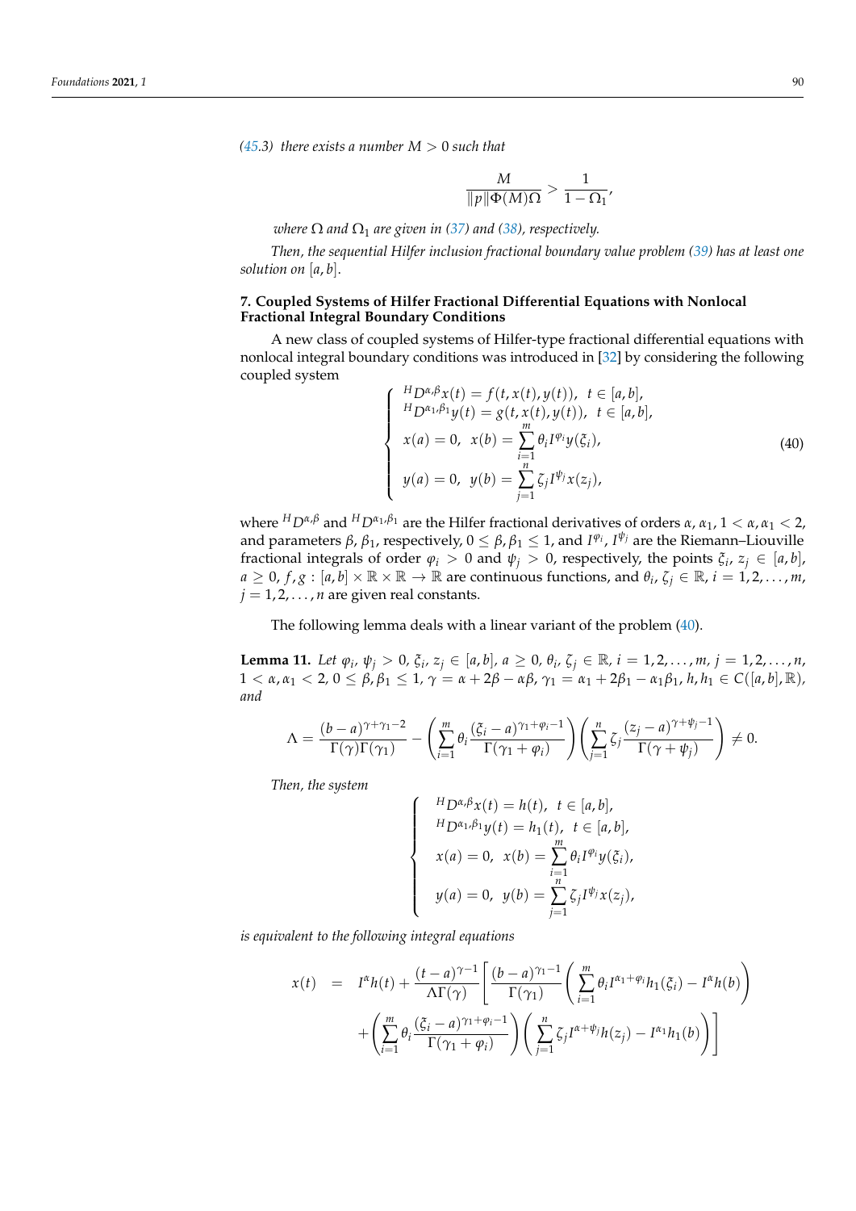*(45.3) there exists a number $M > 0$ such that*

$$\frac{M}{\|p\|\Phi(M)\Omega} > \frac{1}{1-\Omega_1},$$

*where $\Omega$ and $\Omega_1$ are given in (37) and (38), respectively.*

*Then, the sequential Hilfer inclusion fractional boundary value problem (39) has at least one solution on $[a,b]$.*

## 7. Coupled Systems of Hilfer Fractional Differential Equations with Nonlocal Fractional Integral Boundary Conditions

A new class of coupled systems of Hilfer-type fractional differential equations with nonlocal integral boundary conditions was introduced in [32] by considering the following coupled system

$$\begin{cases} {}^H D^{\alpha,\beta} x(t) = f(t, x(t), y(t)), \ \ t \in [a,b], \\ {}^H D^{\alpha_1,\beta_1} y(t) = g(t, x(t), y(t)), \ \ t \in [a,b], \\ x(a) = 0, \ \ x(b) = \displaystyle\sum_{i=1}^{m} \theta_i I^{\varphi_i} y(\xi_i), \\ y(a) = 0, \ \ y(b) = \displaystyle\sum_{j=1}^{n} \zeta_j I^{\psi_j} x(z_j), \end{cases} \tag{40}$$

where ${}^H D^{\alpha,\beta}$ and ${}^H D^{\alpha_1,\beta_1}$ are the Hilfer fractional derivatives of orders $\alpha$, $\alpha_1$, $1 < \alpha, \alpha_1 < 2$, and parameters $\beta$, $\beta_1$, respectively, $0 \le \beta, \beta_1 \le 1$, and $I^{\varphi_i}$, $I^{\psi_j}$ are the Riemann–Liouville fractional integrals of order $\varphi_i > 0$ and $\psi_j > 0$, respectively, the points $\xi_i$, $z_j \in [a,b]$, $a \ge 0$, $f, g : [a,b] \times \mathbb{R} \times \mathbb{R} \to \mathbb{R}$ are continuous functions, and $\theta_i$, $\zeta_j \in \mathbb{R}$, $i = 1,2,\ldots,m$, $j = 1,2,\ldots,n$ are given real constants.

The following lemma deals with a linear variant of the problem (40).

**Lemma 11.** *Let $\varphi_i$, $\psi_j > 0$, $\xi_i$, $z_j \in [a,b]$, $a \ge 0$, $\theta_i$, $\zeta_j \in \mathbb{R}$, $i = 1,2,\ldots,m$, $j = 1,2,\ldots,n$, $1 < \alpha, \alpha_1 < 2$, $0 \le \beta, \beta_1 \le 1$, $\gamma = \alpha + 2\beta - \alpha\beta$, $\gamma_1 = \alpha_1 + 2\beta_1 - \alpha_1\beta_1$, $h, h_1 \in C([a,b],\mathbb{R})$, and*

$$\Lambda = \frac{(b-a)^{\gamma+\gamma_1-2}}{\Gamma(\gamma)\Gamma(\gamma_1)} - \left(\sum_{i=1}^{m} \theta_i \frac{(\xi_i - a)^{\gamma_1+\varphi_i-1}}{\Gamma(\gamma_1+\varphi_i)}\right)\left(\sum_{j=1}^{n} \zeta_j \frac{(z_j - a)^{\gamma+\psi_j-1}}{\Gamma(\gamma+\psi_j)}\right) \neq 0.$$

*Then, the system*

$$\begin{cases} {}^H D^{\alpha,\beta} x(t) = h(t), \ \ t \in [a,b], \\ {}^H D^{\alpha_1,\beta_1} y(t) = h_1(t), \ \ t \in [a,b], \\ x(a) = 0, \ \ x(b) = \displaystyle\sum_{i=1}^{m} \theta_i I^{\varphi_i} y(\xi_i), \\ y(a) = 0, \ \ y(b) = \displaystyle\sum_{j=1}^{n} \zeta_j I^{\psi_j} x(z_j), \end{cases}$$

*is equivalent to the following integral equations*

$$\begin{aligned} x(t) \ &= \ I^{\alpha} h(t) + \frac{(t-a)^{\gamma-1}}{\Lambda\Gamma(\gamma)}\Bigg[\frac{(b-a)^{\gamma_1-1}}{\Gamma(\gamma_1)}\left(\sum_{i=1}^{m} \theta_i I^{\alpha_1+\varphi_i} h_1(\xi_i) - I^{\alpha} h(b)\right) \\ &\quad + \left(\sum_{i=1}^{m} \theta_i \frac{(\xi_i - a)^{\gamma_1+\varphi_i-1}}{\Gamma(\gamma_1+\varphi_i)}\right)\left(\sum_{j=1}^{n} \zeta_j I^{\alpha+\psi_j} h(z_j) - I^{\alpha_1} h_1(b)\right)\Bigg] \end{aligned}$$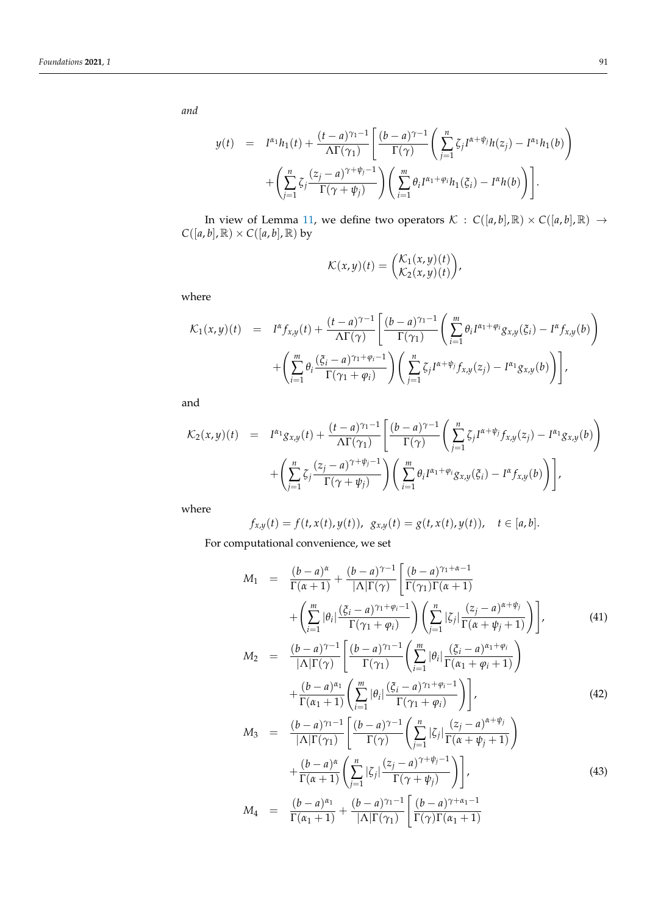and

$$
\begin{aligned}
y(t) &= I^{\alpha_1}h_1(t) + \frac{(t-a)^{\gamma_1-1}}{\Lambda\Gamma(\gamma_1)}\left[\frac{(b-a)^{\gamma-1}}{\Gamma(\gamma)}\left(\sum_{j=1}^{n}\zeta_j I^{\alpha+\psi_j}h(z_j) - I^{\alpha_1}h_1(b)\right)\right. \\
&\quad \left. + \left(\sum_{j=1}^{n}\zeta_j \frac{(z_j-a)^{\gamma+\psi_j-1}}{\Gamma(\gamma+\psi_j)}\right)\left(\sum_{i=1}^{m}\theta_i I^{\alpha_1+\varphi_i}h_1(\xi_i) - I^{\alpha}h(b)\right)\right].
\end{aligned}
$$

In view of Lemma 11, we define two operators $\mathcal{K} : C([a,b],\mathbb{R}) \times C([a,b],\mathbb{R}) \to C([a,b],\mathbb{R}) \times C([a,b],\mathbb{R})$ by

$$
\mathcal{K}(x,y)(t) = \begin{pmatrix} \mathcal{K}_1(x,y)(t) \\ \mathcal{K}_2(x,y)(t) \end{pmatrix},
$$

where

$$
\begin{aligned}
\mathcal{K}_1(x,y)(t) &= I^{\alpha}f_{x,y}(t) + \frac{(t-a)^{\gamma-1}}{\Lambda\Gamma(\gamma)}\left[\frac{(b-a)^{\gamma_1-1}}{\Gamma(\gamma_1)}\left(\sum_{i=1}^{m}\theta_i I^{\alpha_1+\varphi_i}g_{x,y}(\xi_i) - I^{\alpha}f_{x,y}(b)\right)\right. \\
&\quad \left. + \left(\sum_{i=1}^{m}\theta_i \frac{(\xi_i-a)^{\gamma_1+\varphi_i-1}}{\Gamma(\gamma_1+\varphi_i)}\right)\left(\sum_{j=1}^{n}\zeta_j I^{\alpha+\psi_j}f_{x,y}(z_j) - I^{\alpha_1}g_{x,y}(b)\right)\right],
\end{aligned}
$$

and

$$
\begin{aligned}
\mathcal{K}_2(x,y)(t) &= I^{\alpha_1}g_{x,y}(t) + \frac{(t-a)^{\gamma_1-1}}{\Lambda\Gamma(\gamma_1)}\left[\frac{(b-a)^{\gamma-1}}{\Gamma(\gamma)}\left(\sum_{j=1}^{n}\zeta_j I^{\alpha+\psi_j}f_{x,y}(z_j) - I^{\alpha_1}g_{x,y}(b)\right)\right. \\
&\quad \left. + \left(\sum_{j=1}^{n}\zeta_j \frac{(z_j-a)^{\gamma+\psi_j-1}}{\Gamma(\gamma+\psi_j)}\right)\left(\sum_{i=1}^{m}\theta_i I^{\alpha_1+\varphi_i}g_{x,y}(\xi_i) - I^{\alpha}f_{x,y}(b)\right)\right],
\end{aligned}
$$

where

$$
f_{x,y}(t) = f(t,x(t),y(t)), \;\; g_{x,y}(t) = g(t,x(t),y(t)), \quad t \in [a,b].
$$

For computational convenience, we set

$$
\begin{aligned}
M_1 &= \frac{(b-a)^{\alpha}}{\Gamma(\alpha+1)} + \frac{(b-a)^{\gamma-1}}{|\Lambda|\Gamma(\gamma)}\left[\frac{(b-a)^{\gamma_1+\alpha-1}}{\Gamma(\gamma_1)\Gamma(\alpha+1)}\right. \\
&\quad \left. + \left(\sum_{i=1}^{m}|\theta_i|\frac{(\xi_i-a)^{\gamma_1+\varphi_i-1}}{\Gamma(\gamma_1+\varphi_i)}\right)\left(\sum_{j=1}^{n}|\zeta_j|\frac{(z_j-a)^{\alpha+\psi_j}}{\Gamma(\alpha+\psi_j+1)}\right)\right], \qquad (41)
\end{aligned}
$$

$$
\begin{aligned}
M_2 &= \frac{(b-a)^{\gamma-1}}{|\Lambda|\Gamma(\gamma)}\left[\frac{(b-a)^{\gamma_1-1}}{\Gamma(\gamma_1)}\left(\sum_{i=1}^{m}|\theta_i|\frac{(\xi_i-a)^{\alpha_1+\varphi_i}}{\Gamma(\alpha_1+\varphi_i+1)}\right)\right. \\
&\quad \left. + \frac{(b-a)^{\alpha_1}}{\Gamma(\alpha_1+1)}\left(\sum_{i=1}^{m}|\theta_i|\frac{(\xi_i-a)^{\gamma_1+\varphi_i-1}}{\Gamma(\gamma_1+\varphi_i)}\right)\right], \qquad (42)
\end{aligned}
$$

$$
\begin{aligned}
M_3 &= \frac{(b-a)^{\gamma_1-1}}{|\Lambda|\Gamma(\gamma_1)}\left[\frac{(b-a)^{\gamma-1}}{\Gamma(\gamma)}\left(\sum_{j=1}^{n}|\zeta_j|\frac{(z_j-a)^{\alpha+\psi_j}}{\Gamma(\alpha+\psi_j+1)}\right)\right. \\
&\quad \left. + \frac{(b-a)^{\alpha}}{\Gamma(\alpha+1)}\left(\sum_{j=1}^{n}|\zeta_j|\frac{(z_j-a)^{\gamma+\psi_j-1}}{\Gamma(\gamma+\psi_j)}\right)\right], \qquad (43)
\end{aligned}
$$

$$
M_4 = \frac{(b-a)^{\alpha_1}}{\Gamma(\alpha_1+1)} + \frac{(b-a)^{\gamma_1-1}}{|\Lambda|\Gamma(\gamma_1)}\left[\frac{(b-a)^{\gamma+\alpha_1-1}}{\Gamma(\gamma)\Gamma(\alpha_1+1)}\right.
$$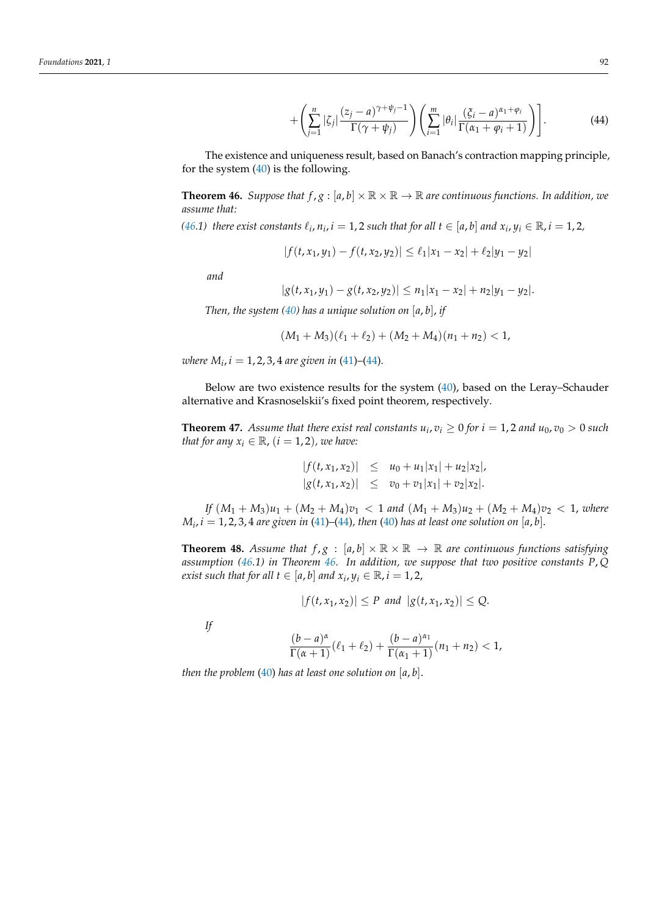$$+\left(\sum_{j=1}^{n}|\zeta_j|\frac{(z_j-a)^{\gamma+\psi_j-1}}{\Gamma(\gamma+\psi_j)}\right)\left(\sum_{i=1}^{m}|\theta_i|\frac{(\xi_i-a)^{\alpha_1+\varphi_i}}{\Gamma(\alpha_1+\varphi_i+1)}\right)\Bigg]. \tag{44}$$

The existence and uniqueness result, based on Banach's contraction mapping principle, for the system (40) is the following.

**Theorem 46.** *Suppose that $f, g : [a, b] \times \mathbb{R} \times \mathbb{R} \to \mathbb{R}$ are continuous functions. In addition, we assume that:*

*(46.1) there exist constants $\ell_i, n_i, i = 1, 2$ such that for all $t \in [a, b]$ and $x_i, y_i \in \mathbb{R}, i = 1, 2$,*

$$|f(t, x_1, y_1) - f(t, x_2, y_2)| \leq \ell_1|x_1 - x_2| + \ell_2|y_1 - y_2|$$

*and*

$$|g(t, x_1, y_1) - g(t, x_2, y_2)| \leq n_1|x_1 - x_2| + n_2|y_1 - y_2|.$$

*Then, the system (40) has a unique solution on $[a, b]$, if*

$$(M_1 + M_3)(\ell_1 + \ell_2) + (M_2 + M_4)(n_1 + n_2) < 1,$$

*where $M_i, i = 1, 2, 3, 4$ are given in (41)–(44).*

Below are two existence results for the system (40), based on the Leray–Schauder alternative and Krasnoselskii's fixed point theorem, respectively.

**Theorem 47.** *Assume that there exist real constants $u_i, v_i \geq 0$ for $i = 1, 2$ and $u_0, v_0 > 0$ such that for any $x_i \in \mathbb{R}$, $(i = 1, 2)$, we have:*

$$\begin{aligned}
|f(t, x_1, x_2)| &\leq u_0 + u_1|x_1| + u_2|x_2|, \\
|g(t, x_1, x_2)| &\leq v_0 + v_1|x_1| + v_2|x_2|.
\end{aligned}$$

*If $(M_1 + M_3)u_1 + (M_2 + M_4)v_1 < 1$ and $(M_1 + M_3)u_2 + (M_2 + M_4)v_2 < 1$, where $M_i, i = 1, 2, 3, 4$ are given in (41)–(44), then (40) has at least one solution on $[a, b]$.*

**Theorem 48.** *Assume that $f, g : [a, b] \times \mathbb{R} \times \mathbb{R} \to \mathbb{R}$ are continuous functions satisfying assumption (46.1) in Theorem 46. In addition, we suppose that two positive constants $P, Q$ exist such that for all $t \in [a, b]$ and $x_i, y_i \in \mathbb{R}, i = 1, 2$,*

$$|f(t, x_1, x_2)| \leq P \text{ and } |g(t, x_1, x_2)| \leq Q.$$

*If*

$$\frac{(b-a)^{\alpha}}{\Gamma(\alpha+1)}(\ell_1 + \ell_2) + \frac{(b-a)^{\alpha_1}}{\Gamma(\alpha_1+1)}(n_1 + n_2) < 1,$$

*then the problem (40) has at least one solution on $[a, b]$.*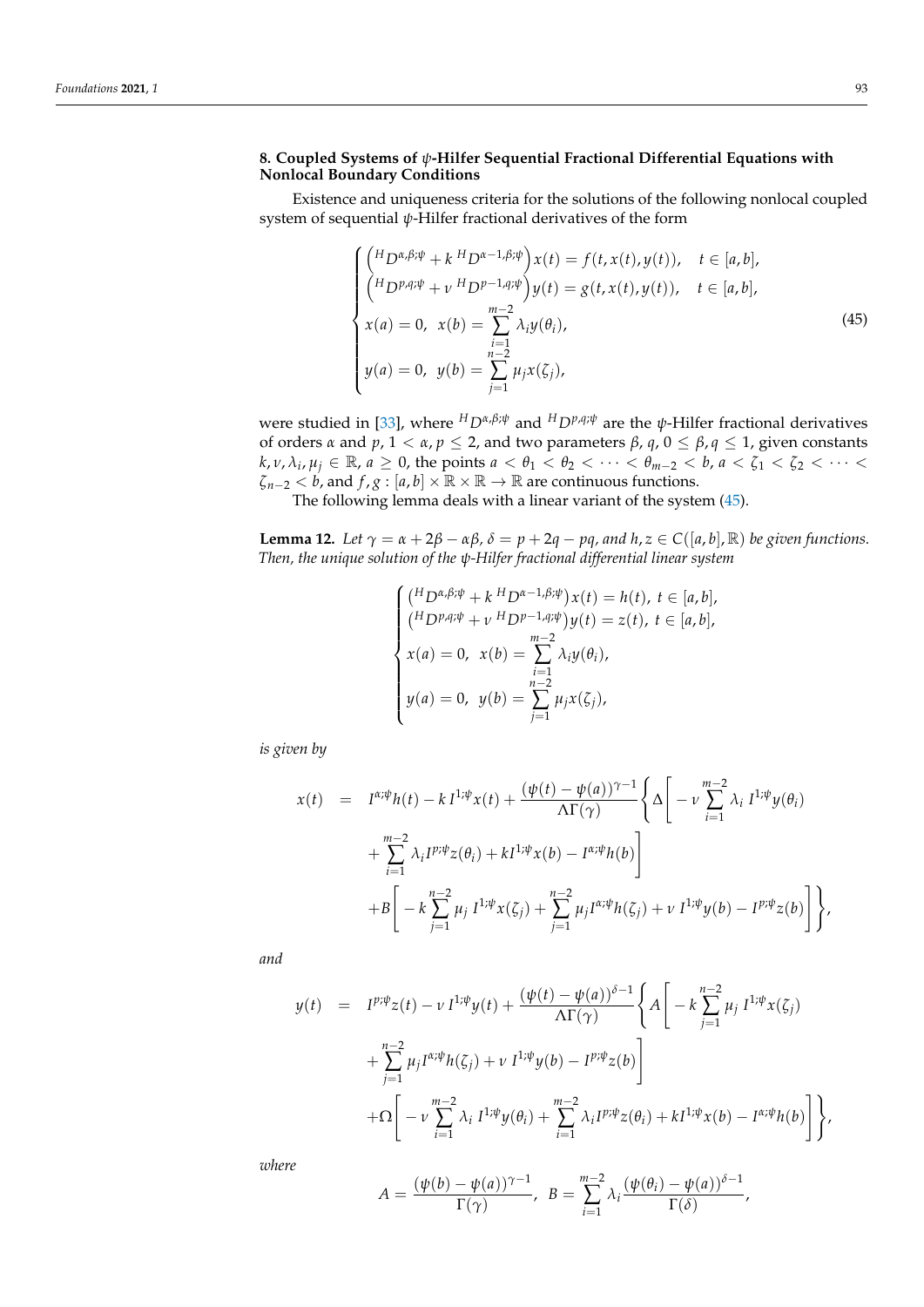## 8. Coupled Systems of $\psi$-Hilfer Sequential Fractional Differential Equations with Nonlocal Boundary Conditions

Existence and uniqueness criteria for the solutions of the following nonlocal coupled system of sequential $\psi$-Hilfer fractional derivatives of the form

$$
\begin{cases}
\left({}^{H}D^{\alpha,\beta;\psi} + k\, {}^{H}D^{\alpha-1,\beta;\psi}\right)x(t) = f(t, x(t), y(t)), \quad t \in [a,b], \\
\left({}^{H}D^{p,q;\psi} + \nu\, {}^{H}D^{p-1,q;\psi}\right)y(t) = g(t, x(t), y(t)), \quad t \in [a,b], \\
x(a) = 0, \;\; x(b) = \displaystyle\sum_{i=1}^{m-2} \lambda_i y(\theta_i), \\
y(a) = 0, \;\; y(b) = \displaystyle\sum_{j=1}^{n-2} \mu_j x(\zeta_j),
\end{cases}
\tag{45}
$$

were studied in [33], where ${}^{H}D^{\alpha,\beta;\psi}$ and ${}^{H}D^{p,q;\psi}$ are the $\psi$-Hilfer fractional derivatives of orders $\alpha$ and $p$, $1 < \alpha, p \leq 2$, and two parameters $\beta$, $q$, $0 \leq \beta, q \leq 1$, given constants $k, \nu, \lambda_i, \mu_j \in \mathbb{R}$, $a \geq 0$, the points $a < \theta_1 < \theta_2 < \cdots < \theta_{m-2} < b$, $a < \zeta_1 < \zeta_2 < \cdots < \zeta_{n-2} < b$, and $f, g : [a,b] \times \mathbb{R} \times \mathbb{R} \to \mathbb{R}$ are continuous functions.

The following lemma deals with a linear variant of the system (45).

**Lemma 12.** *Let $\gamma = \alpha + 2\beta - \alpha\beta$, $\delta = p + 2q - pq$, and $h, z \in C([a,b], \mathbb{R})$ be given functions. Then, the unique solution of the $\psi$-Hilfer fractional differential linear system*

$$
\begin{cases}
\left({}^{H}D^{\alpha,\beta;\psi} + k\, {}^{H}D^{\alpha-1,\beta;\psi}\right)x(t) = h(t), \; t \in [a,b], \\
\left({}^{H}D^{p,q;\psi} + \nu\, {}^{H}D^{p-1,q;\psi}\right)y(t) = z(t), \; t \in [a,b], \\
x(a) = 0, \;\; x(b) = \displaystyle\sum_{i=1}^{m-2} \lambda_i y(\theta_i), \\
y(a) = 0, \;\; y(b) = \displaystyle\sum_{j=1}^{n-2} \mu_j x(\zeta_j),
\end{cases}
$$

*is given by*

$$
\begin{aligned}
x(t) \;=\; & I^{\alpha;\psi}h(t) - k\, I^{1;\psi}x(t) + \frac{(\psi(t)-\psi(a))^{\gamma-1}}{\Lambda\Gamma(\gamma)} \Bigg\{ \Delta \Bigg[ -\nu \sum_{i=1}^{m-2} \lambda_i\, I^{1;\psi}y(\theta_i) \\
& + \sum_{i=1}^{m-2} \lambda_i I^{p;\psi}z(\theta_i) + kI^{1;\psi}x(b) - I^{\alpha;\psi}h(b) \Bigg] \\
& + B\Bigg[ -k \sum_{j=1}^{n-2} \mu_j\, I^{1;\psi}x(\zeta_j) + \sum_{j=1}^{n-2} \mu_j I^{\alpha;\psi}h(\zeta_j) + \nu\, I^{1;\psi}y(b) - I^{p;\psi}z(b) \Bigg] \Bigg\},
\end{aligned}
$$

*and*

$$
\begin{aligned}
y(t) \;=\; & I^{p;\psi}z(t) - \nu\, I^{1;\psi}y(t) + \frac{(\psi(t)-\psi(a))^{\delta-1}}{\Lambda\Gamma(\gamma)} \Bigg\{ A \Bigg[ -k \sum_{j=1}^{n-2} \mu_j\, I^{1;\psi}x(\zeta_j) \\
& + \sum_{j=1}^{n-2} \mu_j I^{\alpha;\psi}h(\zeta_j) + \nu\, I^{1;\psi}y(b) - I^{p;\psi}z(b) \Bigg] \\
& + \Omega\Bigg[ -\nu \sum_{i=1}^{m-2} \lambda_i\, I^{1;\psi}y(\theta_i) + \sum_{i=1}^{m-2} \lambda_i I^{p;\psi}z(\theta_i) + kI^{1;\psi}x(b) - I^{\alpha;\psi}h(b) \Bigg] \Bigg\},
\end{aligned}
$$

*where*

$$
A = \frac{(\psi(b)-\psi(a))^{\gamma-1}}{\Gamma(\gamma)}, \;\; B = \sum_{i=1}^{m-2} \lambda_i \frac{(\psi(\theta_i)-\psi(a))^{\delta-1}}{\Gamma(\delta)},
$$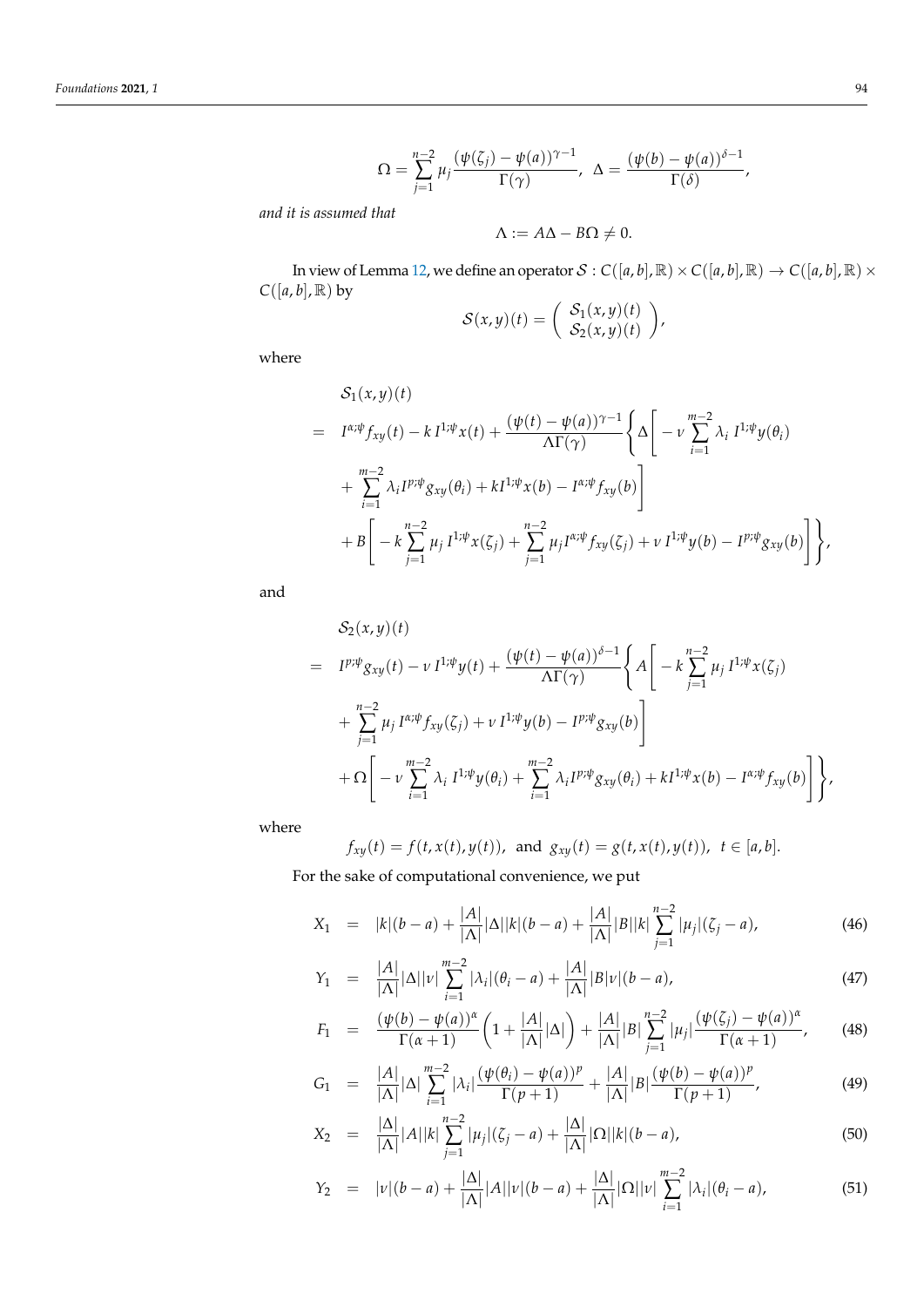$$\Omega = \sum_{j=1}^{n-2} \mu_j \frac{(\psi(\zeta_j) - \psi(a))^{\gamma-1}}{\Gamma(\gamma)}, \;\; \Delta = \frac{(\psi(b) - \psi(a))^{\delta-1}}{\Gamma(\delta)},$$

*and it is assumed that*

$$\Lambda := A\Delta - B\Omega \neq 0.$$

In view of Lemma 12, we define an operator $\mathcal{S} : C([a,b],\mathbb{R}) \times C([a,b],\mathbb{R}) \to C([a,b],\mathbb{R}) \times C([a,b],\mathbb{R})$ by

$$\mathcal{S}(x,y)(t) = \begin{pmatrix} \mathcal{S}_1(x,y)(t) \\ \mathcal{S}_2(x,y)(t) \end{pmatrix},$$

where

$$\begin{aligned}
&\mathcal{S}_1(x,y)(t) \\
= \;& I^{\alpha;\psi} f_{xy}(t) - k\, I^{1;\psi} x(t) + \frac{(\psi(t) - \psi(a))^{\gamma-1}}{\Lambda\Gamma(\gamma)} \Bigg\{ \Delta \Bigg[ -\nu \sum_{i=1}^{m-2} \lambda_i \, I^{1;\psi} y(\theta_i) \\
& + \sum_{i=1}^{m-2} \lambda_i I^{p;\psi} g_{xy}(\theta_i) + k I^{1;\psi} x(b) - I^{\alpha;\psi} f_{xy}(b) \Bigg] \\
& + B \Bigg[ -k \sum_{j=1}^{n-2} \mu_j \, I^{1;\psi} x(\zeta_j) + \sum_{j=1}^{n-2} \mu_j I^{\alpha;\psi} f_{xy}(\zeta_j) + \nu \, I^{1;\psi} y(b) - I^{p;\psi} g_{xy}(b) \Bigg] \Bigg\},
\end{aligned}$$

and

$$\begin{aligned}
&\mathcal{S}_2(x,y)(t) \\
= \;& I^{p;\psi} g_{xy}(t) - \nu \, I^{1;\psi} y(t) + \frac{(\psi(t) - \psi(a))^{\delta-1}}{\Lambda\Gamma(\gamma)} \Bigg\{ A \Bigg[ -k \sum_{j=1}^{n-2} \mu_j \, I^{1;\psi} x(\zeta_j) \\
& + \sum_{j=1}^{n-2} \mu_j \, I^{\alpha;\psi} f_{xy}(\zeta_j) + \nu \, I^{1;\psi} y(b) - I^{p;\psi} g_{xy}(b) \Bigg] \\
& + \Omega \Bigg[ -\nu \sum_{i=1}^{m-2} \lambda_i \, I^{1;\psi} y(\theta_i) + \sum_{i=1}^{m-2} \lambda_i I^{p;\psi} g_{xy}(\theta_i) + k I^{1;\psi} x(b) - I^{\alpha;\psi} f_{xy}(b) \Bigg] \Bigg\},
\end{aligned}$$

where

$$f_{xy}(t) = f(t, x(t), y(t)), \;\; \text{and} \;\; g_{xy}(t) = g(t, x(t), y(t)), \;\; t \in [a,b].$$

For the sake of computational convenience, we put

$$X_1 = |k|(b-a) + \frac{|A|}{|\Lambda|}|\Delta||k|(b-a) + \frac{|A|}{|\Lambda|}|B||k| \sum_{j=1}^{n-2} |\mu_j|(\zeta_j - a), \tag{46}$$

$$Y_1 = \frac{|A|}{|\Lambda|}|\Delta||\nu| \sum_{i=1}^{m-2} |\lambda_i|(\theta_i - a) + \frac{|A|}{|\Lambda|}|B|\nu|(b-a), \tag{47}$$

$$F_1 = \frac{(\psi(b) - \psi(a))^{\alpha}}{\Gamma(\alpha+1)} \left( 1 + \frac{|A|}{|\Lambda|}|\Delta| \right) + \frac{|A|}{|\Lambda|}|B| \sum_{j=1}^{n-2} |\mu_j| \frac{(\psi(\zeta_j) - \psi(a))^{\alpha}}{\Gamma(\alpha+1)}, \tag{48}$$

$$G_1 = \frac{|A|}{|\Lambda|}|\Delta| \sum_{i=1}^{m-2} |\lambda_i| \frac{(\psi(\theta_i) - \psi(a))^{p}}{\Gamma(p+1)} + \frac{|A|}{|\Lambda|}|B| \frac{(\psi(b) - \psi(a))^{p}}{\Gamma(p+1)}, \tag{49}$$

$$X_2 = \frac{|\Delta|}{|\Lambda|}|A||k| \sum_{j=1}^{n-2} |\mu_j|(\zeta_j - a) + \frac{|\Delta|}{|\Lambda|}|\Omega||k|(b-a), \tag{50}$$

$$Y_2 = |\nu|(b-a) + \frac{|\Delta|}{|\Lambda|}|A||\nu|(b-a) + \frac{|\Delta|}{|\Lambda|}|\Omega||\nu| \sum_{i=1}^{m-2} |\lambda_i|(\theta_i - a), \tag{51}$$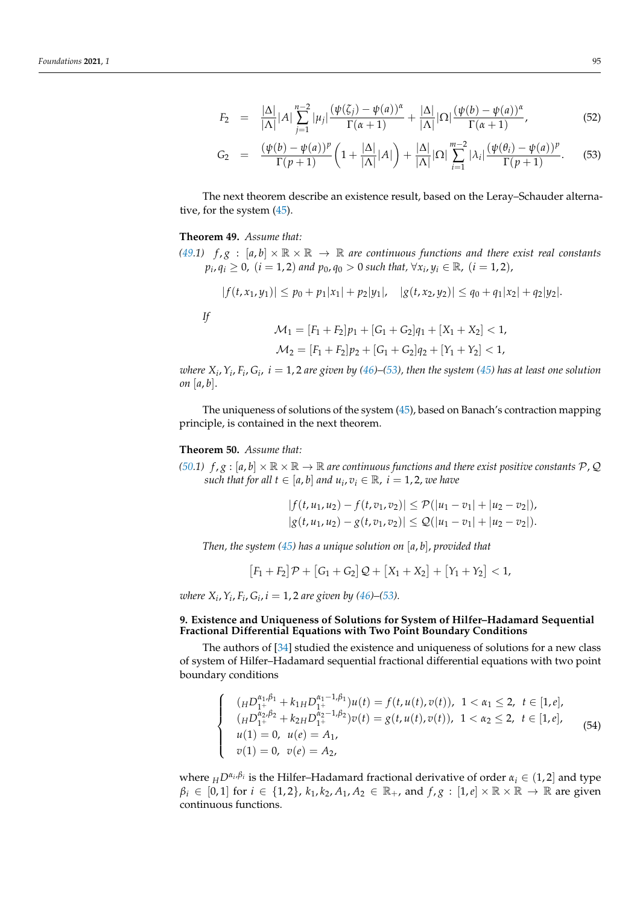$$F_2 = \frac{|\Delta|}{|\Lambda|}|A|\sum_{j=1}^{n-2}|\mu_j|\frac{(\psi(\zeta_j)-\psi(a))^\alpha}{\Gamma(\alpha+1)} + \frac{|\Delta|}{|\Lambda|}|\Omega|\frac{(\psi(b)-\psi(a))^\alpha}{\Gamma(\alpha+1)}, \tag{52}$$

$$G_2 = \frac{(\psi(b)-\psi(a))^p}{\Gamma(p+1)}\left(1+\frac{|\Delta|}{|\Lambda|}|A|\right) + \frac{|\Delta|}{|\Lambda|}|\Omega|\sum_{i=1}^{m-2}|\lambda_i|\frac{(\psi(\theta_i)-\psi(a))^p}{\Gamma(p+1)}. \tag{53}$$

The next theorem describe an existence result, based on the Leray–Schauder alternative, for the system (45).

**Theorem 49.** *Assume that:*

*(49.1)* $f, g : [a,b]\times\mathbb{R}\times\mathbb{R} \to \mathbb{R}$ *are continuous functions and there exist real constants* $p_i, q_i \geq 0$, $(i = 1,2)$ *and* $p_0, q_0 > 0$ *such that,* $\forall x_i, y_i \in \mathbb{R}$, $(i = 1,2)$,

$$|f(t,x_1,y_1)| \leq p_0 + p_1|x_1| + p_2|y_1|, \quad |g(t,x_2,y_2)| \leq q_0 + q_1|x_2| + q_2|y_2|.$$

*If*

$$\mathcal{M}_1 = [F_1+F_2]p_1 + [G_1+G_2]q_1 + [X_1+X_2] < 1,$$

$$\mathcal{M}_2 = [F_1+F_2]p_2 + [G_1+G_2]q_2 + [Y_1+Y_2] < 1,$$

*where* $X_i, Y_i, F_i, G_i$, $i = 1,2$ *are given by (46)–(53), then the system (45) has at least one solution on* $[a,b]$.

The uniqueness of solutions of the system (45), based on Banach's contraction mapping principle, is contained in the next theorem.

**Theorem 50.** *Assume that:*

*(50.1)* $f, g : [a,b]\times\mathbb{R}\times\mathbb{R} \to \mathbb{R}$ *are continuous functions and there exist positive constants* $\mathcal{P}, \mathcal{Q}$ *such that for all* $t \in [a,b]$ *and* $u_i, v_i \in \mathbb{R}$, $i = 1,2$, *we have*

$$|f(t,u_1,u_2) - f(t,v_1,v_2)| \leq \mathcal{P}(|u_1-v_1| + |u_2-v_2|),$$

$$|g(t,u_1,u_2) - g(t,v_1,v_2)| \leq \mathcal{Q}(|u_1-v_1| + |u_2-v_2|).$$

*Then, the system (45) has a unique solution on* $[a,b]$, *provided that*

$$\big[F_1+F_2\big]\mathcal{P} + \big[G_1+G_2\big]\mathcal{Q} + \big[X_1+X_2\big] + \big[Y_1+Y_2\big] < 1,$$

*where* $X_i, Y_i, F_i, G_i, i = 1,2$ *are given by (46)–(53).*

## 9. Existence and Uniqueness of Solutions for System of Hilfer–Hadamard Sequential Fractional Differential Equations with Two Point Boundary Conditions

The authors of [34] studied the existence and uniqueness of solutions for a new class of system of Hilfer–Hadamard sequential fractional differential equations with two point boundary conditions

$$\begin{cases} ({}_HD_{1^+}^{\alpha_1,\beta_1} + k_1\,{}_HD_{1^+}^{\alpha_1-1,\beta_1})u(t) = f(t,u(t),v(t)), \ 1<\alpha_1\leq 2, \ t\in[1,e], \\ ({}_HD_{1^+}^{\alpha_2,\beta_2} + k_2\,{}_HD_{1^+}^{\alpha_2-1,\beta_2})v(t) = g(t,u(t),v(t)), \ 1<\alpha_2\leq 2, \ t\in[1,e], \\ u(1) = 0, \ u(e) = A_1, \\ v(1) = 0, \ v(e) = A_2, \end{cases} \tag{54}$$

where ${}_HD^{\alpha_i,\beta_i}$ is the Hilfer–Hadamard fractional derivative of order $\alpha_i \in (1,2]$ and type $\beta_i \in [0,1]$ for $i \in \{1,2\}$, $k_1, k_2, A_1, A_2 \in \mathbb{R}_+$, and $f, g : [1,e]\times\mathbb{R}\times\mathbb{R} \to \mathbb{R}$ are given continuous functions.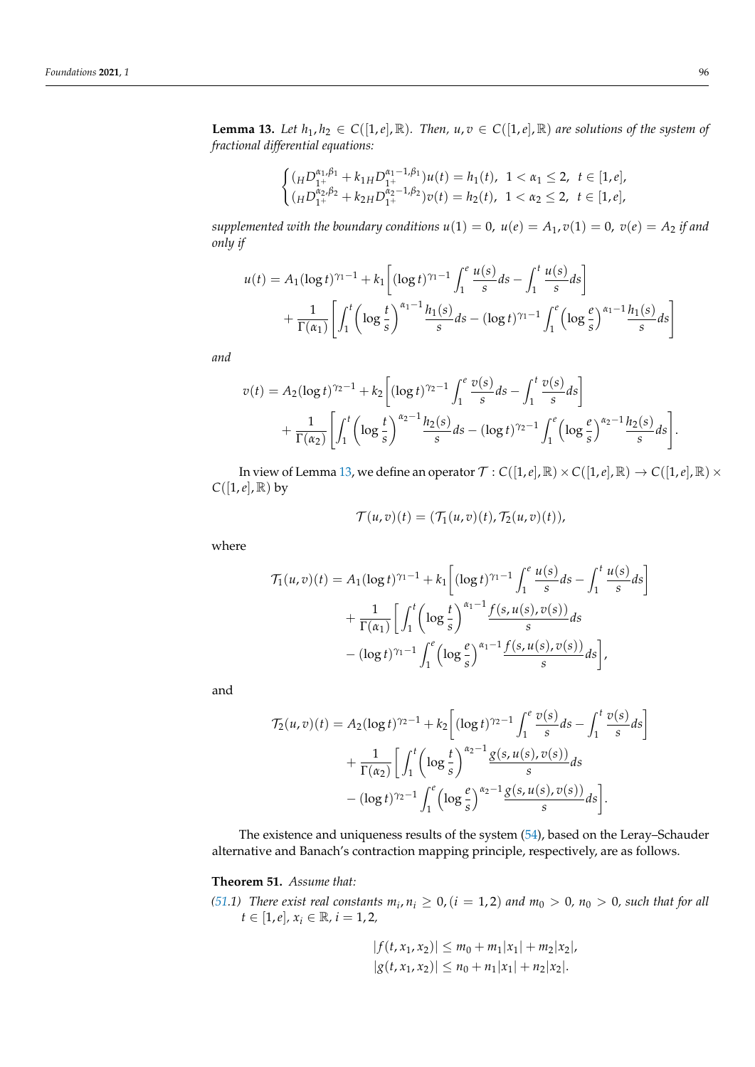**Lemma 13.** *Let $h_1, h_2 \in C([1,e],\mathbb{R})$. Then, $u, v \in C([1,e],\mathbb{R})$ are solutions of the system of fractional differential equations:*

$$
\begin{cases}
({}_HD_{1^+}^{\alpha_1,\beta_1} + k_1\,{}_HD_{1^+}^{\alpha_1-1,\beta_1})u(t) = h_1(t), \;\; 1 < \alpha_1 \leq 2, \;\; t \in [1,e], \\
({}_HD_{1^+}^{\alpha_2,\beta_2} + k_2\,{}_HD_{1^+}^{\alpha_2-1,\beta_2})v(t) = h_2(t), \;\; 1 < \alpha_2 \leq 2, \;\; t \in [1,e],
\end{cases}
$$

*supplemented with the boundary conditions $u(1) = 0$, $u(e) = A_1$, $v(1) = 0$, $v(e) = A_2$ if and only if*

$$
\begin{aligned}
u(t) = {} & A_1(\log t)^{\gamma_1-1} + k_1\left[(\log t)^{\gamma_1-1}\int_1^e \frac{u(s)}{s}ds - \int_1^t \frac{u(s)}{s}ds\right] \\
& + \frac{1}{\Gamma(\alpha_1)}\left[\int_1^t \left(\log\frac{t}{s}\right)^{\alpha_1-1}\frac{h_1(s)}{s}ds - (\log t)^{\gamma_1-1}\int_1^e\left(\log\frac{e}{s}\right)^{\alpha_1-1}\frac{h_1(s)}{s}ds\right]
\end{aligned}
$$

*and*

$$
\begin{aligned}
v(t) = {} & A_2(\log t)^{\gamma_2-1} + k_2\left[(\log t)^{\gamma_2-1}\int_1^e \frac{v(s)}{s}ds - \int_1^t \frac{v(s)}{s}ds\right] \\
& + \frac{1}{\Gamma(\alpha_2)}\left[\int_1^t \left(\log\frac{t}{s}\right)^{\alpha_2-1}\frac{h_2(s)}{s}ds - (\log t)^{\gamma_2-1}\int_1^e\left(\log\frac{e}{s}\right)^{\alpha_2-1}\frac{h_2(s)}{s}ds\right].
\end{aligned}
$$

In view of Lemma 13, we define an operator $\mathcal{T} : C([1,e],\mathbb{R}) \times C([1,e],\mathbb{R}) \to C([1,e],\mathbb{R}) \times C([1,e],\mathbb{R})$ by

$$
\mathcal{T}(u,v)(t) = (\mathcal{T}_1(u,v)(t), \mathcal{T}_2(u,v)(t)),
$$

where

$$
\begin{aligned}
\mathcal{T}_1(u,v)(t) = {} & A_1(\log t)^{\gamma_1-1} + k_1\left[(\log t)^{\gamma_1-1}\int_1^e \frac{u(s)}{s}ds - \int_1^t \frac{u(s)}{s}ds\right] \\
& + \frac{1}{\Gamma(\alpha_1)}\left[\int_1^t \left(\log\frac{t}{s}\right)^{\alpha_1-1}\frac{f(s,u(s),v(s))}{s}ds \right. \\
& \left. - (\log t)^{\gamma_1-1}\int_1^e\left(\log\frac{e}{s}\right)^{\alpha_1-1}\frac{f(s,u(s),v(s))}{s}ds\right],
\end{aligned}
$$

and

$$
\begin{aligned}
\mathcal{T}_2(u,v)(t) = {} & A_2(\log t)^{\gamma_2-1} + k_2\left[(\log t)^{\gamma_2-1}\int_1^e \frac{v(s)}{s}ds - \int_1^t \frac{v(s)}{s}ds\right] \\
& + \frac{1}{\Gamma(\alpha_2)}\left[\int_1^t \left(\log\frac{t}{s}\right)^{\alpha_2-1}\frac{g(s,u(s),v(s))}{s}ds \right. \\
& \left. - (\log t)^{\gamma_2-1}\int_1^e\left(\log\frac{e}{s}\right)^{\alpha_2-1}\frac{g(s,u(s),v(s))}{s}ds\right].
\end{aligned}
$$

The existence and uniqueness results of the system (54), based on the Leray–Schauder alternative and Banach's contraction mapping principle, respectively, are as follows.

**Theorem 51.** *Assume that:*

*(51.1) There exist real constants $m_i, n_i \geq 0, (i = 1,2)$ and $m_0 > 0$, $n_0 > 0$, such that for all $t \in [1,e]$, $x_i \in \mathbb{R}$, $i = 1,2$,*

$$
\begin{aligned}
|f(t,x_1,x_2)| &\leq m_0 + m_1|x_1| + m_2|x_2|, \\
|g(t,x_1,x_2)| &\leq n_0 + n_1|x_1| + n_2|x_2|.
\end{aligned}
$$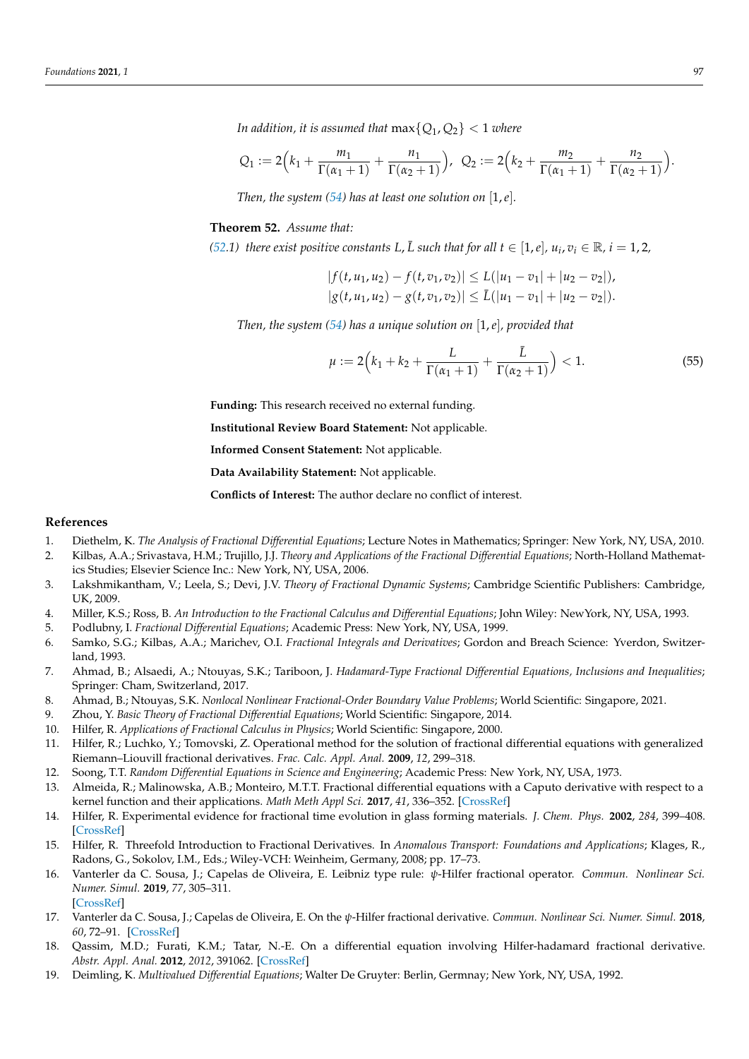*In addition, it is assumed that* $\max\{Q_1, Q_2\} < 1$ *where*

$$Q_1 := 2\Big(k_1 + \frac{m_1}{\Gamma(\alpha_1+1)} + \frac{n_1}{\Gamma(\alpha_2+1)}\Big),\;\; Q_2 := 2\Big(k_2 + \frac{m_2}{\Gamma(\alpha_1+1)} + \frac{n_2}{\Gamma(\alpha_2+1)}\Big).$$

*Then, the system (54) has at least one solution on* $[1, e]$.

**Theorem 52.** *Assume that:*

*(52.1) there exist positive constants* $L, \bar{L}$ *such that for all* $t \in [1, e]$, $u_i, v_i \in \mathbb{R}$, $i = 1, 2$,

$$|f(t, u_1, u_2) - f(t, v_1, v_2)| \le L(|u_1 - v_1| + |u_2 - v_2|),$$
$$|g(t, u_1, u_2) - g(t, v_1, v_2)| \le \bar{L}(|u_1 - v_1| + |u_2 - v_2|).$$

*Then, the system (54) has a unique solution on* $[1, e]$*, provided that*

$$\mu := 2\Big(k_1 + k_2 + \frac{L}{\Gamma(\alpha_1+1)} + \frac{\bar{L}}{\Gamma(\alpha_2+1)}\Big) < 1. \tag{55}$$

**Funding:** This research received no external funding.

**Institutional Review Board Statement:** Not applicable.

**Informed Consent Statement:** Not applicable.

**Data Availability Statement:** Not applicable.

**Conflicts of Interest:** The author declare no conflict of interest.

## References

1. Diethelm, K. *The Analysis of Fractional Differential Equations*; Lecture Notes in Mathematics; Springer: New York, NY, USA, 2010.
2. Kilbas, A.A.; Srivastava, H.M.; Trujillo, J.J. *Theory and Applications of the Fractional Differential Equations*; North-Holland Mathematics Studies; Elsevier Science Inc.: New York, NY, USA, 2006.
3. Lakshmikantham, V.; Leela, S.; Devi, J.V. *Theory of Fractional Dynamic Systems*; Cambridge Scientific Publishers: Cambridge, UK, 2009.
4. Miller, K.S.; Ross, B. *An Introduction to the Fractional Calculus and Differential Equations*; John Wiley: NewYork, NY, USA, 1993.
5. Podlubny, I. *Fractional Differential Equations*; Academic Press: New York, NY, USA, 1999.
6. Samko, S.G.; Kilbas, A.A.; Marichev, O.I. *Fractional Integrals and Derivatives*; Gordon and Breach Science: Yverdon, Switzerland, 1993.
7. Ahmad, B.; Alsaedi, A.; Ntouyas, S.K.; Tariboon, J. *Hadamard-Type Fractional Differential Equations, Inclusions and Inequalities*; Springer: Cham, Switzerland, 2017.
8. Ahmad, B.; Ntouyas, S.K. *Nonlocal Nonlinear Fractional-Order Boundary Value Problems*; World Scientific: Singapore, 2021.
9. Zhou, Y. *Basic Theory of Fractional Differential Equations*; World Scientific: Singapore, 2014.
10. Hilfer, R. *Applications of Fractional Calculus in Physics*; World Scientific: Singapore, 2000.
11. Hilfer, R.; Luchko, Y.; Tomovski, Z. Operational method for the solution of fractional differential equations with generalized Riemann–Liouvill fractional derivatives. *Frac. Calc. Appl. Anal.* **2009**, *12*, 299–318.
12. Soong, T.T. *Random Differential Equations in Science and Engineering*; Academic Press: New York, NY, USA, 1973.
13. Almeida, R.; Malinowska, A.B.; Monteiro, M.T.T. Fractional differential equations with a Caputo derivative with respect to a kernel function and their applications. *Math Meth Appl Sci.* **2017**, *41*, 336–352. [CrossRef]
14. Hilfer, R. Experimental evidence for fractional time evolution in glass forming materials. *J. Chem. Phys.* **2002**, *284*, 399–408. [CrossRef]
15. Hilfer, R. Threefold Introduction to Fractional Derivatives. In *Anomalous Transport: Foundations and Applications*; Klages, R., Radons, G., Sokolov, I.M., Eds.; Wiley-VCH: Weinheim, Germany, 2008; pp. 17–73.
16. Vanterler da C. Sousa, J.; Capelas de Oliveira, E. Leibniz type rule: $\psi$-Hilfer fractional operator. *Commun. Nonlinear Sci. Numer. Simul.* **2019**, *77*, 305–311. [CrossRef]
17. Vanterler da C. Sousa, J.; Capelas de Oliveira, E. On the $\psi$-Hilfer fractional derivative. *Commun. Nonlinear Sci. Numer. Simul.* **2018**, *60*, 72–91. [CrossRef]
18. Qassim, M.D.; Furati, K.M.; Tatar, N.-E. On a differential equation involving Hilfer-hadamard fractional derivative. *Abstr. Appl. Anal.* **2012**, *2012*, 391062. [CrossRef]
19. Deimling, K. *Multivalued Differential Equations*; Walter De Gruyter: Berlin, Germnay; New York, NY, USA, 1992.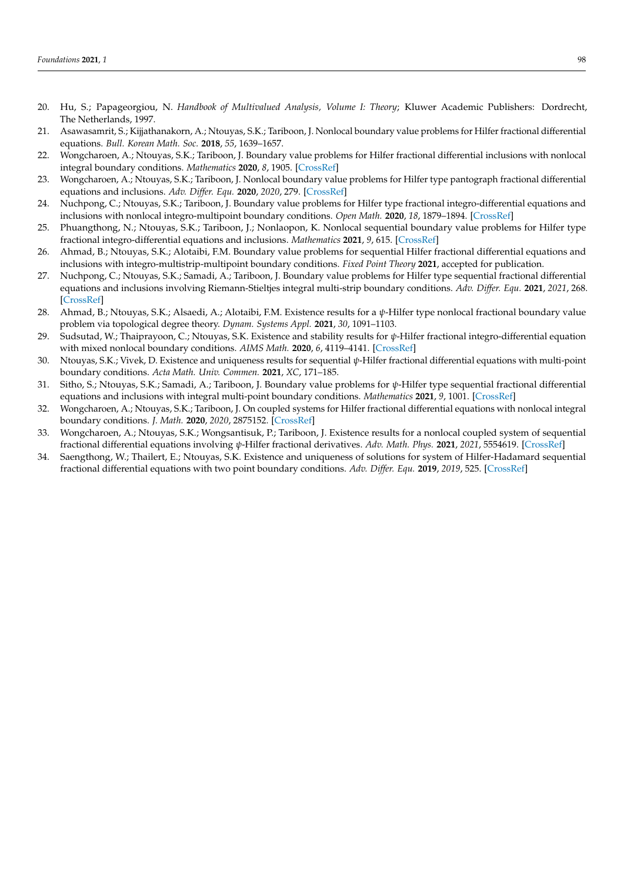20. Hu, S.; Papageorgiou, N. *Handbook of Multivalued Analysis, Volume I: Theory*; Kluwer Academic Publishers: Dordrecht, The Netherlands, 1997.
21. Asawasamrit, S.; Kijjathanakorn, A.; Ntouyas, S.K.; Tariboon, J. Nonlocal boundary value problems for Hilfer fractional differential equations. *Bull. Korean Math. Soc.* **2018**, *55*, 1639–1657.
22. Wongcharoen, A.; Ntouyas, S.K.; Tariboon, J. Boundary value problems for Hilfer fractional differential inclusions with nonlocal integral boundary conditions. *Mathematics* **2020**, *8*, 1905. [CrossRef]
23. Wongcharoen, A.; Ntouyas, S.K.; Tariboon, J. Nonlocal boundary value problems for Hilfer type pantograph fractional differential equations and inclusions. *Adv. Differ. Equ.* **2020**, *2020*, 279. [CrossRef]
24. Nuchpong, C.; Ntouyas, S.K.; Tariboon, J. Boundary value problems for Hilfer type fractional integro-differential equations and inclusions with nonlocal integro-multipoint boundary conditions. *Open Math.* **2020**, *18*, 1879–1894. [CrossRef]
25. Phuangthong, N.; Ntouyas, S.K.; Tariboon, J.; Nonlaopon, K. Nonlocal sequential boundary value problems for Hilfer type fractional integro-differential equations and inclusions. *Mathematics* **2021**, *9*, 615. [CrossRef]
26. Ahmad, B.; Ntouyas, S.K.; Alotaibi, F.M. Boundary value problems for sequential Hilfer fractional differential equations and inclusions with integro-multistrip-multipoint boundary conditions. *Fixed Point Theory* **2021**, accepted for publication.
27. Nuchpong, C.; Ntouyas, S.K.; Samadi, A.; Tariboon, J. Boundary value problems for Hilfer type sequential fractional differential equations and inclusions involving Riemann-Stieltjes integral multi-strip boundary conditions. *Adv. Differ. Equ.* **2021**, *2021*, 268. [CrossRef]
28. Ahmad, B.; Ntouyas, S.K.; Alsaedi, A.; Alotaibi, F.M. Existence results for a $\psi$-Hilfer type nonlocal fractional boundary value problem via topological degree theory. *Dynam. Systems Appl.* **2021**, *30*, 1091–1103.
29. Sudsutad, W.; Thaiprayoon, C.; Ntouyas, S.K. Existence and stability results for $\psi$-Hilfer fractional integro-differential equation with mixed nonlocal boundary conditions. *AIMS Math.* **2020**, *6*, 4119–4141. [CrossRef]
30. Ntouyas, S.K.; Vivek, D. Existence and uniqueness results for sequential $\psi$-Hilfer fractional differential equations with multi-point boundary conditions. *Acta Math. Univ. Commen.* **2021**, *XC*, 171–185.
31. Sitho, S.; Ntouyas, S.K.; Samadi, A.; Tariboon, J. Boundary value problems for $\psi$-Hilfer type sequential fractional differential equations and inclusions with integral multi-point boundary conditions. *Mathematics* **2021**, *9*, 1001. [CrossRef]
32. Wongcharoen, A.; Ntouyas, S.K.; Tariboon, J. On coupled systems for Hilfer fractional differential equations with nonlocal integral boundary conditions. *J. Math.* **2020**, *2020*, 2875152. [CrossRef]
33. Wongcharoen, A.; Ntouyas, S.K.; Wongsantisuk, P.; Tariboon, J. Existence results for a nonlocal coupled system of sequential fractional differential equations involving $\psi$-Hilfer fractional derivatives. *Adv. Math. Phys.* **2021**, *2021*, 5554619. [CrossRef]
34. Saengthong, W.; Thailert, E.; Ntouyas, S.K. Existence and uniqueness of solutions for system of Hilfer-Hadamard sequential fractional differential equations with two point boundary conditions. *Adv. Differ. Equ.* **2019**, *2019*, 525. [CrossRef]